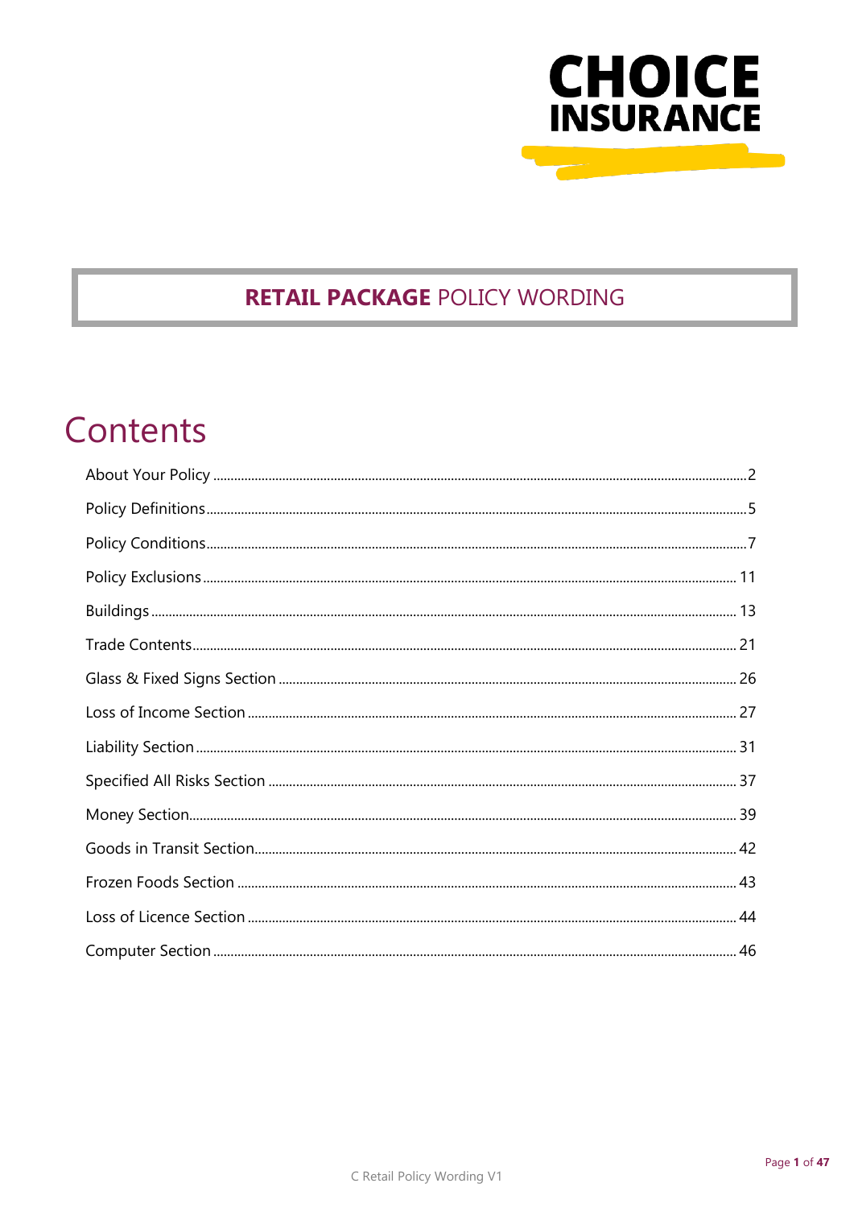CHOICE INSURANCE

# RETAIL PACKAGE POLICY WORDING

## Contents

| Section | Page |
| --- | --- |
| About Your Policy | 2 |
| Policy Definitions | 5 |
| Policy Conditions | 7 |
| Policy Exclusions | 11 |
| Buildings | 13 |
| Trade Contents | 21 |
| Glass & Fixed Signs Section | 26 |
| Loss of Income Section | 27 |
| Liability Section | 31 |
| Specified All Risks Section | 37 |
| Money Section | 39 |
| Goods in Transit Section | 42 |
| Frozen Foods Section | 43 |
| Loss of Licence Section | 44 |
| Computer Section | 46 |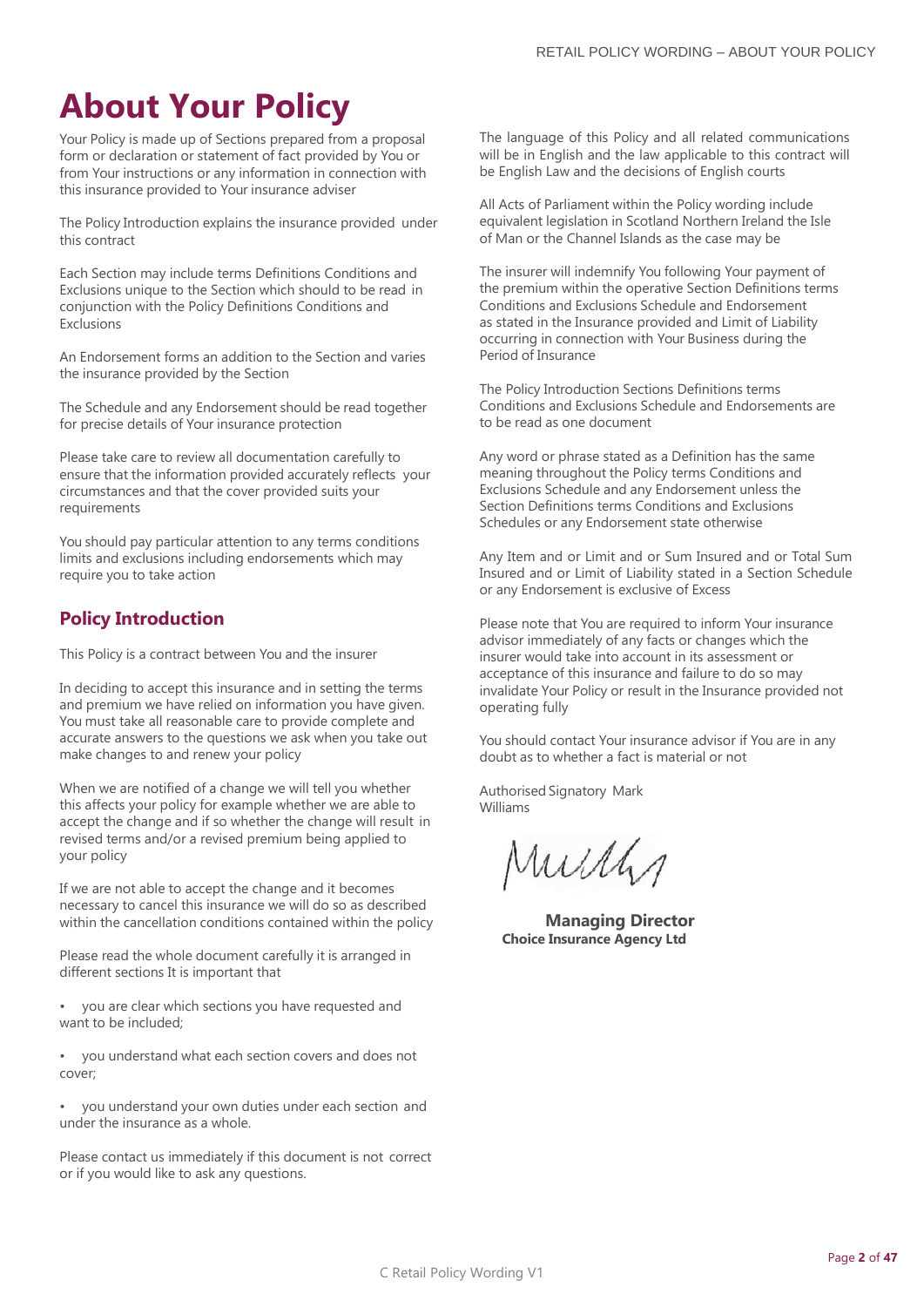# About Your Policy

Your Policy is made up of Sections prepared from a proposal form or declaration or statement of fact provided by You or from Your instructions or any information in connection with this insurance provided to Your insurance adviser

The Policy Introduction explains the insurance provided under this contract

Each Section may include terms Definitions Conditions and Exclusions unique to the Section which should to be read in conjunction with the Policy Definitions Conditions and Exclusions

An Endorsement forms an addition to the Section and varies the insurance provided by the Section

The Schedule and any Endorsement should be read together for precise details of Your insurance protection

Please take care to review all documentation carefully to ensure that the information provided accurately reflects your circumstances and that the cover provided suits your requirements

You should pay particular attention to any terms conditions limits and exclusions including endorsements which may require you to take action

## Policy Introduction

This Policy is a contract between You and the insurer

In deciding to accept this insurance and in setting the terms and premium we have relied on information you have given. You must take all reasonable care to provide complete and accurate answers to the questions we ask when you take out make changes to and renew your policy

When we are notified of a change we will tell you whether this affects your policy for example whether we are able to accept the change and if so whether the change will result in revised terms and/or a revised premium being applied to your policy

If we are not able to accept the change and it becomes necessary to cancel this insurance we will do so as described within the cancellation conditions contained within the policy

Please read the whole document carefully it is arranged in different sections It is important that

- you are clear which sections you have requested and want to be included;
- you understand what each section covers and does not cover;
- you understand your own duties under each section and under the insurance as a whole.

Please contact us immediately if this document is not correct or if you would like to ask any questions.

The language of this Policy and all related communications will be in English and the law applicable to this contract will be English Law and the decisions of English courts

All Acts of Parliament within the Policy wording include equivalent legislation in Scotland Northern Ireland the Isle of Man or the Channel Islands as the case may be

The insurer will indemnify You following Your payment of the premium within the operative Section Definitions terms Conditions and Exclusions Schedule and Endorsement as stated in the Insurance provided and Limit of Liability occurring in connection with Your Business during the Period of Insurance

The Policy Introduction Sections Definitions terms Conditions and Exclusions Schedule and Endorsements are to be read as one document

Any word or phrase stated as a Definition has the same meaning throughout the Policy terms Conditions and Exclusions Schedule and any Endorsement unless the Section Definitions terms Conditions and Exclusions Schedules or any Endorsement state otherwise

Any Item and or Limit and or Sum Insured and or Total Sum Insured and or Limit of Liability stated in a Section Schedule or any Endorsement is exclusive of Excess

Please note that You are required to inform Your insurance advisor immediately of any facts or changes which the insurer would take into account in its assessment or acceptance of this insurance and failure to do so may invalidate Your Policy or result in the Insurance provided not operating fully

You should contact Your insurance advisor if You are in any doubt as to whether a fact is material or not

Authorised Signatory Mark Williams

**Managing Director**
**Choice Insurance Agency Ltd**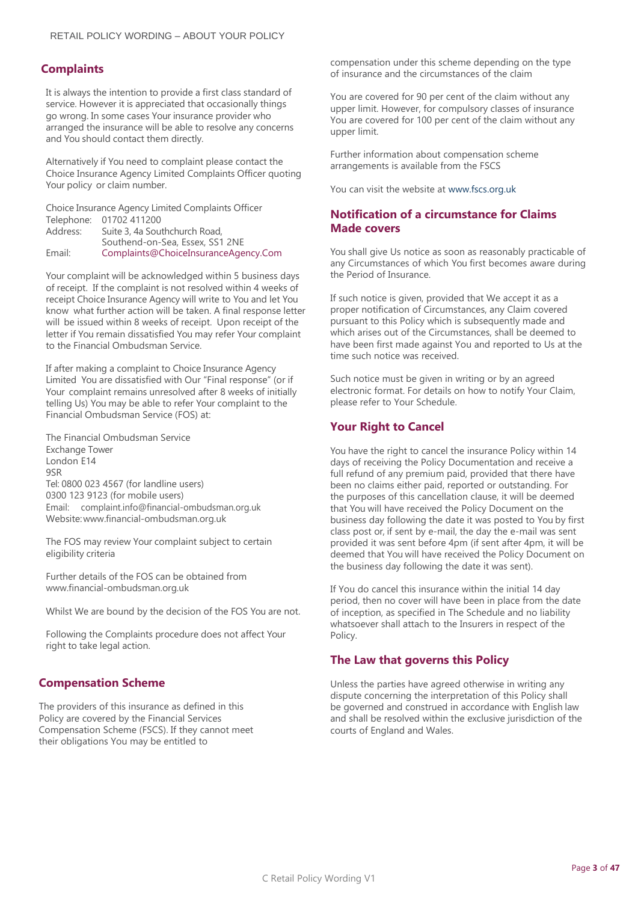## Complaints

It is always the intention to provide a first class standard of service. However it is appreciated that occasionally things go wrong. In some cases Your insurance provider who arranged the insurance will be able to resolve any concerns and You should contact them directly.

Alternatively if You need to complaint please contact the Choice Insurance Agency Limited Complaints Officer quoting Your policy or claim number.

Choice Insurance Agency Limited Complaints Officer
Telephone: 01702 411200
Address: Suite 3, 4a Southchurch Road, Southend-on-Sea, Essex, SS1 2NE
Email: Complaints@ChoiceInsuranceAgency.Com

Your complaint will be acknowledged within 5 business days of receipt. If the complaint is not resolved within 4 weeks of receipt Choice Insurance Agency will write to You and let You know what further action will be taken. A final response letter will be issued within 8 weeks of receipt. Upon receipt of the letter if You remain dissatisfied You may refer Your complaint to the Financial Ombudsman Service.

If after making a complaint to Choice Insurance Agency Limited You are dissatisfied with Our "Final response" (or if Your complaint remains unresolved after 8 weeks of initially telling Us) You may be able to refer Your complaint to the Financial Ombudsman Service (FOS) at:

The Financial Ombudsman Service
Exchange Tower
London E14
9SR
Tel: 0800 023 4567 (for landline users)
0300 123 9123 (for mobile users)
Email: complaint.info@financial-ombudsman.org.uk
Website: www.financial-ombudsman.org.uk

The FOS may review Your complaint subject to certain eligibility criteria

Further details of the FOS can be obtained from www.financial-ombudsman.org.uk

Whilst We are bound by the decision of the FOS You are not.

Following the Complaints procedure does not affect Your right to take legal action.

## Compensation Scheme

The providers of this insurance as defined in this Policy are covered by the Financial Services Compensation Scheme (FSCS). If they cannot meet their obligations You may be entitled to compensation under this scheme depending on the type of insurance and the circumstances of the claim

You are covered for 90 per cent of the claim without any upper limit. However, for compulsory classes of insurance You are covered for 100 per cent of the claim without any upper limit.

Further information about compensation scheme arrangements is available from the FSCS

You can visit the website at www.fscs.org.uk

## Notification of a circumstance for Claims Made covers

You shall give Us notice as soon as reasonably practicable of any Circumstances of which You first becomes aware during the Period of Insurance.

If such notice is given, provided that We accept it as a proper notification of Circumstances, any Claim covered pursuant to this Policy which is subsequently made and which arises out of the Circumstances, shall be deemed to have been first made against You and reported to Us at the time such notice was received.

Such notice must be given in writing or by an agreed electronic format. For details on how to notify Your Claim, please refer to Your Schedule.

## Your Right to Cancel

You have the right to cancel the insurance Policy within 14 days of receiving the Policy Documentation and receive a full refund of any premium paid, provided that there have been no claims either paid, reported or outstanding. For the purposes of this cancellation clause, it will be deemed that You will have received the Policy Document on the business day following the date it was posted to You by first class post or, if sent by e-mail, the day the e-mail was sent provided it was sent before 4pm (if sent after 4pm, it will be deemed that You will have received the Policy Document on the business day following the date it was sent).

If You do cancel this insurance within the initial 14 day period, then no cover will have been in place from the date of inception, as specified in The Schedule and no liability whatsoever shall attach to the Insurers in respect of the Policy.

## The Law that governs this Policy

Unless the parties have agreed otherwise in writing any dispute concerning the interpretation of this Policy shall be governed and construed in accordance with English law and shall be resolved within the exclusive jurisdiction of the courts of England and Wales.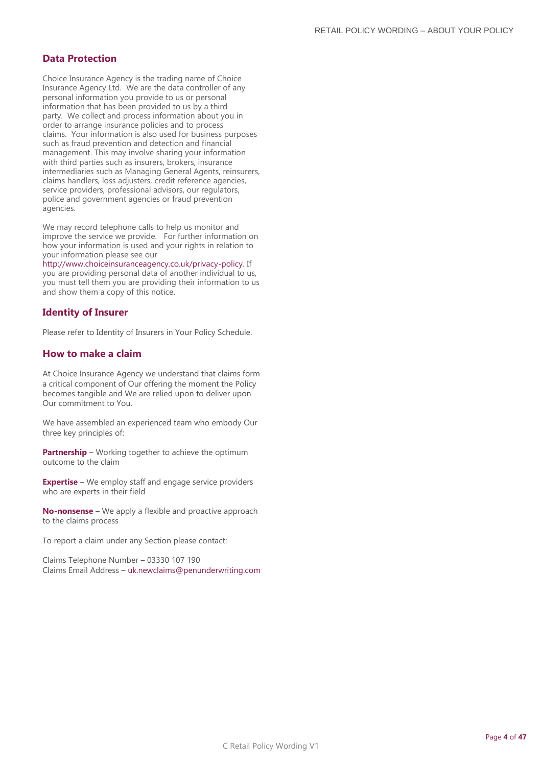## Data Protection

Choice Insurance Agency is the trading name of Choice Insurance Agency Ltd. We are the data controller of any personal information you provide to us or personal information that has been provided to us by a third party. We collect and process information about you in order to arrange insurance policies and to process claims. Your information is also used for business purposes such as fraud prevention and detection and financial management. This may involve sharing your information with third parties such as insurers, brokers, insurance intermediaries such as Managing General Agents, reinsurers, claims handlers, loss adjusters, credit reference agencies, service providers, professional advisors, our regulators, police and government agencies or fraud prevention agencies.

We may record telephone calls to help us monitor and improve the service we provide. For further information on how your information is used and your rights in relation to your information please see our http://www.choiceinsuranceagency.co.uk/privacy-policy. If you are providing personal data of another individual to us, you must tell them you are providing their information to us and show them a copy of this notice.

## Identity of Insurer

Please refer to Identity of Insurers in Your Policy Schedule.

## How to make a claim

At Choice Insurance Agency we understand that claims form a critical component of Our offering the moment the Policy becomes tangible and We are relied upon to deliver upon Our commitment to You.

We have assembled an experienced team who embody Our three key principles of:

**Partnership** – Working together to achieve the optimum outcome to the claim

**Expertise** – We employ staff and engage service providers who are experts in their field

**No-nonsense** – We apply a flexible and proactive approach to the claims process

To report a claim under any Section please contact:

Claims Telephone Number – 03330 107 190
Claims Email Address – uk.newclaims@penunderwriting.com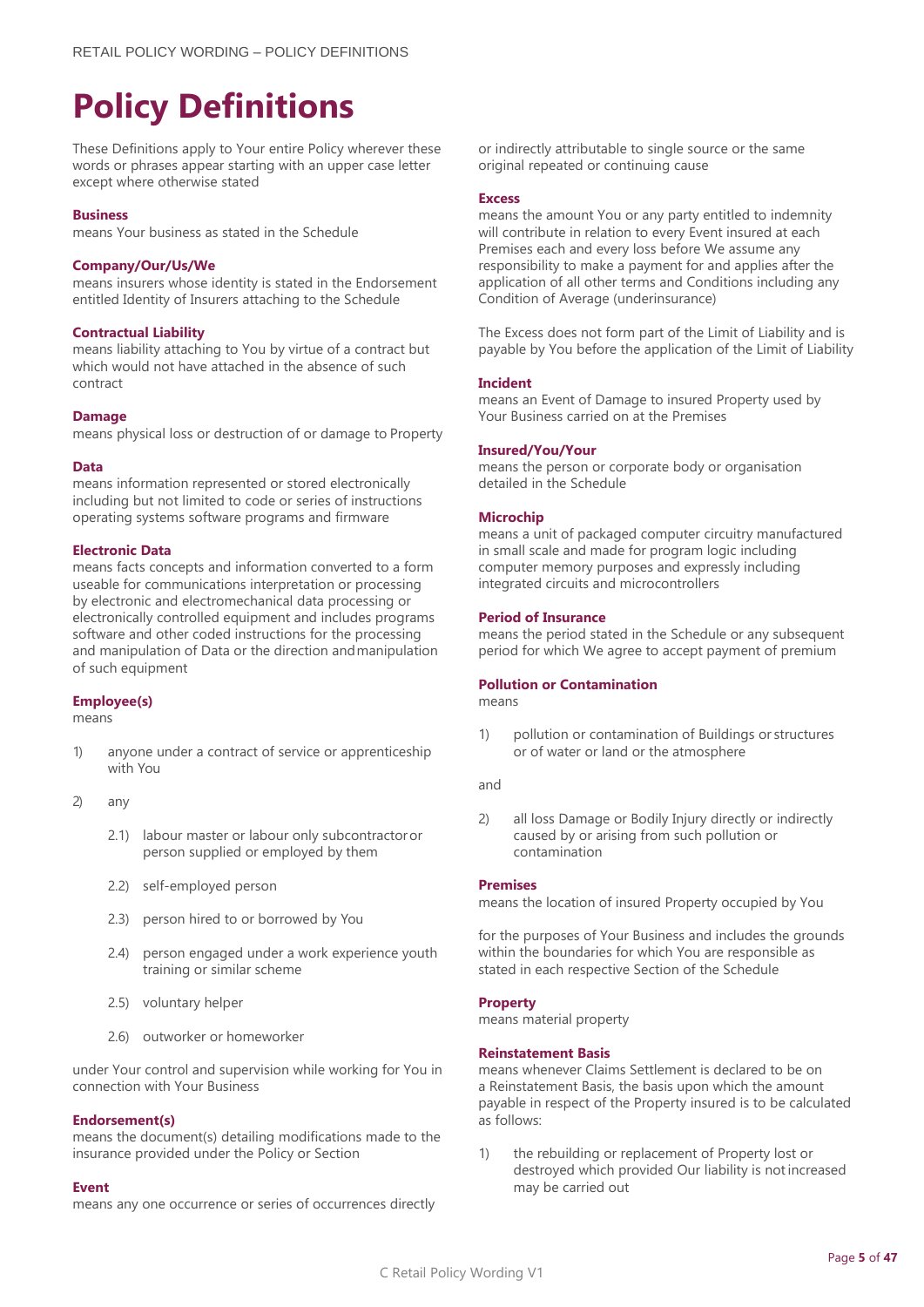# Policy Definitions

These Definitions apply to Your entire Policy wherever these words or phrases appear starting with an upper case letter except where otherwise stated

**Business**
means Your business as stated in the Schedule

**Company/Our/Us/We**
means insurers whose identity is stated in the Endorsement entitled Identity of Insurers attaching to the Schedule

**Contractual Liability**
means liability attaching to You by virtue of a contract but which would not have attached in the absence of such contract

**Damage**
means physical loss or destruction of or damage to Property

**Data**
means information represented or stored electronically including but not limited to code or series of instructions operating systems software programs and firmware

**Electronic Data**
means facts concepts and information converted to a form useable for communications interpretation or processing by electronic and electromechanical data processing or electronically controlled equipment and includes programs software and other coded instructions for the processing and manipulation of Data or the direction and manipulation of such equipment

**Employee(s)**
means

1) anyone under a contract of service or apprenticeship with You

2) any

   2.1) labour master or labour only subcontractor or person supplied or employed by them

   2.2) self-employed person

   2.3) person hired to or borrowed by You

   2.4) person engaged under a work experience youth training or similar scheme

   2.5) voluntary helper

   2.6) outworker or homeworker

under Your control and supervision while working for You in connection with Your Business

**Endorsement(s)**
means the document(s) detailing modifications made to the insurance provided under the Policy or Section

**Event**
means any one occurrence or series of occurrences directly or indirectly attributable to single source or the same original repeated or continuing cause

**Excess**
means the amount You or any party entitled to indemnity will contribute in relation to every Event insured at each Premises each and every loss before We assume any responsibility to make a payment for and applies after the application of all other terms and Conditions including any Condition of Average (underinsurance)

The Excess does not form part of the Limit of Liability and is payable by You before the application of the Limit of Liability

**Incident**
means an Event of Damage to insured Property used by Your Business carried on at the Premises

**Insured/You/Your**
means the person or corporate body or organisation detailed in the Schedule

**Microchip**
means a unit of packaged computer circuitry manufactured in small scale and made for program logic including computer memory purposes and expressly including integrated circuits and microcontrollers

**Period of Insurance**
means the period stated in the Schedule or any subsequent period for which We agree to accept payment of premium

**Pollution or Contamination**
means

1) pollution or contamination of Buildings or structures or of water or land or the atmosphere

and

2) all loss Damage or Bodily Injury directly or indirectly caused by or arising from such pollution or contamination

**Premises**
means the location of insured Property occupied by You

for the purposes of Your Business and includes the grounds within the boundaries for which You are responsible as stated in each respective Section of the Schedule

**Property**
means material property

**Reinstatement Basis**
means whenever Claims Settlement is declared to be on a Reinstatement Basis, the basis upon which the amount payable in respect of the Property insured is to be calculated as follows:

1) the rebuilding or replacement of Property lost or destroyed which provided Our liability is not increased may be carried out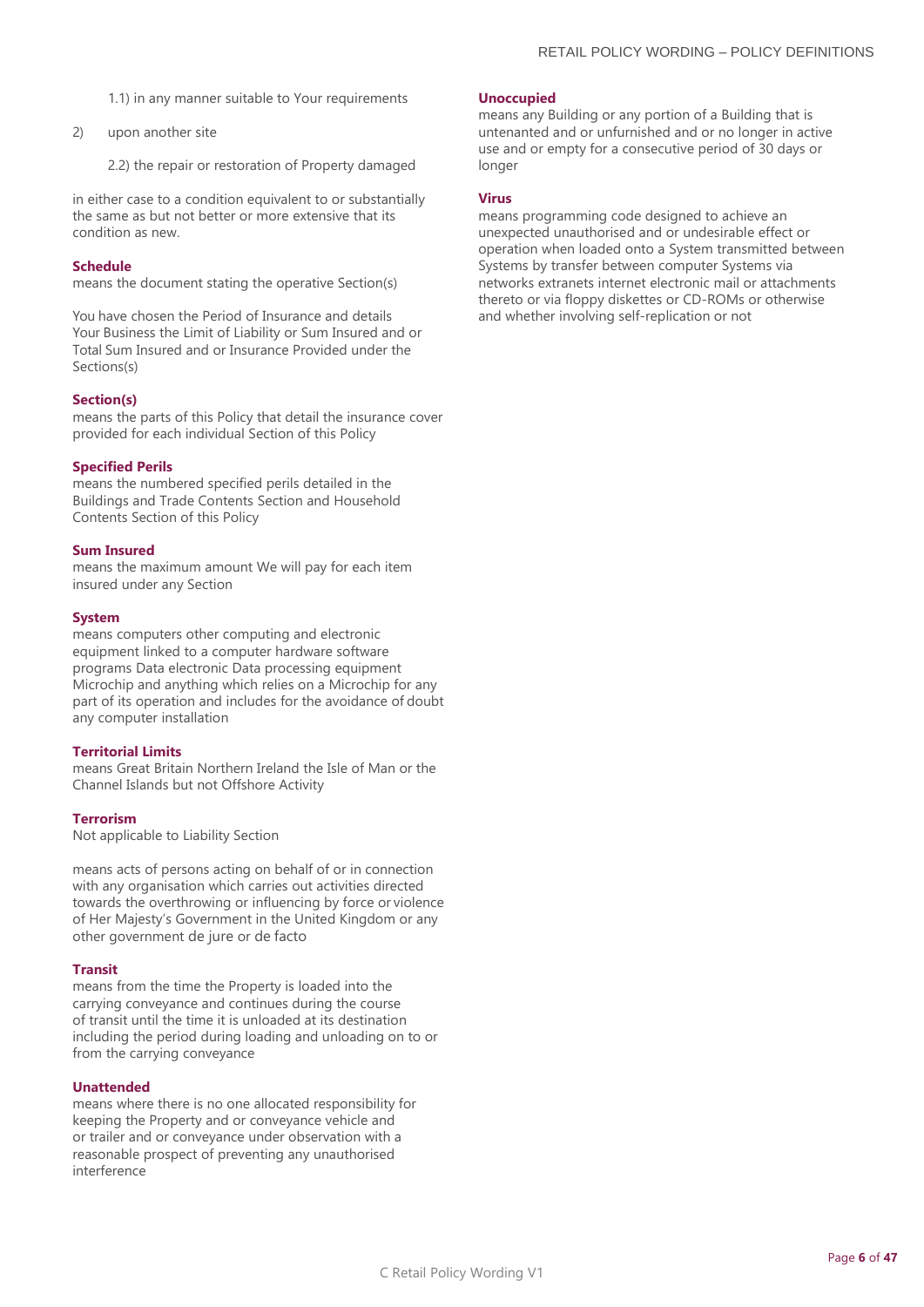1.1) in any manner suitable to Your requirements

2) upon another site

2.2) the repair or restoration of Property damaged

in either case to a condition equivalent to or substantially the same as but not better or more extensive that its condition as new.

**Schedule**
means the document stating the operative Section(s)

You have chosen the Period of Insurance and details Your Business the Limit of Liability or Sum Insured and or Total Sum Insured and or Insurance Provided under the Sections(s)

**Section(s)**
means the parts of this Policy that detail the insurance cover provided for each individual Section of this Policy

**Specified Perils**
means the numbered specified perils detailed in the Buildings and Trade Contents Section and Household Contents Section of this Policy

**Sum Insured**
means the maximum amount We will pay for each item insured under any Section

**System**
means computers other computing and electronic equipment linked to a computer hardware software programs Data electronic Data processing equipment Microchip and anything which relies on a Microchip for any part of its operation and includes for the avoidance of doubt any computer installation

**Territorial Limits**
means Great Britain Northern Ireland the Isle of Man or the Channel Islands but not Offshore Activity

**Terrorism**
Not applicable to Liability Section

means acts of persons acting on behalf of or in connection with any organisation which carries out activities directed towards the overthrowing or influencing by force or violence of Her Majesty's Government in the United Kingdom or any other government de jure or de facto

**Transit**
means from the time the Property is loaded into the carrying conveyance and continues during the course of transit until the time it is unloaded at its destination including the period during loading and unloading on to or from the carrying conveyance

**Unattended**
means where there is no one allocated responsibility for keeping the Property and or conveyance vehicle and or trailer and or conveyance under observation with a reasonable prospect of preventing any unauthorised interference

**Unoccupied**
means any Building or any portion of a Building that is untenanted and or unfurnished and or no longer in active use and or empty for a consecutive period of 30 days or longer

**Virus**
means programming code designed to achieve an unexpected unauthorised and or undesirable effect or operation when loaded onto a System transmitted between Systems by transfer between computer Systems via networks extranets internet electronic mail or attachments thereto or via floppy diskettes or CD-ROMs or otherwise and whether involving self-replication or not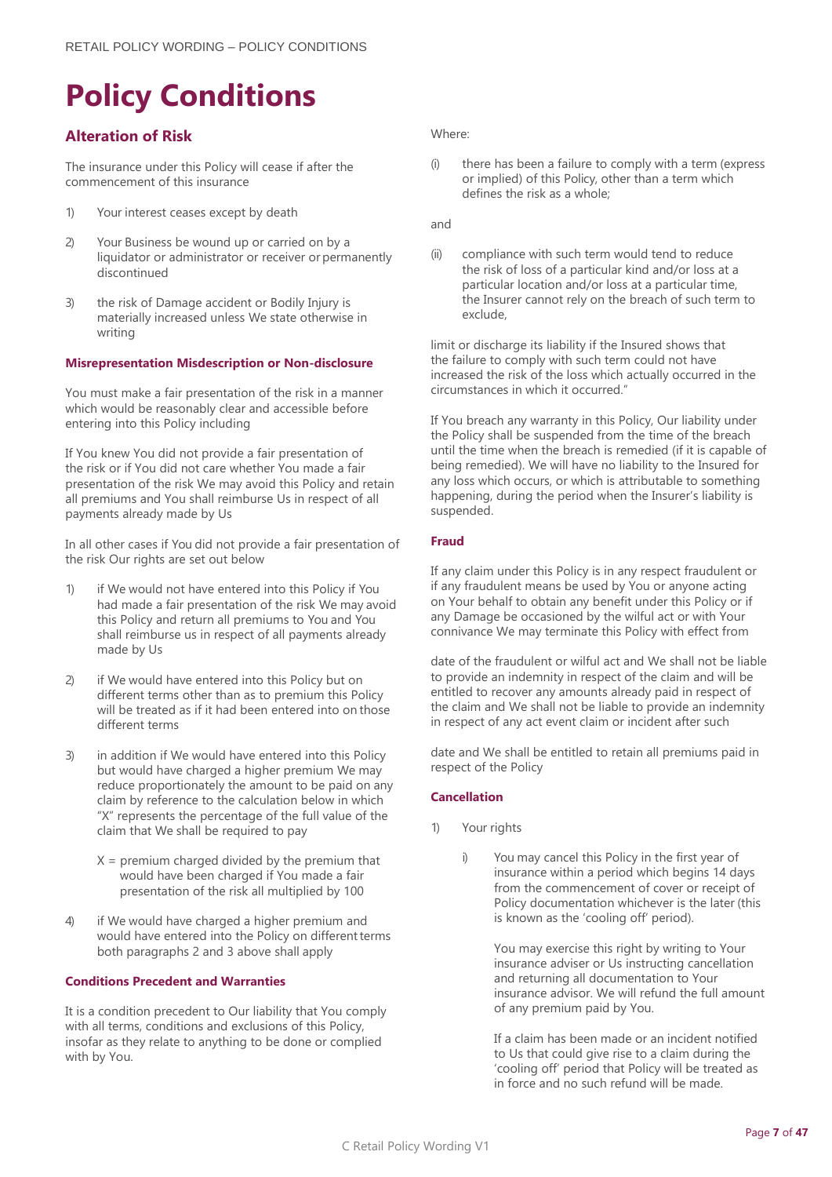# Policy Conditions

## Alteration of Risk

The insurance under this Policy will cease if after the commencement of this insurance

1) Your interest ceases except by death
2) Your Business be wound up or carried on by a liquidator or administrator or receiver or permanently discontinued
3) the risk of Damage accident or Bodily Injury is materially increased unless We state otherwise in writing

### Misrepresentation Misdescription or Non-disclosure

You must make a fair presentation of the risk in a manner which would be reasonably clear and accessible before entering into this Policy including

If You knew You did not provide a fair presentation of the risk or if You did not care whether You made a fair presentation of the risk We may avoid this Policy and retain all premiums and You shall reimburse Us in respect of all payments already made by Us

In all other cases if You did not provide a fair presentation of the risk Our rights are set out below

1) if We would not have entered into this Policy if You had made a fair presentation of the risk We may avoid this Policy and return all premiums to You and You shall reimburse us in respect of all payments already made by Us
2) if We would have entered into this Policy but on different terms other than as to premium this Policy will be treated as if it had been entered into on those different terms
3) in addition if We would have entered into this Policy but would have charged a higher premium We may reduce proportionately the amount to be paid on any claim by reference to the calculation below in which "X" represents the percentage of the full value of the claim that We shall be required to pay

   X = premium charged divided by the premium that would have been charged if You made a fair presentation of the risk all multiplied by 100

4) if We would have charged a higher premium and would have entered into the Policy on different terms both paragraphs 2 and 3 above shall apply

### Conditions Precedent and Warranties

It is a condition precedent to Our liability that You comply with all terms, conditions and exclusions of this Policy, insofar as they relate to anything to be done or complied with by You.

Where:

(i) there has been a failure to comply with a term (express or implied) of this Policy, other than a term which defines the risk as a whole;

and

(ii) compliance with such term would tend to reduce the risk of loss of a particular kind and/or loss at a particular location and/or loss at a particular time, the Insurer cannot rely on the breach of such term to exclude,

limit or discharge its liability if the Insured shows that the failure to comply with such term could not have increased the risk of the loss which actually occurred in the circumstances in which it occurred."

If You breach any warranty in this Policy, Our liability under the Policy shall be suspended from the time of the breach until the time when the breach is remedied (if it is capable of being remedied). We will have no liability to the Insured for any loss which occurs, or which is attributable to something happening, during the period when the Insurer's liability is suspended.

### Fraud

If any claim under this Policy is in any respect fraudulent or if any fraudulent means be used by You or anyone acting on Your behalf to obtain any benefit under this Policy or if any Damage be occasioned by the wilful act or with Your connivance We may terminate this Policy with effect from

date of the fraudulent or wilful act and We shall not be liable to provide an indemnity in respect of the claim and will be entitled to recover any amounts already paid in respect of the claim and We shall not be liable to provide an indemnity in respect of any act event claim or incident after such

date and We shall be entitled to retain all premiums paid in respect of the Policy

### Cancellation

1) Your rights

   i) You may cancel this Policy in the first year of insurance within a period which begins 14 days from the commencement of cover or receipt of Policy documentation whichever is the later (this is known as the 'cooling off' period).

      You may exercise this right by writing to Your insurance adviser or Us instructing cancellation and returning all documentation to Your insurance advisor. We will refund the full amount of any premium paid by You.

      If a claim has been made or an incident notified to Us that could give rise to a claim during the 'cooling off' period that Policy will be treated as in force and no such refund will be made.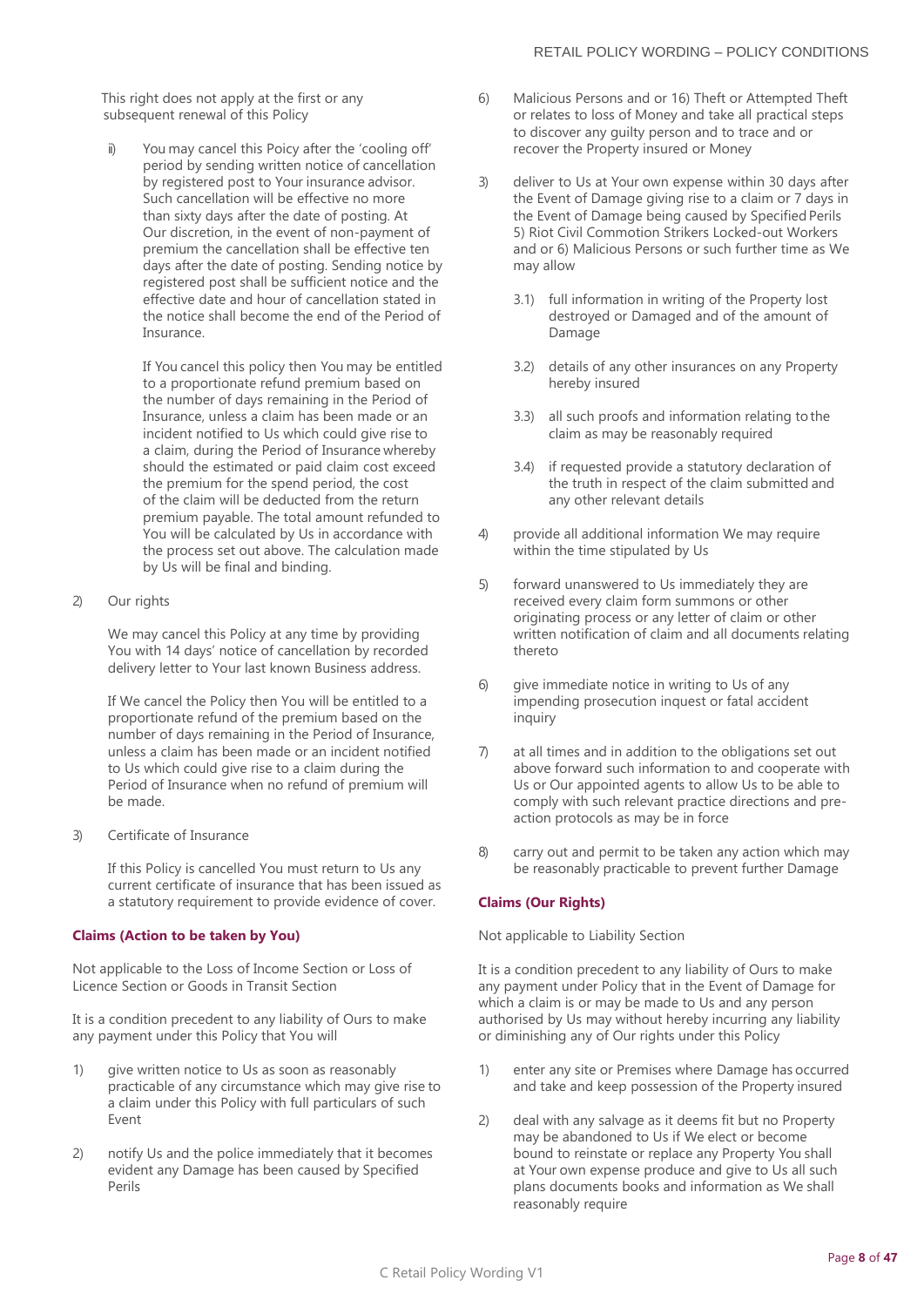This right does not apply at the first or any subsequent renewal of this Policy

ii) You may cancel this Poicy after the 'cooling off' period by sending written notice of cancellation by registered post to Your insurance advisor. Such cancellation will be effective no more than sixty days after the date of posting. At Our discretion, in the event of non-payment of premium the cancellation shall be effective ten days after the date of posting. Sending notice by registered post shall be sufficient notice and the effective date and hour of cancellation stated in the notice shall become the end of the Period of Insurance.

If You cancel this policy then You may be entitled to a proportionate refund premium based on the number of days remaining in the Period of Insurance, unless a claim has been made or an incident notified to Us which could give rise to a claim, during the Period of Insurance whereby should the estimated or paid claim cost exceed the premium for the spend period, the cost of the claim will be deducted from the return premium payable. The total amount refunded to You will be calculated by Us in accordance with the process set out above. The calculation made by Us will be final and binding.

2) Our rights

We may cancel this Policy at any time by providing You with 14 days' notice of cancellation by recorded delivery letter to Your last known Business address.

If We cancel the Policy then You will be entitled to a proportionate refund of the premium based on the number of days remaining in the Period of Insurance, unless a claim has been made or an incident notified to Us which could give rise to a claim during the Period of Insurance when no refund of premium will be made.

3) Certificate of Insurance

If this Policy is cancelled You must return to Us any current certificate of insurance that has been issued as a statutory requirement to provide evidence of cover.

**Claims (Action to be taken by You)**

Not applicable to the Loss of Income Section or Loss of Licence Section or Goods in Transit Section

It is a condition precedent to any liability of Ours to make any payment under this Policy that You will

1) give written notice to Us as soon as reasonably practicable of any circumstance which may give rise to a claim under this Policy with full particulars of such Event

2) notify Us and the police immediately that it becomes evident any Damage has been caused by Specified Perils

6) Malicious Persons and or 16) Theft or Attempted Theft or relates to loss of Money and take all practical steps to discover any guilty person and to trace and or recover the Property insured or Money

3) deliver to Us at Your own expense within 30 days after the Event of Damage giving rise to a claim or 7 days in the Event of Damage being caused by Specified Perils 5) Riot Civil Commotion Strikers Locked-out Workers and or 6) Malicious Persons or such further time as We may allow

   3.1) full information in writing of the Property lost destroyed or Damaged and of the amount of Damage

   3.2) details of any other insurances on any Property hereby insured

   3.3) all such proofs and information relating to the claim as may be reasonably required

   3.4) if requested provide a statutory declaration of the truth in respect of the claim submitted and any other relevant details

4) provide all additional information We may require within the time stipulated by Us

5) forward unanswered to Us immediately they are received every claim form summons or other originating process or any letter of claim or other written notification of claim and all documents relating thereto

6) give immediate notice in writing to Us of any impending prosecution inquest or fatal accident inquiry

7) at all times and in addition to the obligations set out above forward such information to and cooperate with Us or Our appointed agents to allow Us to be able to comply with such relevant practice directions and pre-action protocols as may be in force

8) carry out and permit to be taken any action which may be reasonably practicable to prevent further Damage

**Claims (Our Rights)**

Not applicable to Liability Section

It is a condition precedent to any liability of Ours to make any payment under Policy that in the Event of Damage for which a claim is or may be made to Us and any person authorised by Us may without hereby incurring any liability or diminishing any of Our rights under this Policy

1) enter any site or Premises where Damage has occurred and take and keep possession of the Property insured

2) deal with any salvage as it deems fit but no Property may be abandoned to Us if We elect or become bound to reinstate or replace any Property You shall at Your own expense produce and give to Us all such plans documents books and information as We shall reasonably require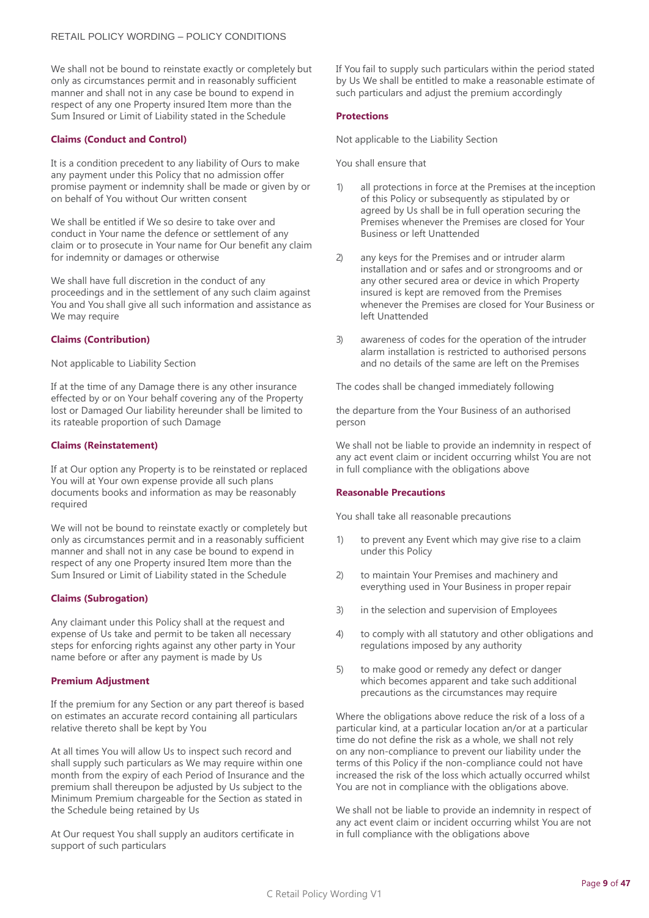We shall not be bound to reinstate exactly or completely but only as circumstances permit and in reasonably sufficient manner and shall not in any case be bound to expend in respect of any one Property insured Item more than the Sum Insured or Limit of Liability stated in the Schedule

### Claims (Conduct and Control)

It is a condition precedent to any liability of Ours to make any payment under this Policy that no admission offer promise payment or indemnity shall be made or given by or on behalf of You without Our written consent

We shall be entitled if We so desire to take over and conduct in Your name the defence or settlement of any claim or to prosecute in Your name for Our benefit any claim for indemnity or damages or otherwise

We shall have full discretion in the conduct of any proceedings and in the settlement of any such claim against You and You shall give all such information and assistance as We may require

### Claims (Contribution)

Not applicable to Liability Section

If at the time of any Damage there is any other insurance effected by or on Your behalf covering any of the Property lost or Damaged Our liability hereunder shall be limited to its rateable proportion of such Damage

### Claims (Reinstatement)

If at Our option any Property is to be reinstated or replaced You will at Your own expense provide all such plans documents books and information as may be reasonably required

We will not be bound to reinstate exactly or completely but only as circumstances permit and in a reasonably sufficient manner and shall not in any case be bound to expend in respect of any one Property insured Item more than the Sum Insured or Limit of Liability stated in the Schedule

### Claims (Subrogation)

Any claimant under this Policy shall at the request and expense of Us take and permit to be taken all necessary steps for enforcing rights against any other party in Your name before or after any payment is made by Us

### Premium Adjustment

If the premium for any Section or any part thereof is based on estimates an accurate record containing all particulars relative thereto shall be kept by You

At all times You will allow Us to inspect such record and shall supply such particulars as We may require within one month from the expiry of each Period of Insurance and the premium shall thereupon be adjusted by Us subject to the Minimum Premium chargeable for the Section as stated in the Schedule being retained by Us

At Our request You shall supply an auditors certificate in support of such particulars

If You fail to supply such particulars within the period stated by Us We shall be entitled to make a reasonable estimate of such particulars and adjust the premium accordingly

### Protections

Not applicable to the Liability Section

You shall ensure that

1) all protections in force at the Premises at the inception of this Policy or subsequently as stipulated by or agreed by Us shall be in full operation securing the Premises whenever the Premises are closed for Your Business or left Unattended
2) any keys for the Premises and or intruder alarm installation and or safes and or strongrooms and or any other secured area or device in which Property insured is kept are removed from the Premises whenever the Premises are closed for Your Business or left Unattended
3) awareness of codes for the operation of the intruder alarm installation is restricted to authorised persons and no details of the same are left on the Premises

The codes shall be changed immediately following

the departure from the Your Business of an authorised person

We shall not be liable to provide an indemnity in respect of any act event claim or incident occurring whilst You are not in full compliance with the obligations above

### Reasonable Precautions

You shall take all reasonable precautions

1) to prevent any Event which may give rise to a claim under this Policy
2) to maintain Your Premises and machinery and everything used in Your Business in proper repair
3) in the selection and supervision of Employees
4) to comply with all statutory and other obligations and regulations imposed by any authority
5) to make good or remedy any defect or danger which becomes apparent and take such additional precautions as the circumstances may require

Where the obligations above reduce the risk of a loss of a particular kind, at a particular location an/or at a particular time do not define the risk as a whole, we shall not rely on any non-compliance to prevent our liability under the terms of this Policy if the non-compliance could not have increased the risk of the loss which actually occurred whilst You are not in compliance with the obligations above.

We shall not be liable to provide an indemnity in respect of any act event claim or incident occurring whilst You are not in full compliance with the obligations above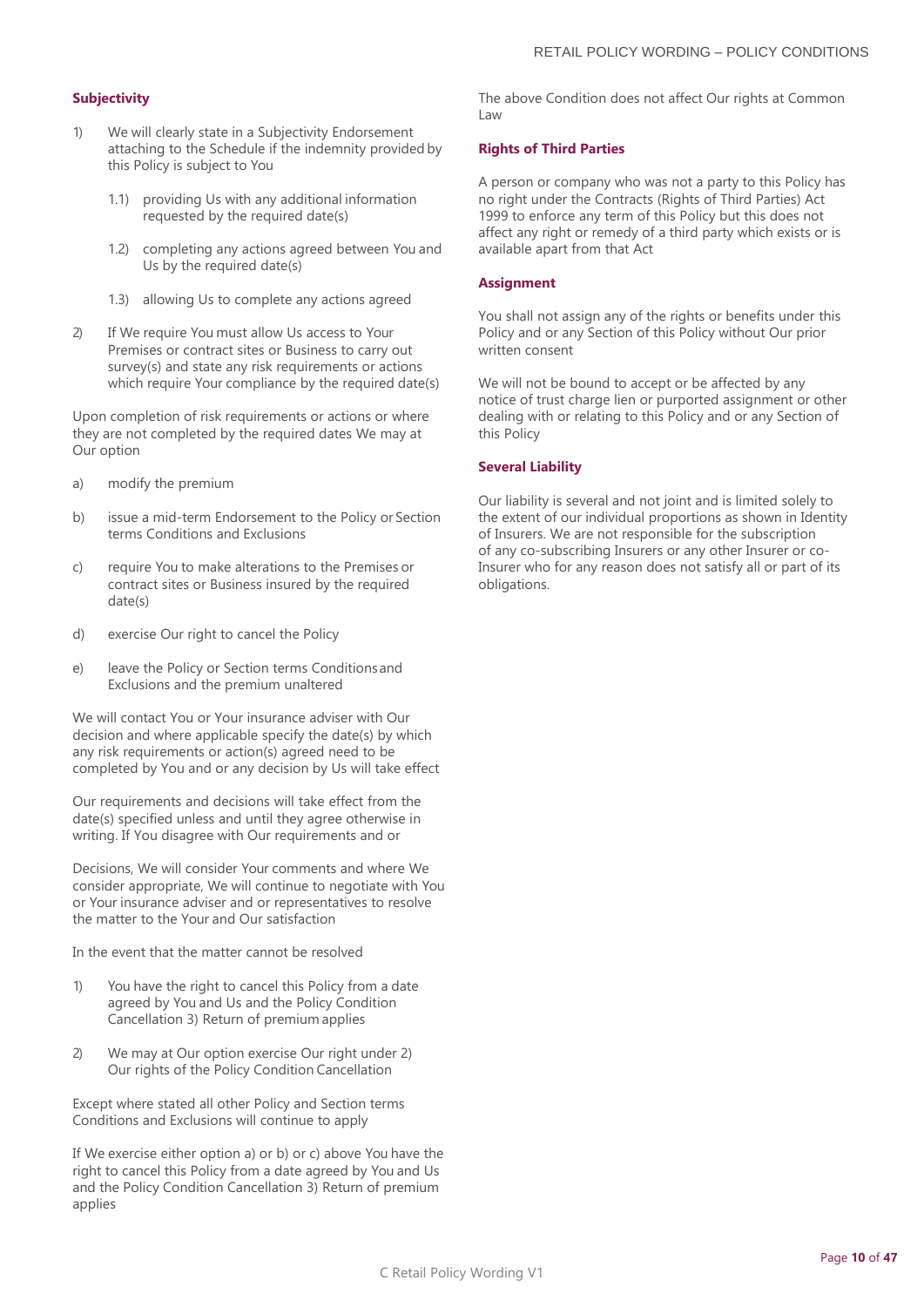### Subjectivity

1) We will clearly state in a Subjectivity Endorsement attaching to the Schedule if the indemnity provided by this Policy is subject to You

   1.1) providing Us with any additional information requested by the required date(s)

   1.2) completing any actions agreed between You and Us by the required date(s)

   1.3) allowing Us to complete any actions agreed

2) If We require You must allow Us access to Your Premises or contract sites or Business to carry out survey(s) and state any risk requirements or actions which require Your compliance by the required date(s)

Upon completion of risk requirements or actions or where they are not completed by the required dates We may at Our option

a) modify the premium

b) issue a mid-term Endorsement to the Policy or Section terms Conditions and Exclusions

c) require You to make alterations to the Premises or contract sites or Business insured by the required date(s)

d) exercise Our right to cancel the Policy

e) leave the Policy or Section terms Conditions and Exclusions and the premium unaltered

We will contact You or Your insurance adviser with Our decision and where applicable specify the date(s) by which any risk requirements or action(s) agreed need to be completed by You and or any decision by Us will take effect

Our requirements and decisions will take effect from the date(s) specified unless and until they agree otherwise in writing. If You disagree with Our requirements and or

Decisions, We will consider Your comments and where We consider appropriate, We will continue to negotiate with You or Your insurance adviser and or representatives to resolve the matter to the Your and Our satisfaction

In the event that the matter cannot be resolved

1) You have the right to cancel this Policy from a date agreed by You and Us and the Policy Condition Cancellation 3) Return of premium applies

2) We may at Our option exercise Our right under 2) Our rights of the Policy Condition Cancellation

Except where stated all other Policy and Section terms Conditions and Exclusions will continue to apply

If We exercise either option a) or b) or c) above You have the right to cancel this Policy from a date agreed by You and Us and the Policy Condition Cancellation 3) Return of premium applies

The above Condition does not affect Our rights at Common Law

### Rights of Third Parties

A person or company who was not a party to this Policy has no right under the Contracts (Rights of Third Parties) Act 1999 to enforce any term of this Policy but this does not affect any right or remedy of a third party which exists or is available apart from that Act

### Assignment

You shall not assign any of the rights or benefits under this Policy and or any Section of this Policy without Our prior written consent

We will not be bound to accept or be affected by any notice of trust charge lien or purported assignment or other dealing with or relating to this Policy and or any Section of this Policy

### Several Liability

Our liability is several and not joint and is limited solely to the extent of our individual proportions as shown in Identity of Insurers. We are not responsible for the subscription of any co-subscribing Insurers or any other Insurer or co-Insurer who for any reason does not satisfy all or part of its obligations.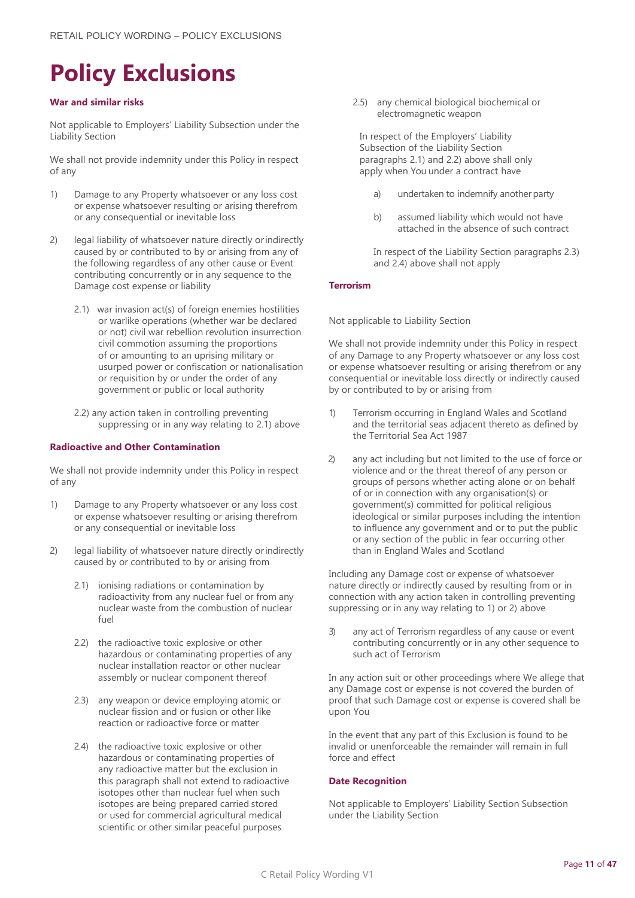# Policy Exclusions

### War and similar risks

Not applicable to Employers' Liability Subsection under the Liability Section

We shall not provide indemnity under this Policy in respect of any

1) Damage to any Property whatsoever or any loss cost or expense whatsoever resulting or arising therefrom or any consequential or inevitable loss

2) legal liability of whatsoever nature directly or indirectly caused by or contributed to by or arising from any of the following regardless of any other cause or Event contributing concurrently or in any sequence to the Damage cost expense or liability

   2.1) war invasion act(s) of foreign enemies hostilities or warlike operations (whether war be declared or not) civil war rebellion revolution insurrection civil commotion assuming the proportions of or amounting to an uprising military or usurped power or confiscation or nationalisation or requisition by or under the order of any government or public or local authority

   2.2) any action taken in controlling preventing suppressing or in any way relating to 2.1) above

### Radioactive and Other Contamination

We shall not provide indemnity under this Policy in respect of any

1) Damage to any Property whatsoever or any loss cost or expense whatsoever resulting or arising therefrom or any consequential or inevitable loss

2) legal liability of whatsoever nature directly or indirectly caused by or contributed to by or arising from

   2.1) ionising radiations or contamination by radioactivity from any nuclear fuel or from any nuclear waste from the combustion of nuclear fuel

   2.2) the radioactive toxic explosive or other hazardous or contaminating properties of any nuclear installation reactor or other nuclear assembly or nuclear component thereof

   2.3) any weapon or device employing atomic or nuclear fission and or fusion or other like reaction or radioactive force or matter

   2.4) the radioactive toxic explosive or other hazardous or contaminating properties of any radioactive matter but the exclusion in this paragraph shall not extend to radioactive isotopes other than nuclear fuel when such isotopes are being prepared carried stored or used for commercial agricultural medical scientific or other similar peaceful purposes

   2.5) any chemical biological biochemical or electromagnetic weapon

In respect of the Employers' Liability Subsection of the Liability Section paragraphs 2.1) and 2.2) above shall only apply when You under a contract have

a) undertaken to indemnify another party

b) assumed liability which would not have attached in the absence of such contract

In respect of the Liability Section paragraphs 2.3) and 2.4) above shall not apply

### Terrorism

Not applicable to Liability Section

We shall not provide indemnity under this Policy in respect of any Damage to any Property whatsoever or any loss cost or expense whatsoever resulting or arising therefrom or any consequential or inevitable loss directly or indirectly caused by or contributed to by or arising from

1) Terrorism occurring in England Wales and Scotland and the territorial seas adjacent thereto as defined by the Territorial Sea Act 1987

2) any act including but not limited to the use of force or violence and or the threat thereof of any person or groups of persons whether acting alone or on behalf of or in connection with any organisation(s) or government(s) committed for political religious ideological or similar purposes including the intention to influence any government and or to put the public or any section of the public in fear occurring other than in England Wales and Scotland

Including any Damage cost or expense of whatsoever nature directly or indirectly caused by resulting from or in connection with any action taken in controlling preventing suppressing or in any way relating to 1) or 2) above

3) any act of Terrorism regardless of any cause or event contributing concurrently or in any other sequence to such act of Terrorism

In any action suit or other proceedings where We allege that any Damage cost or expense is not covered the burden of proof that such Damage cost or expense is covered shall be upon You

In the event that any part of this Exclusion is found to be invalid or unenforceable the remainder will remain in full force and effect

### Date Recognition

Not applicable to Employers' Liability Section Subsection under the Liability Section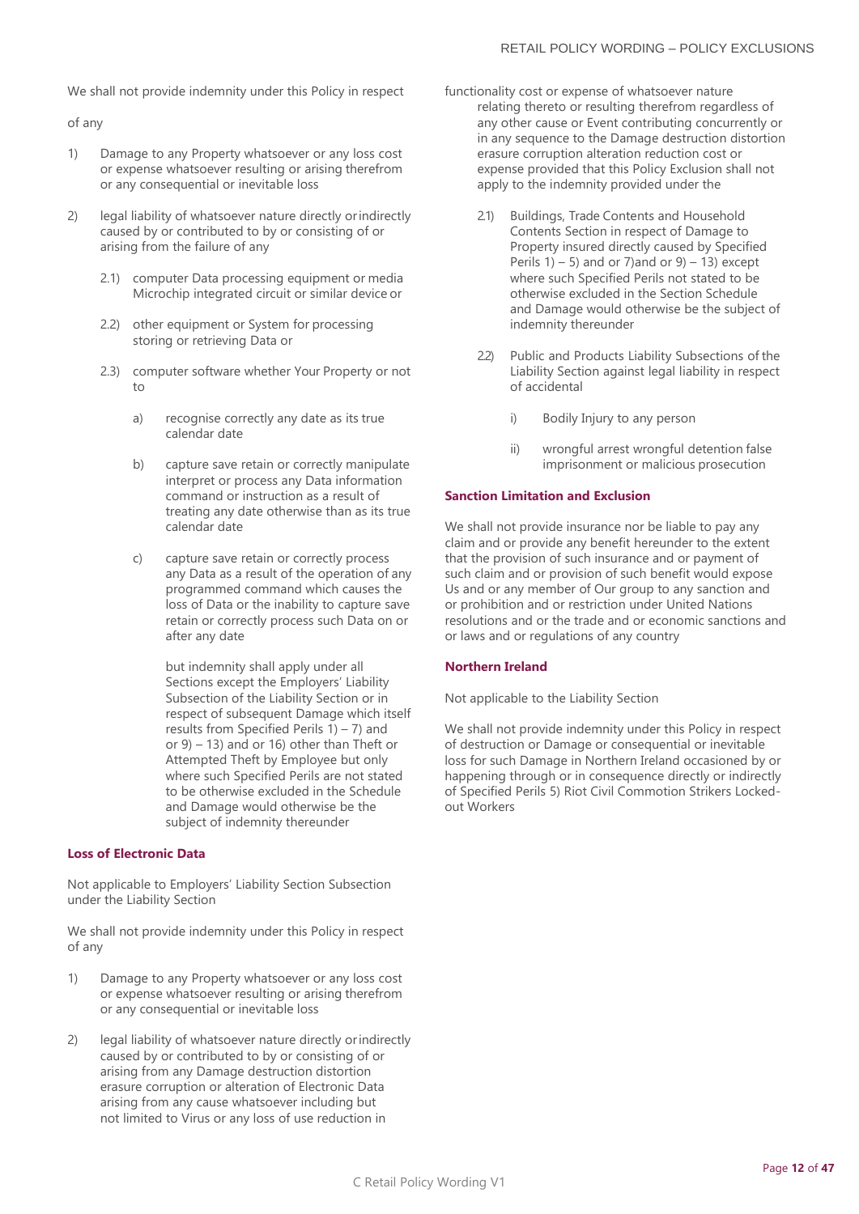We shall not provide indemnity under this Policy in respect of any

1) Damage to any Property whatsoever or any loss cost or expense whatsoever resulting or arising therefrom or any consequential or inevitable loss

2) legal liability of whatsoever nature directly or indirectly caused by or contributed to by or consisting of or arising from the failure of any

   2.1) computer Data processing equipment or media Microchip integrated circuit or similar device or

   2.2) other equipment or System for processing storing or retrieving Data or

   2.3) computer software whether Your Property or not to

      a) recognise correctly any date as its true calendar date

      b) capture save retain or correctly manipulate interpret or process any Data information command or instruction as a result of treating any date otherwise than as its true calendar date

      c) capture save retain or correctly process any Data as a result of the operation of any programmed command which causes the loss of Data or the inability to capture save retain or correctly process such Data on or after any date

      but indemnity shall apply under all Sections except the Employers' Liability Subsection of the Liability Section or in respect of subsequent Damage which itself results from Specified Perils 1) – 7) and or 9) – 13) and or 16) other than Theft or Attempted Theft by Employee but only where such Specified Perils are not stated to be otherwise excluded in the Schedule and Damage would otherwise be the subject of indemnity thereunder

### Loss of Electronic Data

Not applicable to Employers' Liability Section Subsection under the Liability Section

We shall not provide indemnity under this Policy in respect of any

1) Damage to any Property whatsoever or any loss cost or expense whatsoever resulting or arising therefrom or any consequential or inevitable loss

2) legal liability of whatsoever nature directly or indirectly caused by or contributed to by or consisting of or arising from any Damage destruction distortion erasure corruption or alteration of Electronic Data arising from any cause whatsoever including but not limited to Virus or any loss of use reduction in functionality cost or expense of whatsoever nature relating thereto or resulting therefrom regardless of any other cause or Event contributing concurrently or in any sequence to the Damage destruction distortion erasure corruption alteration reduction cost or expense provided that this Policy Exclusion shall not apply to the indemnity provided under the

   2.1) Buildings, Trade Contents and Household Contents Section in respect of Damage to Property insured directly caused by Specified Perils 1) – 5) and or 7)and or 9) – 13) except where such Specified Perils not stated to be otherwise excluded in the Section Schedule and Damage would otherwise be the subject of indemnity thereunder

   2.2) Public and Products Liability Subsections of the Liability Section against legal liability in respect of accidental

      i) Bodily Injury to any person

      ii) wrongful arrest wrongful detention false imprisonment or malicious prosecution

### Sanction Limitation and Exclusion

We shall not provide insurance nor be liable to pay any claim and or provide any benefit hereunder to the extent that the provision of such insurance and or payment of such claim and or provision of such benefit would expose Us and or any member of Our group to any sanction and or prohibition and or restriction under United Nations resolutions and or the trade and or economic sanctions and or laws and or regulations of any country

### Northern Ireland

Not applicable to the Liability Section

We shall not provide indemnity under this Policy in respect of destruction or Damage or consequential or inevitable loss for such Damage in Northern Ireland occasioned by or happening through or in consequence directly or indirectly of Specified Perils 5) Riot Civil Commotion Strikers Locked-out Workers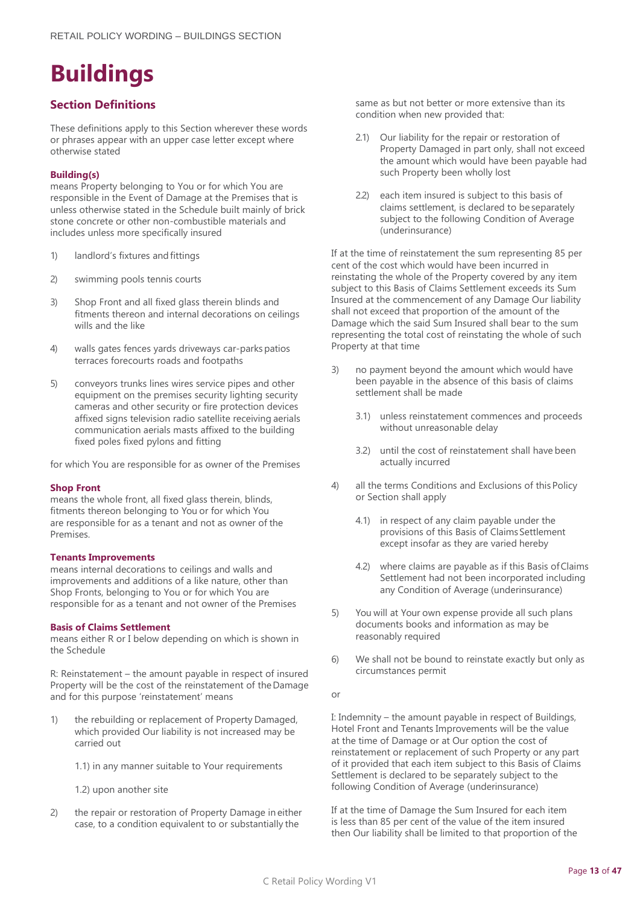# Buildings

## Section Definitions

These definitions apply to this Section wherever these words or phrases appear with an upper case letter except where otherwise stated

**Building(s)**
means Property belonging to You or for which You are responsible in the Event of Damage at the Premises that is unless otherwise stated in the Schedule built mainly of brick stone concrete or other non-combustible materials and includes unless more specifically insured

1) landlord's fixtures and fittings

2) swimming pools tennis courts

3) Shop Front and all fixed glass therein blinds and fitments thereon and internal decorations on ceilings wills and the like

4) walls gates fences yards driveways car-parks patios terraces forecourts roads and footpaths

5) conveyors trunks lines wires service pipes and other equipment on the premises security lighting security cameras and other security or fire protection devices affixed signs television radio satellite receiving aerials communication aerials masts affixed to the building fixed poles fixed pylons and fitting

for which You are responsible for as owner of the Premises

**Shop Front**
means the whole front, all fixed glass therein, blinds, fitments thereon belonging to You or for which You are responsible for as a tenant and not as owner of the Premises.

**Tenants Improvements**
means internal decorations to ceilings and walls and improvements and additions of a like nature, other than Shop Fronts, belonging to You or for which You are responsible for as a tenant and not owner of the Premises

**Basis of Claims Settlement**
means either R or I below depending on which is shown in the Schedule

R: Reinstatement – the amount payable in respect of insured Property will be the cost of the reinstatement of the Damage and for this purpose 'reinstatement' means

1) the rebuilding or replacement of Property Damaged, which provided Our liability is not increased may be carried out

   1.1) in any manner suitable to Your requirements

   1.2) upon another site

2) the repair or restoration of Property Damage in either case, to a condition equivalent to or substantially the same as but not better or more extensive than its condition when new provided that:

   2.1) Our liability for the repair or restoration of Property Damaged in part only, shall not exceed the amount which would have been payable had such Property been wholly lost

   2.2) each item insured is subject to this basis of claims settlement, is declared to be separately subject to the following Condition of Average (underinsurance)

If at the time of reinstatement the sum representing 85 per cent of the cost which would have been incurred in reinstating the whole of the Property covered by any item subject to this Basis of Claims Settlement exceeds its Sum Insured at the commencement of any Damage Our liability shall not exceed that proportion of the amount of the Damage which the said Sum Insured shall bear to the sum representing the total cost of reinstating the whole of such Property at that time

3) no payment beyond the amount which would have been payable in the absence of this basis of claims settlement shall be made

   3.1) unless reinstatement commences and proceeds without unreasonable delay

   3.2) until the cost of reinstatement shall have been actually incurred

4) all the terms Conditions and Exclusions of this Policy or Section shall apply

   4.1) in respect of any claim payable under the provisions of this Basis of Claims Settlement except insofar as they are varied hereby

   4.2) where claims are payable as if this Basis of Claims Settlement had not been incorporated including any Condition of Average (underinsurance)

5) You will at Your own expense provide all such plans documents books and information as may be reasonably required

6) We shall not be bound to reinstate exactly but only as circumstances permit

or

I: Indemnity – the amount payable in respect of Buildings, Hotel Front and Tenants Improvements will be the value at the time of Damage or at Our option the cost of reinstatement or replacement of such Property or any part of it provided that each item subject to this Basis of Claims Settlement is declared to be separately subject to the following Condition of Average (underinsurance)

If at the time of Damage the Sum Insured for each item is less than 85 per cent of the value of the item insured then Our liability shall be limited to that proportion of the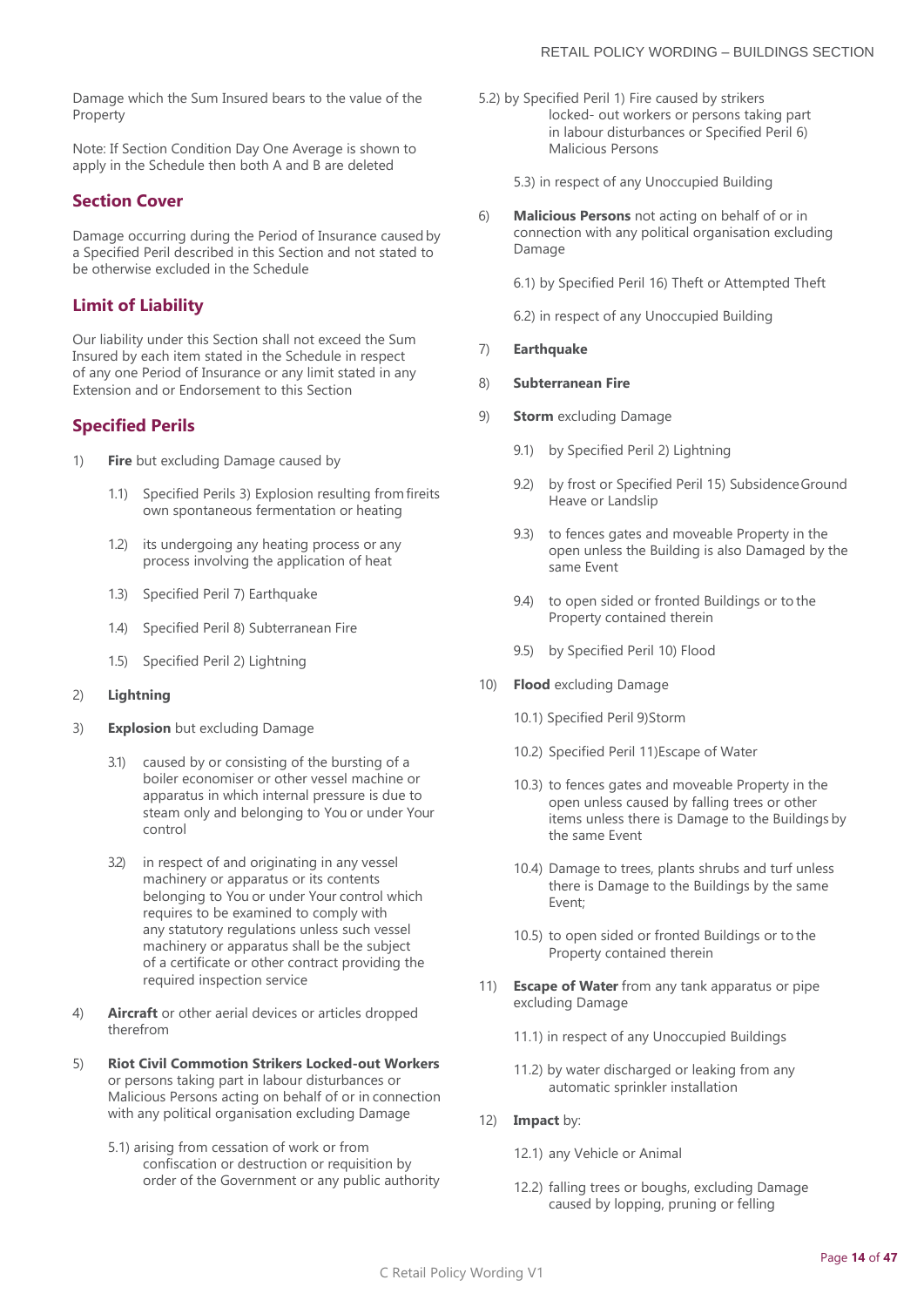Damage which the Sum Insured bears to the value of the Property

Note: If Section Condition Day One Average is shown to apply in the Schedule then both A and B are deleted

## Section Cover

Damage occurring during the Period of Insurance caused by a Specified Peril described in this Section and not stated to be otherwise excluded in the Schedule

## Limit of Liability

Our liability under this Section shall not exceed the Sum Insured by each item stated in the Schedule in respect of any one Period of Insurance or any limit stated in any Extension and or Endorsement to this Section

## Specified Perils

1) **Fire** but excluding Damage caused by

   1.1) Specified Perils 3) Explosion resulting from fireits own spontaneous fermentation or heating

   1.2) its undergoing any heating process or any process involving the application of heat

   1.3) Specified Peril 7) Earthquake

   1.4) Specified Peril 8) Subterranean Fire

   1.5) Specified Peril 2) Lightning

2) **Lightning**

3) **Explosion** but excluding Damage

   3.1) caused by or consisting of the bursting of a boiler economiser or other vessel machine or apparatus in which internal pressure is due to steam only and belonging to You or under Your control

   3.2) in respect of and originating in any vessel machinery or apparatus or its contents belonging to You or under Your control which requires to be examined to comply with any statutory regulations unless such vessel machinery or apparatus shall be the subject of a certificate or other contract providing the required inspection service

4) **Aircraft** or other aerial devices or articles dropped therefrom

5) **Riot Civil Commotion Strikers Locked-out Workers** or persons taking part in labour disturbances or Malicious Persons acting on behalf of or in connection with any political organisation excluding Damage

   5.1) arising from cessation of work or from confiscation or destruction or requisition by order of the Government or any public authority

   5.2) by Specified Peril 1) Fire caused by strikers locked- out workers or persons taking part in labour disturbances or Specified Peril 6) Malicious Persons

   5.3) in respect of any Unoccupied Building

6) **Malicious Persons** not acting on behalf of or in connection with any political organisation excluding Damage

   6.1) by Specified Peril 16) Theft or Attempted Theft

   6.2) in respect of any Unoccupied Building

7) **Earthquake**

8) **Subterranean Fire**

9) **Storm** excluding Damage

   9.1) by Specified Peril 2) Lightning

   9.2) by frost or Specified Peril 15) Subsidence Ground Heave or Landslip

   9.3) to fences gates and moveable Property in the open unless the Building is also Damaged by the same Event

   9.4) to open sided or fronted Buildings or to the Property contained therein

   9.5) by Specified Peril 10) Flood

10) **Flood** excluding Damage

    10.1) Specified Peril 9)Storm

    10.2) Specified Peril 11)Escape of Water

    10.3) to fences gates and moveable Property in the open unless caused by falling trees or other items unless there is Damage to the Buildings by the same Event

    10.4) Damage to trees, plants shrubs and turf unless there is Damage to the Buildings by the same Event;

    10.5) to open sided or fronted Buildings or to the Property contained therein

11) **Escape of Water** from any tank apparatus or pipe excluding Damage

    11.1) in respect of any Unoccupied Buildings

    11.2) by water discharged or leaking from any automatic sprinkler installation

12) **Impact** by:

    12.1) any Vehicle or Animal

    12.2) falling trees or boughs, excluding Damage caused by lopping, pruning or felling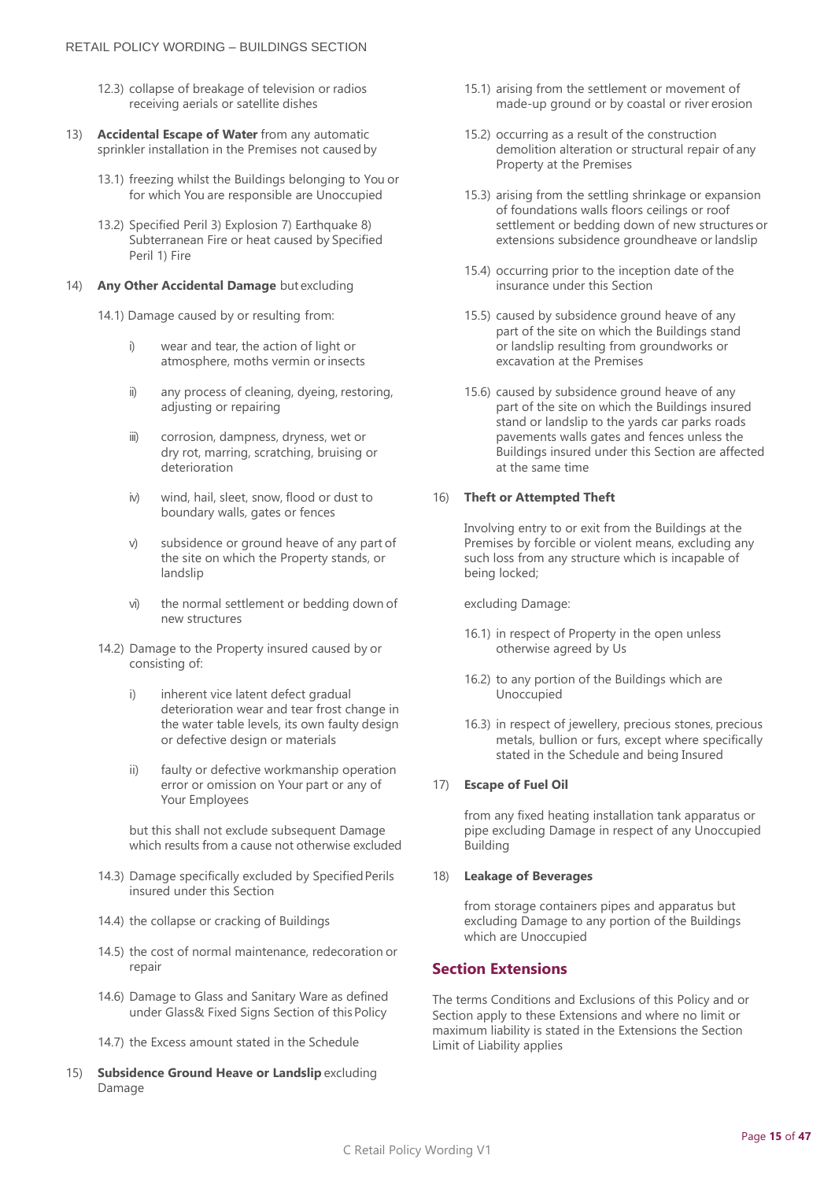12.3) collapse of breakage of television or radios receiving aerials or satellite dishes

13) **Accidental Escape of Water** from any automatic sprinkler installation in the Premises not caused by

13.1) freezing whilst the Buildings belonging to You or for which You are responsible are Unoccupied

13.2) Specified Peril 3) Explosion 7) Earthquake 8) Subterranean Fire or heat caused by Specified Peril 1) Fire

14) **Any Other Accidental Damage** but excluding

14.1) Damage caused by or resulting from:

i) wear and tear, the action of light or atmosphere, moths vermin or insects

ii) any process of cleaning, dyeing, restoring, adjusting or repairing

iii) corrosion, dampness, dryness, wet or dry rot, marring, scratching, bruising or deterioration

iv) wind, hail, sleet, snow, flood or dust to boundary walls, gates or fences

v) subsidence or ground heave of any part of the site on which the Property stands, or landslip

vi) the normal settlement or bedding down of new structures

14.2) Damage to the Property insured caused by or consisting of:

i) inherent vice latent defect gradual deterioration wear and tear frost change in the water table levels, its own faulty design or defective design or materials

ii) faulty or defective workmanship operation error or omission on Your part or any of Your Employees

but this shall not exclude subsequent Damage which results from a cause not otherwise excluded

14.3) Damage specifically excluded by Specified Perils insured under this Section

14.4) the collapse or cracking of Buildings

14.5) the cost of normal maintenance, redecoration or repair

14.6) Damage to Glass and Sanitary Ware as defined under Glass& Fixed Signs Section of this Policy

14.7) the Excess amount stated in the Schedule

15) **Subsidence Ground Heave or Landslip** excluding Damage

15.1) arising from the settlement or movement of made-up ground or by coastal or river erosion

15.2) occurring as a result of the construction demolition alteration or structural repair of any Property at the Premises

15.3) arising from the settling shrinkage or expansion of foundations walls floors ceilings or roof settlement or bedding down of new structures or extensions subsidence groundheave or landslip

15.4) occurring prior to the inception date of the insurance under this Section

15.5) caused by subsidence ground heave of any part of the site on which the Buildings stand or landslip resulting from groundworks or excavation at the Premises

15.6) caused by subsidence ground heave of any part of the site on which the Buildings insured stand or landslip to the yards car parks roads pavements walls gates and fences unless the Buildings insured under this Section are affected at the same time

16) **Theft or Attempted Theft**

Involving entry to or exit from the Buildings at the Premises by forcible or violent means, excluding any such loss from any structure which is incapable of being locked;

excluding Damage:

16.1) in respect of Property in the open unless otherwise agreed by Us

16.2) to any portion of the Buildings which are Unoccupied

16.3) in respect of jewellery, precious stones, precious metals, bullion or furs, except where specifically stated in the Schedule and being Insured

17) **Escape of Fuel Oil**

from any fixed heating installation tank apparatus or pipe excluding Damage in respect of any Unoccupied Building

18) **Leakage of Beverages**

from storage containers pipes and apparatus but excluding Damage to any portion of the Buildings which are Unoccupied

## Section Extensions

The terms Conditions and Exclusions of this Policy and or Section apply to these Extensions and where no limit or maximum liability is stated in the Extensions the Section Limit of Liability applies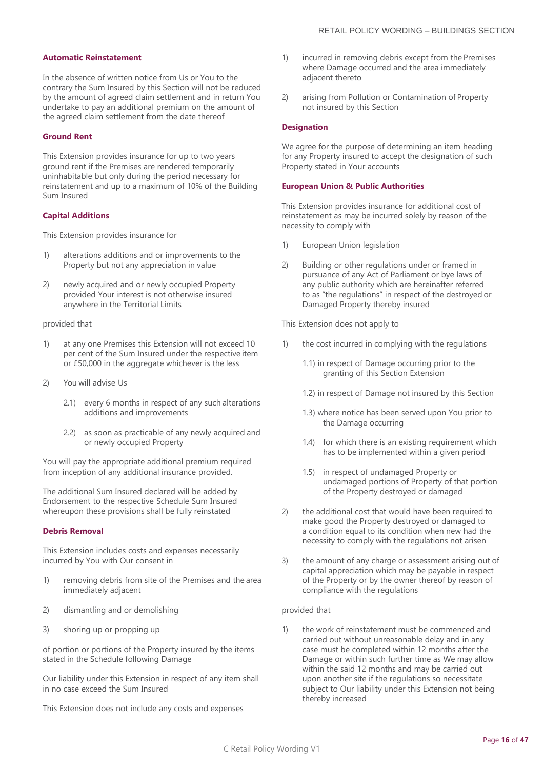### Automatic Reinstatement

In the absence of written notice from Us or You to the contrary the Sum Insured by this Section will not be reduced by the amount of agreed claim settlement and in return You undertake to pay an additional premium on the amount of the agreed claim settlement from the date thereof

### Ground Rent

This Extension provides insurance for up to two years ground rent if the Premises are rendered temporarily uninhabitable but only during the period necessary for reinstatement and up to a maximum of 10% of the Building Sum Insured

### Capital Additions

This Extension provides insurance for

1) alterations additions and or improvements to the Property but not any appreciation in value

2) newly acquired and or newly occupied Property provided Your interest is not otherwise insured anywhere in the Territorial Limits

provided that

1) at any one Premises this Extension will not exceed 10 per cent of the Sum Insured under the respective item or £50,000 in the aggregate whichever is the less

2) You will advise Us

   2.1) every 6 months in respect of any such alterations additions and improvements

   2.2) as soon as practicable of any newly acquired and or newly occupied Property

You will pay the appropriate additional premium required from inception of any additional insurance provided.

The additional Sum Insured declared will be added by Endorsement to the respective Schedule Sum Insured whereupon these provisions shall be fully reinstated

### Debris Removal

This Extension includes costs and expenses necessarily incurred by You with Our consent in

1) removing debris from site of the Premises and the area immediately adjacent

2) dismantling and or demolishing

3) shoring up or propping up

of portion or portions of the Property insured by the items stated in the Schedule following Damage

Our liability under this Extension in respect of any item shall in no case exceed the Sum Insured

This Extension does not include any costs and expenses

1) incurred in removing debris except from the Premises where Damage occurred and the area immediately adjacent thereto

2) arising from Pollution or Contamination of Property not insured by this Section

### Designation

We agree for the purpose of determining an item heading for any Property insured to accept the designation of such Property stated in Your accounts

### European Union & Public Authorities

This Extension provides insurance for additional cost of reinstatement as may be incurred solely by reason of the necessity to comply with

1) European Union legislation

2) Building or other regulations under or framed in pursuance of any Act of Parliament or bye laws of any public authority which are hereinafter referred to as "the regulations" in respect of the destroyed or Damaged Property thereby insured

This Extension does not apply to

1) the cost incurred in complying with the regulations

   1.1) in respect of Damage occurring prior to the granting of this Section Extension

   1.2) in respect of Damage not insured by this Section

   1.3) where notice has been served upon You prior to the Damage occurring

   1.4) for which there is an existing requirement which has to be implemented within a given period

   1.5) in respect of undamaged Property or undamaged portions of Property of that portion of the Property destroyed or damaged

2) the additional cost that would have been required to make good the Property destroyed or damaged to a condition equal to its condition when new had the necessity to comply with the regulations not arisen

3) the amount of any charge or assessment arising out of capital appreciation which may be payable in respect of the Property or by the owner thereof by reason of compliance with the regulations

provided that

1) the work of reinstatement must be commenced and carried out without unreasonable delay and in any case must be completed within 12 months after the Damage or within such further time as We may allow within the said 12 months and may be carried out upon another site if the regulations so necessitate subject to Our liability under this Extension not being thereby increased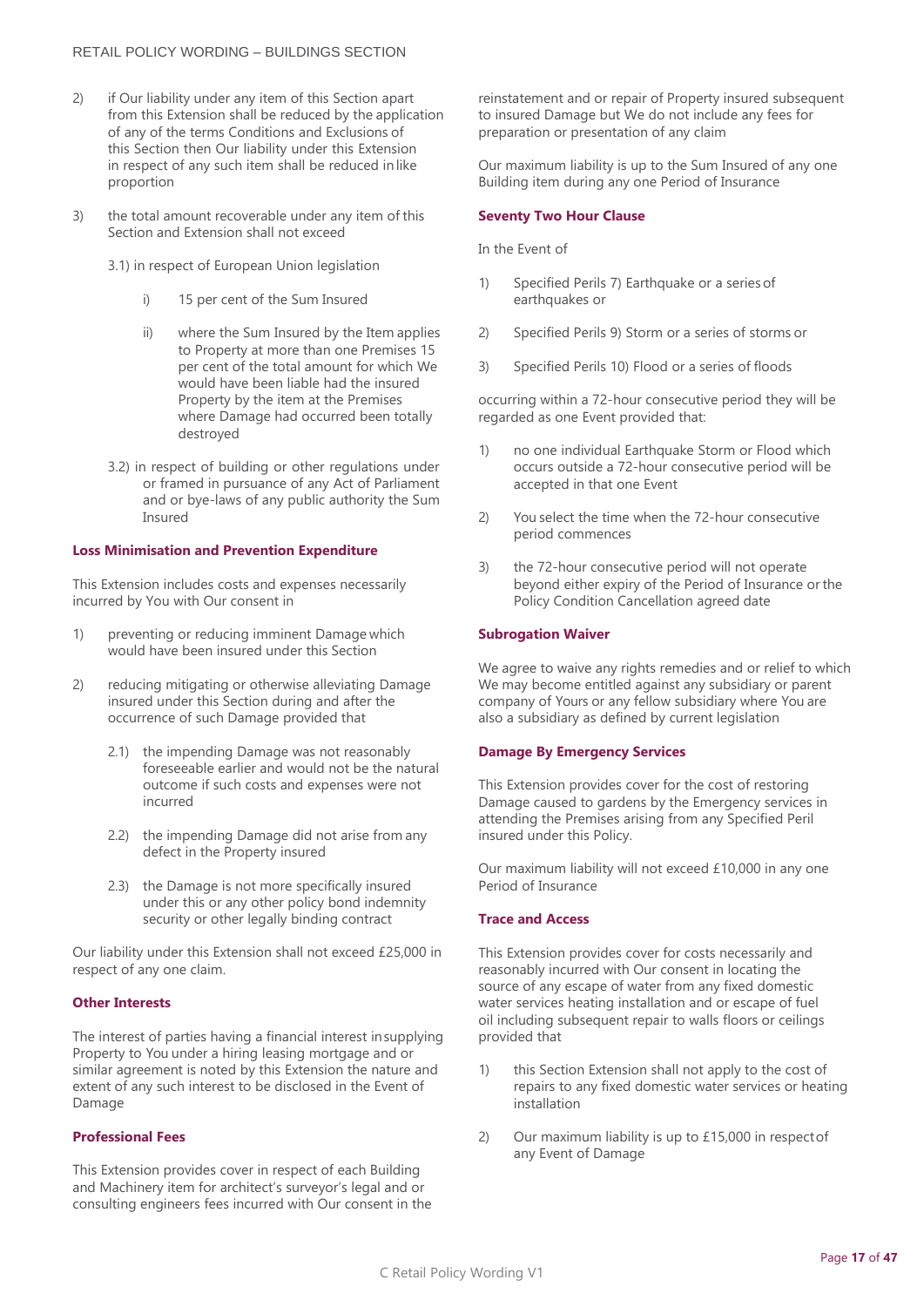2) if Our liability under any item of this Section apart from this Extension shall be reduced by the application of any of the terms Conditions and Exclusions of this Section then Our liability under this Extension in respect of any such item shall be reduced in like proportion

3) the total amount recoverable under any item of this Section and Extension shall not exceed

   3.1) in respect of European Union legislation

      i) 15 per cent of the Sum Insured

      ii) where the Sum Insured by the Item applies to Property at more than one Premises 15 per cent of the total amount for which We would have been liable had the insured Property by the item at the Premises where Damage had occurred been totally destroyed

   3.2) in respect of building or other regulations under or framed in pursuance of any Act of Parliament and or bye-laws of any public authority the Sum Insured

**Loss Minimisation and Prevention Expenditure**

This Extension includes costs and expenses necessarily incurred by You with Our consent in

1) preventing or reducing imminent Damage which would have been insured under this Section

2) reducing mitigating or otherwise alleviating Damage insured under this Section during and after the occurrence of such Damage provided that

   2.1) the impending Damage was not reasonably foreseeable earlier and would not be the natural outcome if such costs and expenses were not incurred

   2.2) the impending Damage did not arise from any defect in the Property insured

   2.3) the Damage is not more specifically insured under this or any other policy bond indemnity security or other legally binding contract

Our liability under this Extension shall not exceed £25,000 in respect of any one claim.

**Other Interests**

The interest of parties having a financial interest in supplying Property to You under a hiring leasing mortgage and or similar agreement is noted by this Extension the nature and extent of any such interest to be disclosed in the Event of Damage

**Professional Fees**

This Extension provides cover in respect of each Building and Machinery item for architect's surveyor's legal and or consulting engineers fees incurred with Our consent in the reinstatement and or repair of Property insured subsequent to insured Damage but We do not include any fees for preparation or presentation of any claim

Our maximum liability is up to the Sum Insured of any one Building item during any one Period of Insurance

**Seventy Two Hour Clause**

In the Event of

1) Specified Perils 7) Earthquake or a series of earthquakes or

2) Specified Perils 9) Storm or a series of storms or

3) Specified Perils 10) Flood or a series of floods

occurring within a 72-hour consecutive period they will be regarded as one Event provided that:

1) no one individual Earthquake Storm or Flood which occurs outside a 72-hour consecutive period will be accepted in that one Event

2) You select the time when the 72-hour consecutive period commences

3) the 72-hour consecutive period will not operate beyond either expiry of the Period of Insurance or the Policy Condition Cancellation agreed date

**Subrogation Waiver**

We agree to waive any rights remedies and or relief to which We may become entitled against any subsidiary or parent company of Yours or any fellow subsidiary where You are also a subsidiary as defined by current legislation

**Damage By Emergency Services**

This Extension provides cover for the cost of restoring Damage caused to gardens by the Emergency services in attending the Premises arising from any Specified Peril insured under this Policy.

Our maximum liability will not exceed £10,000 in any one Period of Insurance

**Trace and Access**

This Extension provides cover for costs necessarily and reasonably incurred with Our consent in locating the source of any escape of water from any fixed domestic water services heating installation and or escape of fuel oil including subsequent repair to walls floors or ceilings provided that

1) this Section Extension shall not apply to the cost of repairs to any fixed domestic water services or heating installation

2) Our maximum liability is up to £15,000 in respect of any Event of Damage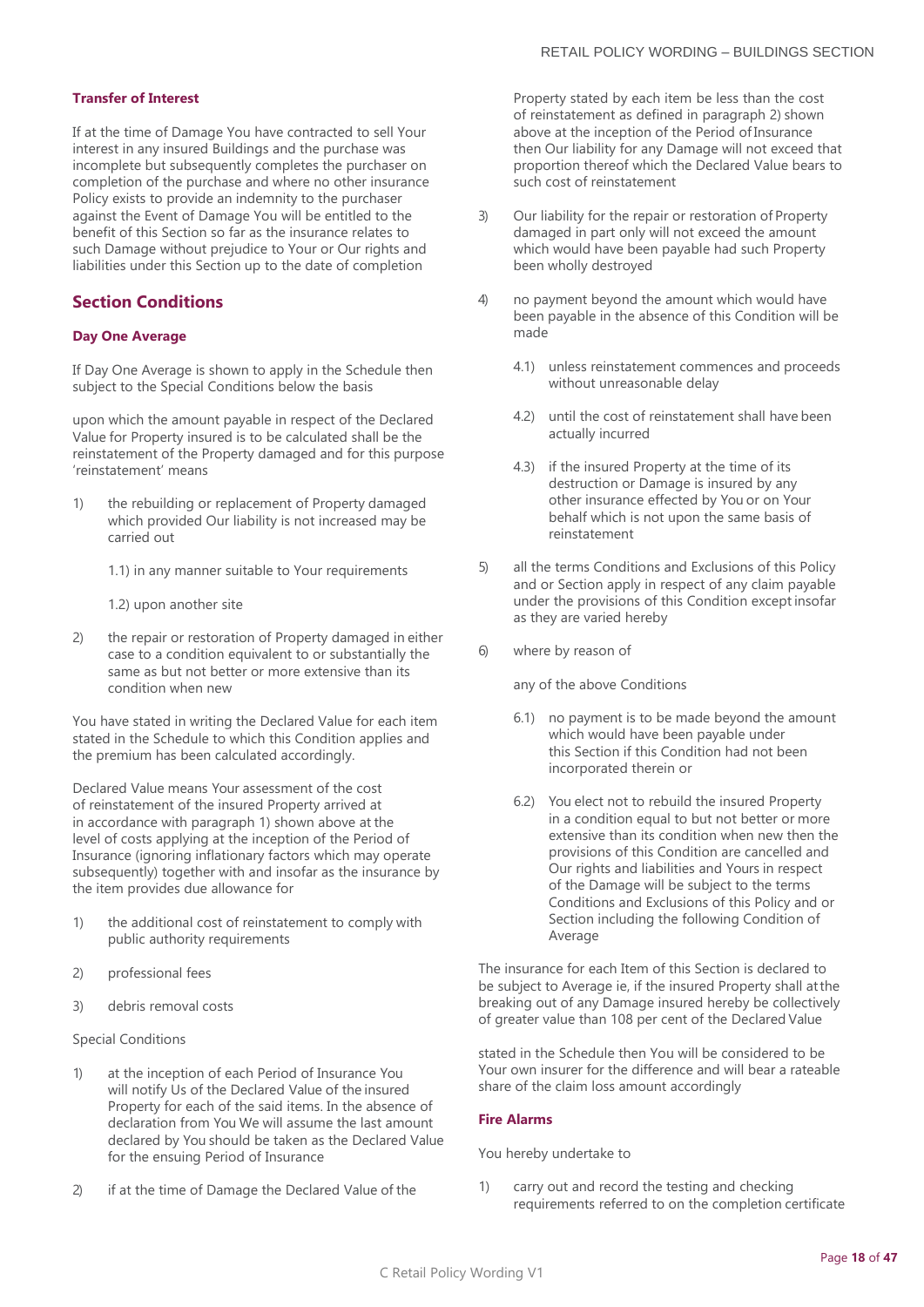### Transfer of Interest

If at the time of Damage You have contracted to sell Your interest in any insured Buildings and the purchase was incomplete but subsequently completes the purchaser on completion of the purchase and where no other insurance Policy exists to provide an indemnity to the purchaser against the Event of Damage You will be entitled to the benefit of this Section so far as the insurance relates to such Damage without prejudice to Your or Our rights and liabilities under this Section up to the date of completion

## Section Conditions

### Day One Average

If Day One Average is shown to apply in the Schedule then subject to the Special Conditions below the basis

upon which the amount payable in respect of the Declared Value for Property insured is to be calculated shall be the reinstatement of the Property damaged and for this purpose 'reinstatement' means

1) the rebuilding or replacement of Property damaged which provided Our liability is not increased may be carried out

   1.1) in any manner suitable to Your requirements

   1.2) upon another site

2) the repair or restoration of Property damaged in either case to a condition equivalent to or substantially the same as but not better or more extensive than its condition when new

You have stated in writing the Declared Value for each item stated in the Schedule to which this Condition applies and the premium has been calculated accordingly.

Declared Value means Your assessment of the cost of reinstatement of the insured Property arrived at in accordance with paragraph 1) shown above at the level of costs applying at the inception of the Period of Insurance (ignoring inflationary factors which may operate subsequently) together with and insofar as the insurance by the item provides due allowance for

1) the additional cost of reinstatement to comply with public authority requirements
2) professional fees
3) debris removal costs

Special Conditions

1) at the inception of each Period of Insurance You will notify Us of the Declared Value of the insured Property for each of the said items. In the absence of declaration from You We will assume the last amount declared by You should be taken as the Declared Value for the ensuing Period of Insurance

2) if at the time of Damage the Declared Value of the Property stated by each item be less than the cost of reinstatement as defined in paragraph 2) shown above at the inception of the Period of Insurance then Our liability for any Damage will not exceed that proportion thereof which the Declared Value bears to such cost of reinstatement

3) Our liability for the repair or restoration of Property damaged in part only will not exceed the amount which would have been payable had such Property been wholly destroyed

4) no payment beyond the amount which would have been payable in the absence of this Condition will be made

   4.1) unless reinstatement commences and proceeds without unreasonable delay

   4.2) until the cost of reinstatement shall have been actually incurred

   4.3) if the insured Property at the time of its destruction or Damage is insured by any other insurance effected by You or on Your behalf which is not upon the same basis of reinstatement

5) all the terms Conditions and Exclusions of this Policy and or Section apply in respect of any claim payable under the provisions of this Condition except insofar as they are varied hereby

6) where by reason of

   any of the above Conditions

   6.1) no payment is to be made beyond the amount which would have been payable under this Section if this Condition had not been incorporated therein or

   6.2) You elect not to rebuild the insured Property in a condition equal to but not better or more extensive than its condition when new then the provisions of this Condition are cancelled and Our rights and liabilities and Yours in respect of the Damage will be subject to the terms Conditions and Exclusions of this Policy and or Section including the following Condition of Average

The insurance for each Item of this Section is declared to be subject to Average ie, if the insured Property shall at the breaking out of any Damage insured hereby be collectively of greater value than 108 per cent of the Declared Value

stated in the Schedule then You will be considered to be Your own insurer for the difference and will bear a rateable share of the claim loss amount accordingly

### Fire Alarms

You hereby undertake to

1) carry out and record the testing and checking requirements referred to on the completion certificate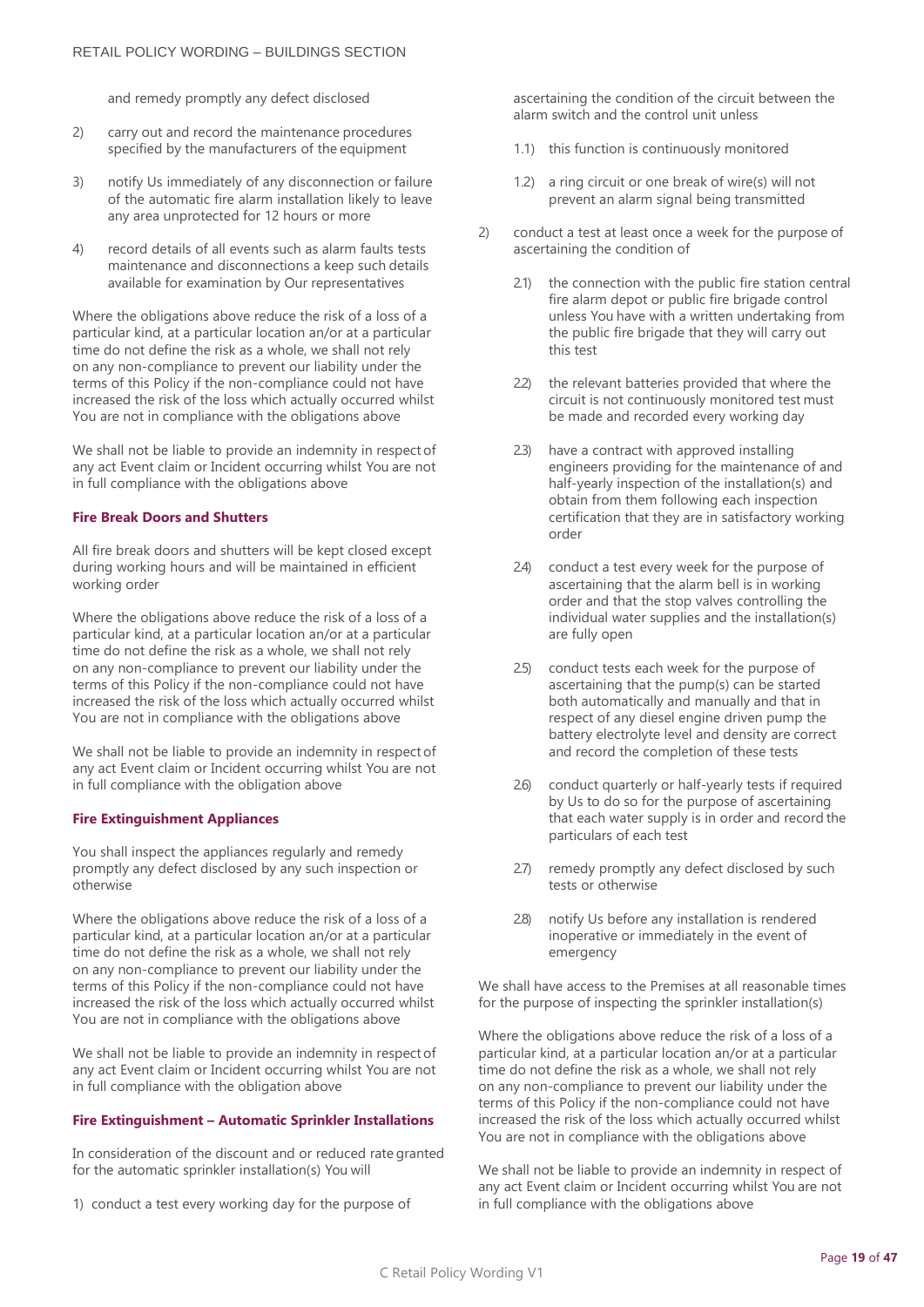and remedy promptly any defect disclosed

2) carry out and record the maintenance procedures specified by the manufacturers of the equipment

3) notify Us immediately of any disconnection or failure of the automatic fire alarm installation likely to leave any area unprotected for 12 hours or more

4) record details of all events such as alarm faults tests maintenance and disconnections a keep such details available for examination by Our representatives

Where the obligations above reduce the risk of a loss of a particular kind, at a particular location an/or at a particular time do not define the risk as a whole, we shall not rely on any non-compliance to prevent our liability under the terms of this Policy if the non-compliance could not have increased the risk of the loss which actually occurred whilst You are not in compliance with the obligations above

We shall not be liable to provide an indemnity in respect of any act Event claim or Incident occurring whilst You are not in full compliance with the obligations above

### Fire Break Doors and Shutters

All fire break doors and shutters will be kept closed except during working hours and will be maintained in efficient working order

Where the obligations above reduce the risk of a loss of a particular kind, at a particular location an/or at a particular time do not define the risk as a whole, we shall not rely on any non-compliance to prevent our liability under the terms of this Policy if the non-compliance could not have increased the risk of the loss which actually occurred whilst You are not in compliance with the obligations above

We shall not be liable to provide an indemnity in respect of any act Event claim or Incident occurring whilst You are not in full compliance with the obligation above

### Fire Extinguishment Appliances

You shall inspect the appliances regularly and remedy promptly any defect disclosed by any such inspection or otherwise

Where the obligations above reduce the risk of a loss of a particular kind, at a particular location an/or at a particular time do not define the risk as a whole, we shall not rely on any non-compliance to prevent our liability under the terms of this Policy if the non-compliance could not have increased the risk of the loss which actually occurred whilst You are not in compliance with the obligations above

We shall not be liable to provide an indemnity in respect of any act Event claim or Incident occurring whilst You are not in full compliance with the obligation above

### Fire Extinguishment – Automatic Sprinkler Installations

In consideration of the discount and or reduced rate granted for the automatic sprinkler installation(s) You will

1) conduct a test every working day for the purpose of ascertaining the condition of the circuit between the alarm switch and the control unit unless

   1.1) this function is continuously monitored

   1.2) a ring circuit or one break of wire(s) will not prevent an alarm signal being transmitted

2) conduct a test at least once a week for the purpose of ascertaining the condition of

   2.1) the connection with the public fire station central fire alarm depot or public fire brigade control unless You have with a written undertaking from the public fire brigade that they will carry out this test

   2.2) the relevant batteries provided that where the circuit is not continuously monitored test must be made and recorded every working day

   2.3) have a contract with approved installing engineers providing for the maintenance of and half-yearly inspection of the installation(s) and obtain from them following each inspection certification that they are in satisfactory working order

   2.4) conduct a test every week for the purpose of ascertaining that the alarm bell is in working order and that the stop valves controlling the individual water supplies and the installation(s) are fully open

   2.5) conduct tests each week for the purpose of ascertaining that the pump(s) can be started both automatically and manually and that in respect of any diesel engine driven pump the battery electrolyte level and density are correct and record the completion of these tests

   2.6) conduct quarterly or half-yearly tests if required by Us to do so for the purpose of ascertaining that each water supply is in order and record the particulars of each test

   2.7) remedy promptly any defect disclosed by such tests or otherwise

   2.8) notify Us before any installation is rendered inoperative or immediately in the event of emergency

We shall have access to the Premises at all reasonable times for the purpose of inspecting the sprinkler installation(s)

Where the obligations above reduce the risk of a loss of a particular kind, at a particular location an/or at a particular time do not define the risk as a whole, we shall not rely on any non-compliance to prevent our liability under the terms of this Policy if the non-compliance could not have increased the risk of the loss which actually occurred whilst You are not in compliance with the obligations above

We shall not be liable to provide an indemnity in respect of any act Event claim or Incident occurring whilst You are not in full compliance with the obligations above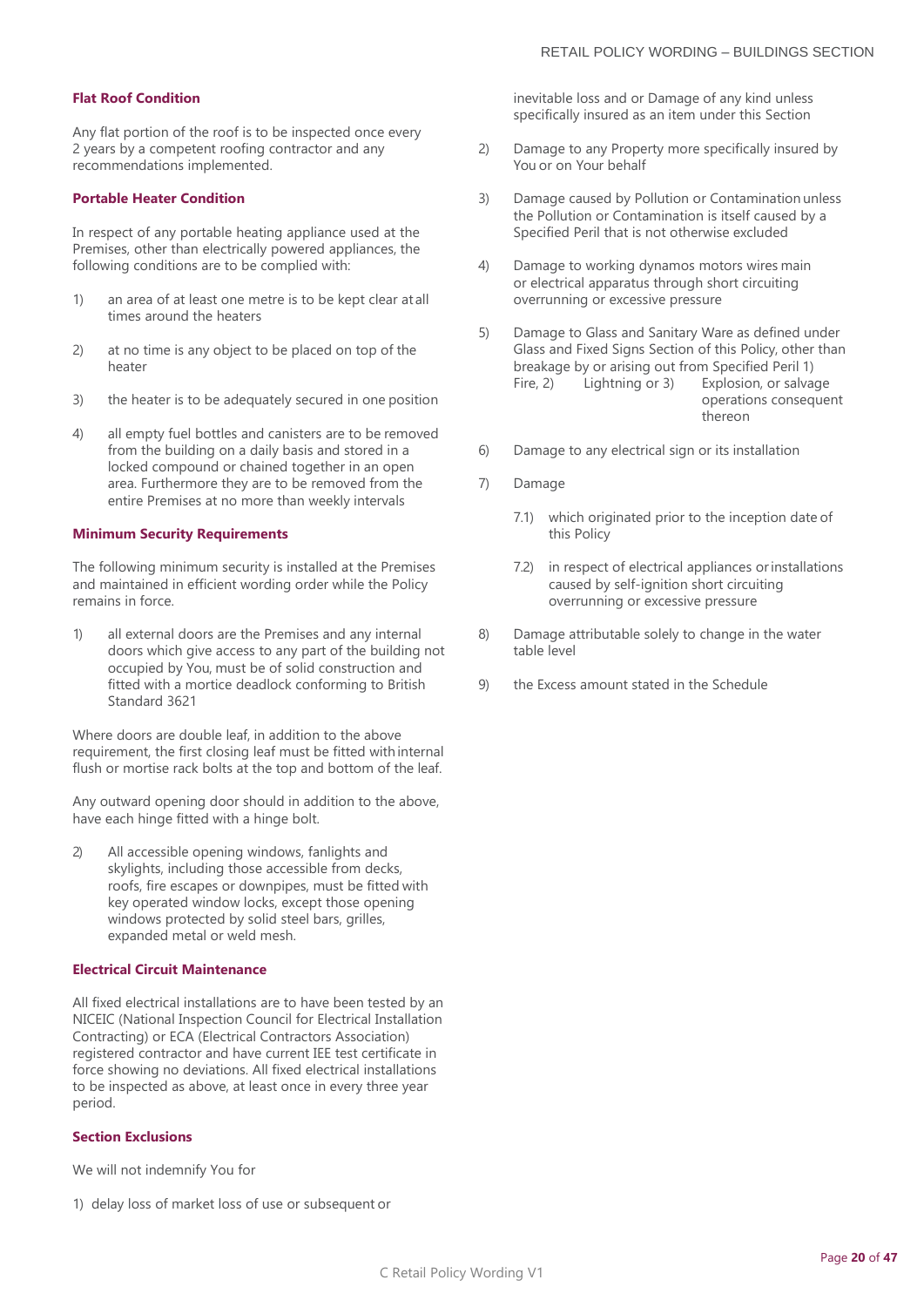### Flat Roof Condition

Any flat portion of the roof is to be inspected once every 2 years by a competent roofing contractor and any recommendations implemented.

### Portable Heater Condition

In respect of any portable heating appliance used at the Premises, other than electrically powered appliances, the following conditions are to be complied with:

1) an area of at least one metre is to be kept clear at all times around the heaters

2) at no time is any object to be placed on top of the heater

3) the heater is to be adequately secured in one position

4) all empty fuel bottles and canisters are to be removed from the building on a daily basis and stored in a locked compound or chained together in an open area. Furthermore they are to be removed from the entire Premises at no more than weekly intervals

### Minimum Security Requirements

The following minimum security is installed at the Premises and maintained in efficient wording order while the Policy remains in force.

1) all external doors are the Premises and any internal doors which give access to any part of the building not occupied by You, must be of solid construction and fitted with a mortice deadlock conforming to British Standard 3621

Where doors are double leaf, in addition to the above requirement, the first closing leaf must be fitted with internal flush or mortise rack bolts at the top and bottom of the leaf.

Any outward opening door should in addition to the above, have each hinge fitted with a hinge bolt.

2) All accessible opening windows, fanlights and skylights, including those accessible from decks, roofs, fire escapes or downpipes, must be fitted with key operated window locks, except those opening windows protected by solid steel bars, grilles, expanded metal or weld mesh.

### Electrical Circuit Maintenance

All fixed electrical installations are to have been tested by an NICEIC (National Inspection Council for Electrical Installation Contracting) or ECA (Electrical Contractors Association) registered contractor and have current IEE test certificate in force showing no deviations. All fixed electrical installations to be inspected as above, at least once in every three year period.

### Section Exclusions

We will not indemnify You for

1) delay loss of market loss of use or subsequent or inevitable loss and or Damage of any kind unless specifically insured as an item under this Section

2) Damage to any Property more specifically insured by You or on Your behalf

3) Damage caused by Pollution or Contamination unless the Pollution or Contamination is itself caused by a Specified Peril that is not otherwise excluded

4) Damage to working dynamos motors wires main or electrical apparatus through short circuiting overrunning or excessive pressure

5) Damage to Glass and Sanitary Ware as defined under Glass and Fixed Signs Section of this Policy, other than breakage by or arising out from Specified Peril 1) Fire, 2) Lightning or 3) Explosion, or salvage operations consequent thereon

6) Damage to any electrical sign or its installation

7) Damage

   7.1) which originated prior to the inception date of this Policy

   7.2) in respect of electrical appliances or installations caused by self-ignition short circuiting overrunning or excessive pressure

8) Damage attributable solely to change in the water table level

9) the Excess amount stated in the Schedule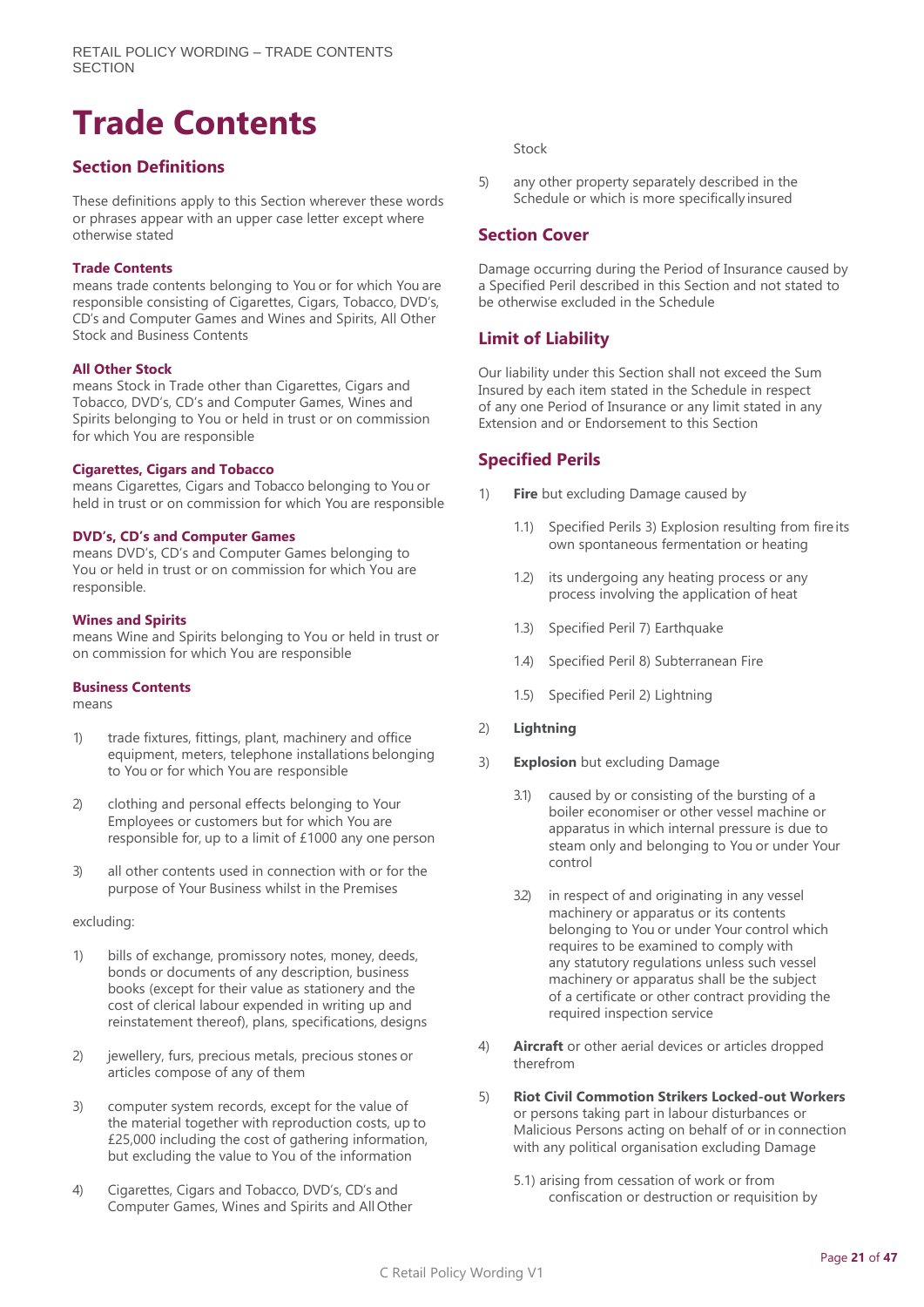# Trade Contents

## Section Definitions

These definitions apply to this Section wherever these words or phrases appear with an upper case letter except where otherwise stated

**Trade Contents**
means trade contents belonging to You or for which You are responsible consisting of Cigarettes, Cigars, Tobacco, DVD's, CD's and Computer Games and Wines and Spirits, All Other Stock and Business Contents

**All Other Stock**
means Stock in Trade other than Cigarettes, Cigars and Tobacco, DVD's, CD's and Computer Games, Wines and Spirits belonging to You or held in trust or on commission for which You are responsible

**Cigarettes, Cigars and Tobacco**
means Cigarettes, Cigars and Tobacco belonging to You or held in trust or on commission for which You are responsible

**DVD's, CD's and Computer Games**
means DVD's, CD's and Computer Games belonging to You or held in trust or on commission for which You are responsible.

**Wines and Spirits**
means Wine and Spirits belonging to You or held in trust or on commission for which You are responsible

**Business Contents**
means

1) trade fixtures, fittings, plant, machinery and office equipment, meters, telephone installations belonging to You or for which You are responsible
2) clothing and personal effects belonging to Your Employees or customers but for which You are responsible for, up to a limit of £1000 any one person
3) all other contents used in connection with or for the purpose of Your Business whilst in the Premises

excluding:

1) bills of exchange, promissory notes, money, deeds, bonds or documents of any description, business books (except for their value as stationery and the cost of clerical labour expended in writing up and reinstatement thereof), plans, specifications, designs
2) jewellery, furs, precious metals, precious stones or articles compose of any of them
3) computer system records, except for the value of the material together with reproduction costs, up to £25,000 including the cost of gathering information, but excluding the value to You of the information
4) Cigarettes, Cigars and Tobacco, DVD's, CD's and Computer Games, Wines and Spirits and All Other Stock
5) any other property separately described in the Schedule or which is more specifically insured

## Section Cover

Damage occurring during the Period of Insurance caused by a Specified Peril described in this Section and not stated to be otherwise excluded in the Schedule

## Limit of Liability

Our liability under this Section shall not exceed the Sum Insured by each item stated in the Schedule in respect of any one Period of Insurance or any limit stated in any Extension and or Endorsement to this Section

## Specified Perils

1) **Fire** but excluding Damage caused by
   - 1.1) Specified Perils 3) Explosion resulting from fire its own spontaneous fermentation or heating
   - 1.2) its undergoing any heating process or any process involving the application of heat
   - 1.3) Specified Peril 7) Earthquake
   - 1.4) Specified Peril 8) Subterranean Fire
   - 1.5) Specified Peril 2) Lightning
2) **Lightning**
3) **Explosion** but excluding Damage
   - 3.1) caused by or consisting of the bursting of a boiler economiser or other vessel machine or apparatus in which internal pressure is due to steam only and belonging to You or under Your control
   - 3.2) in respect of and originating in any vessel machinery or apparatus or its contents belonging to You or under Your control which requires to be examined to comply with any statutory regulations unless such vessel machinery or apparatus shall be the subject of a certificate or other contract providing the required inspection service
4) **Aircraft** or other aerial devices or articles dropped therefrom
5) **Riot Civil Commotion Strikers Locked-out Workers** or persons taking part in labour disturbances or Malicious Persons acting on behalf of or in connection with any political organisation excluding Damage
   - 5.1) arising from cessation of work or from confiscation or destruction or requisition by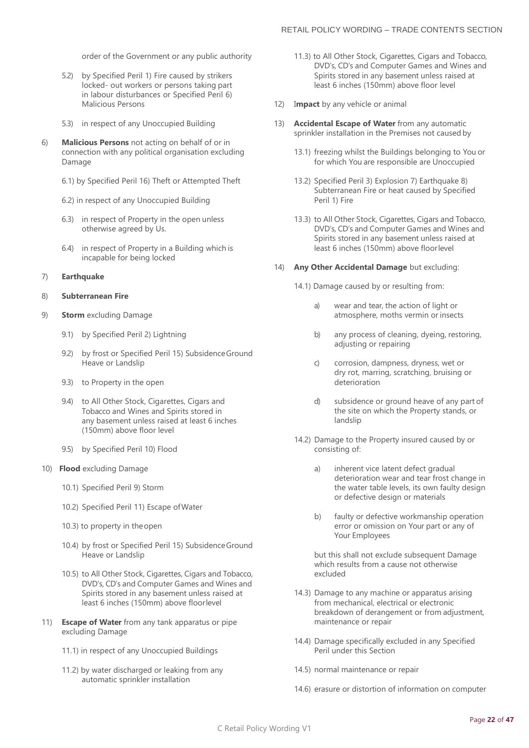order of the Government or any public authority

5.2) by Specified Peril 1) Fire caused by strikers locked- out workers or persons taking part in labour disturbances or Specified Peril 6) Malicious Persons

5.3) in respect of any Unoccupied Building

6) **Malicious Persons** not acting on behalf of or in connection with any political organisation excluding Damage

6.1) by Specified Peril 16) Theft or Attempted Theft

6.2) in respect of any Unoccupied Building

6.3) in respect of Property in the open unless otherwise agreed by Us.

6.4) in respect of Property in a Building which is incapable for being locked

7) **Earthquake**

8) **Subterranean Fire**

9) **Storm** excluding Damage

9.1) by Specified Peril 2) Lightning

9.2) by frost or Specified Peril 15) Subsidence Ground Heave or Landslip

9.3) to Property in the open

9.4) to All Other Stock, Cigarettes, Cigars and Tobacco and Wines and Spirits stored in any basement unless raised at least 6 inches (150mm) above floor level

9.5) by Specified Peril 10) Flood

10) **Flood** excluding Damage

10.1) Specified Peril 9) Storm

10.2) Specified Peril 11) Escape of Water

10.3) to property in the open

10.4) by frost or Specified Peril 15) Subsidence Ground Heave or Landslip

10.5) to All Other Stock, Cigarettes, Cigars and Tobacco, DVD's, CD's and Computer Games and Wines and Spirits stored in any basement unless raised at least 6 inches (150mm) above floor level

11) **Escape of Water** from any tank apparatus or pipe excluding Damage

11.1) in respect of any Unoccupied Buildings

11.2) by water discharged or leaking from any automatic sprinkler installation

11.3) to All Other Stock, Cigarettes, Cigars and Tobacco, DVD's, CD's and Computer Games and Wines and Spirits stored in any basement unless raised at least 6 inches (150mm) above floor level

12) I**mpact** by any vehicle or animal

13) **Accidental Escape of Water** from any automatic sprinkler installation in the Premises not caused by

13.1) freezing whilst the Buildings belonging to You or for which You are responsible are Unoccupied

13.2) Specified Peril 3) Explosion 7) Earthquake 8) Subterranean Fire or heat caused by Specified Peril 1) Fire

13.3) to All Other Stock, Cigarettes, Cigars and Tobacco, DVD's, CD's and Computer Games and Wines and Spirits stored in any basement unless raised at least 6 inches (150mm) above floor level

14) **Any Other Accidental Damage** but excluding:

14.1) Damage caused by or resulting from:

a) wear and tear, the action of light or atmosphere, moths vermin or insects

b) any process of cleaning, dyeing, restoring, adjusting or repairing

c) corrosion, dampness, dryness, wet or dry rot, marring, scratching, bruising or deterioration

d) subsidence or ground heave of any part of the site on which the Property stands, or landslip

14.2) Damage to the Property insured caused by or consisting of:

a) inherent vice latent defect gradual deterioration wear and tear frost change in the water table levels, its own faulty design or defective design or materials

b) faulty or defective workmanship operation error or omission on Your part or any of Your Employees

but this shall not exclude subsequent Damage which results from a cause not otherwise excluded

14.3) Damage to any machine or apparatus arising from mechanical, electrical or electronic breakdown of derangement or from adjustment, maintenance or repair

14.4) Damage specifically excluded in any Specified Peril under this Section

14.5) normal maintenance or repair

14.6) erasure or distortion of information on computer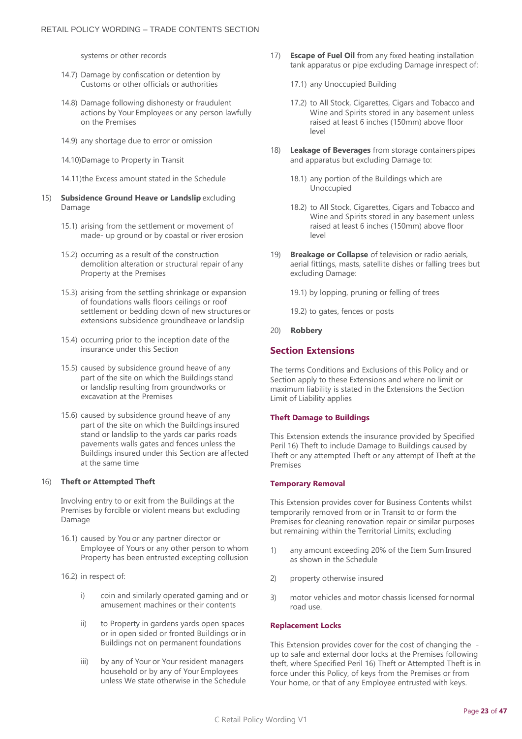systems or other records

14.7) Damage by confiscation or detention by Customs or other officials or authorities

14.8) Damage following dishonesty or fraudulent actions by Your Employees or any person lawfully on the Premises

14.9) any shortage due to error or omission

14.10)Damage to Property in Transit

14.11)the Excess amount stated in the Schedule

15) **Subsidence Ground Heave or Landslip** excluding Damage

15.1) arising from the settlement or movement of made- up ground or by coastal or river erosion

15.2) occurring as a result of the construction demolition alteration or structural repair of any Property at the Premises

15.3) arising from the settling shrinkage or expansion of foundations walls floors ceilings or roof settlement or bedding down of new structures or extensions subsidence groundheave or landslip

15.4) occurring prior to the inception date of the insurance under this Section

15.5) caused by subsidence ground heave of any part of the site on which the Buildings stand or landslip resulting from groundworks or excavation at the Premises

15.6) caused by subsidence ground heave of any part of the site on which the Buildings insured stand or landslip to the yards car parks roads pavements walls gates and fences unless the Buildings insured under this Section are affected at the same time

16) **Theft or Attempted Theft**

Involving entry to or exit from the Buildings at the Premises by forcible or violent means but excluding Damage

16.1) caused by You or any partner director or Employee of Yours or any other person to whom Property has been entrusted excepting collusion

16.2) in respect of:

i) coin and similarly operated gaming and or amusement machines or their contents

ii) to Property in gardens yards open spaces or in open sided or fronted Buildings or in Buildings not on permanent foundations

iii) by any of Your or Your resident managers household or by any of Your Employees unless We state otherwise in the Schedule

17) **Escape of Fuel Oil** from any fixed heating installation tank apparatus or pipe excluding Damage in respect of:

17.1) any Unoccupied Building

17.2) to All Stock, Cigarettes, Cigars and Tobacco and Wine and Spirits stored in any basement unless raised at least 6 inches (150mm) above floor level

18) **Leakage of Beverages** from storage containers pipes and apparatus but excluding Damage to:

18.1) any portion of the Buildings which are Unoccupied

18.2) to All Stock, Cigarettes, Cigars and Tobacco and Wine and Spirits stored in any basement unless raised at least 6 inches (150mm) above floor level

19) **Breakage or Collapse** of television or radio aerials, aerial fittings, masts, satellite dishes or falling trees but excluding Damage:

19.1) by lopping, pruning or felling of trees

19.2) to gates, fences or posts

20) **Robbery**

## Section Extensions

The terms Conditions and Exclusions of this Policy and or Section apply to these Extensions and where no limit or maximum liability is stated in the Extensions the Section Limit of Liability applies

### Theft Damage to Buildings

This Extension extends the insurance provided by Specified Peril 16) Theft to include Damage to Buildings caused by Theft or any attempted Theft or any attempt of Theft at the Premises

### Temporary Removal

This Extension provides cover for Business Contents whilst temporarily removed from or in Transit to or form the Premises for cleaning renovation repair or similar purposes but remaining within the Territorial Limits; excluding

1) any amount exceeding 20% of the Item Sum Insured as shown in the Schedule

2) property otherwise insured

3) motor vehicles and motor chassis licensed for normal road use.

### Replacement Locks

This Extension provides cover for the cost of changing the - up to safe and external door locks at the Premises following theft, where Specified Peril 16) Theft or Attempted Theft is in force under this Policy, of keys from the Premises or from Your home, or that of any Employee entrusted with keys.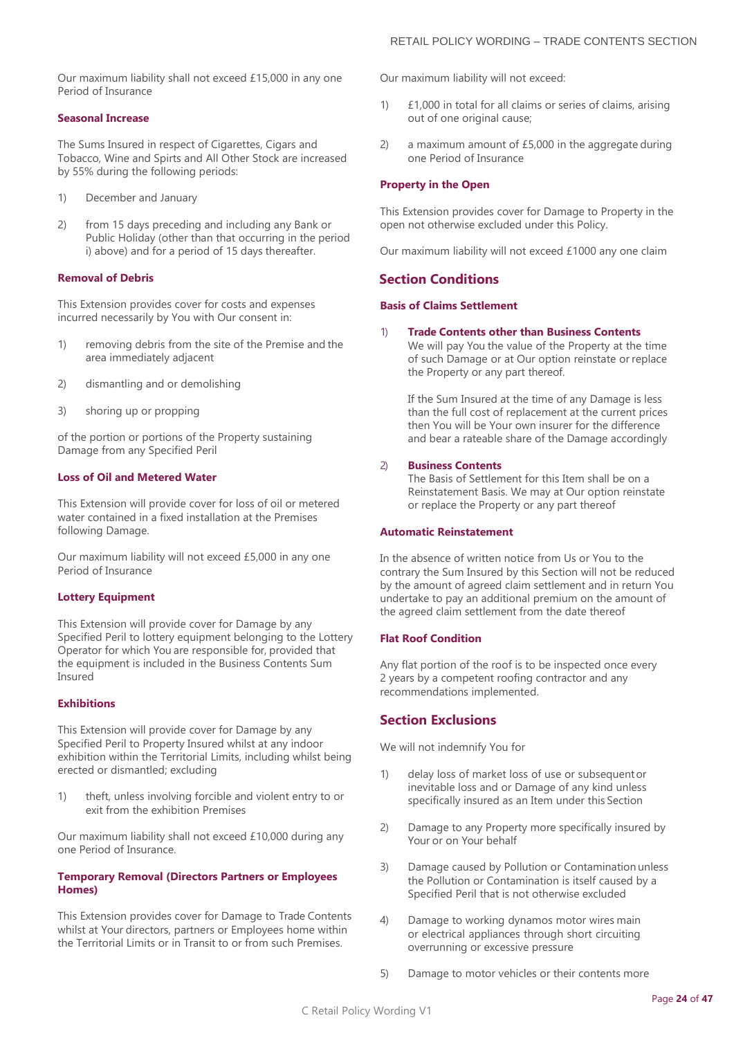Our maximum liability shall not exceed £15,000 in any one Period of Insurance

### Seasonal Increase

The Sums Insured in respect of Cigarettes, Cigars and Tobacco, Wine and Spirts and All Other Stock are increased by 55% during the following periods:

1) December and January

2) from 15 days preceding and including any Bank or Public Holiday (other than that occurring in the period i) above) and for a period of 15 days thereafter.

### Removal of Debris

This Extension provides cover for costs and expenses incurred necessarily by You with Our consent in:

1) removing debris from the site of the Premise and the area immediately adjacent

2) dismantling and or demolishing

3) shoring up or propping

of the portion or portions of the Property sustaining Damage from any Specified Peril

### Loss of Oil and Metered Water

This Extension will provide cover for loss of oil or metered water contained in a fixed installation at the Premises following Damage.

Our maximum liability will not exceed £5,000 in any one Period of Insurance

### Lottery Equipment

This Extension will provide cover for Damage by any Specified Peril to lottery equipment belonging to the Lottery Operator for which You are responsible for, provided that the equipment is included in the Business Contents Sum Insured

### Exhibitions

This Extension will provide cover for Damage by any Specified Peril to Property Insured whilst at any indoor exhibition within the Territorial Limits, including whilst being erected or dismantled; excluding

1) theft, unless involving forcible and violent entry to or exit from the exhibition Premises

Our maximum liability shall not exceed £10,000 during any one Period of Insurance.

### Temporary Removal (Directors Partners or Employees Homes)

This Extension provides cover for Damage to Trade Contents whilst at Your directors, partners or Employees home within the Territorial Limits or in Transit to or from such Premises.

Our maximum liability will not exceed:

1) £1,000 in total for all claims or series of claims, arising out of one original cause;

2) a maximum amount of £5,000 in the aggregate during one Period of Insurance

### Property in the Open

This Extension provides cover for Damage to Property in the open not otherwise excluded under this Policy.

Our maximum liability will not exceed £1000 any one claim

## Section Conditions

### Basis of Claims Settlement

1) **Trade Contents other than Business Contents**
We will pay You the value of the Property at the time of such Damage or at Our option reinstate or replace the Property or any part thereof.

If the Sum Insured at the time of any Damage is less than the full cost of replacement at the current prices then You will be Your own insurer for the difference and bear a rateable share of the Damage accordingly

2) **Business Contents**
The Basis of Settlement for this Item shall be on a Reinstatement Basis. We may at Our option reinstate or replace the Property or any part thereof

### Automatic Reinstatement

In the absence of written notice from Us or You to the contrary the Sum Insured by this Section will not be reduced by the amount of agreed claim settlement and in return You undertake to pay an additional premium on the amount of the agreed claim settlement from the date thereof

### Flat Roof Condition

Any flat portion of the roof is to be inspected once every 2 years by a competent roofing contractor and any recommendations implemented.

## Section Exclusions

We will not indemnify You for

1) delay loss of market loss of use or subsequent or inevitable loss and or Damage of any kind unless specifically insured as an Item under this Section

2) Damage to any Property more specifically insured by Your or on Your behalf

3) Damage caused by Pollution or Contamination unless the Pollution or Contamination is itself caused by a Specified Peril that is not otherwise excluded

4) Damage to working dynamos motor wires main or electrical appliances through short circuiting overrunning or excessive pressure

5) Damage to motor vehicles or their contents more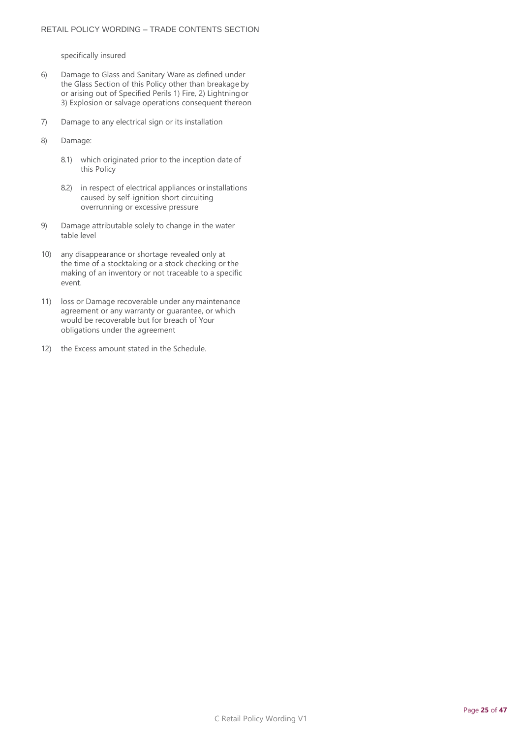specifically insured

6) Damage to Glass and Sanitary Ware as defined under the Glass Section of this Policy other than breakage by or arising out of Specified Perils 1) Fire, 2) Lightning or 3) Explosion or salvage operations consequent thereon

7) Damage to any electrical sign or its installation

8) Damage:

    8.1) which originated prior to the inception date of this Policy

    8.2) in respect of electrical appliances or installations caused by self-ignition short circuiting overrunning or excessive pressure

9) Damage attributable solely to change in the water table level

10) any disappearance or shortage revealed only at the time of a stocktaking or a stock checking or the making of an inventory or not traceable to a specific event.

11) loss or Damage recoverable under any maintenance agreement or any warranty or guarantee, or which would be recoverable but for breach of Your obligations under the agreement

12) the Excess amount stated in the Schedule.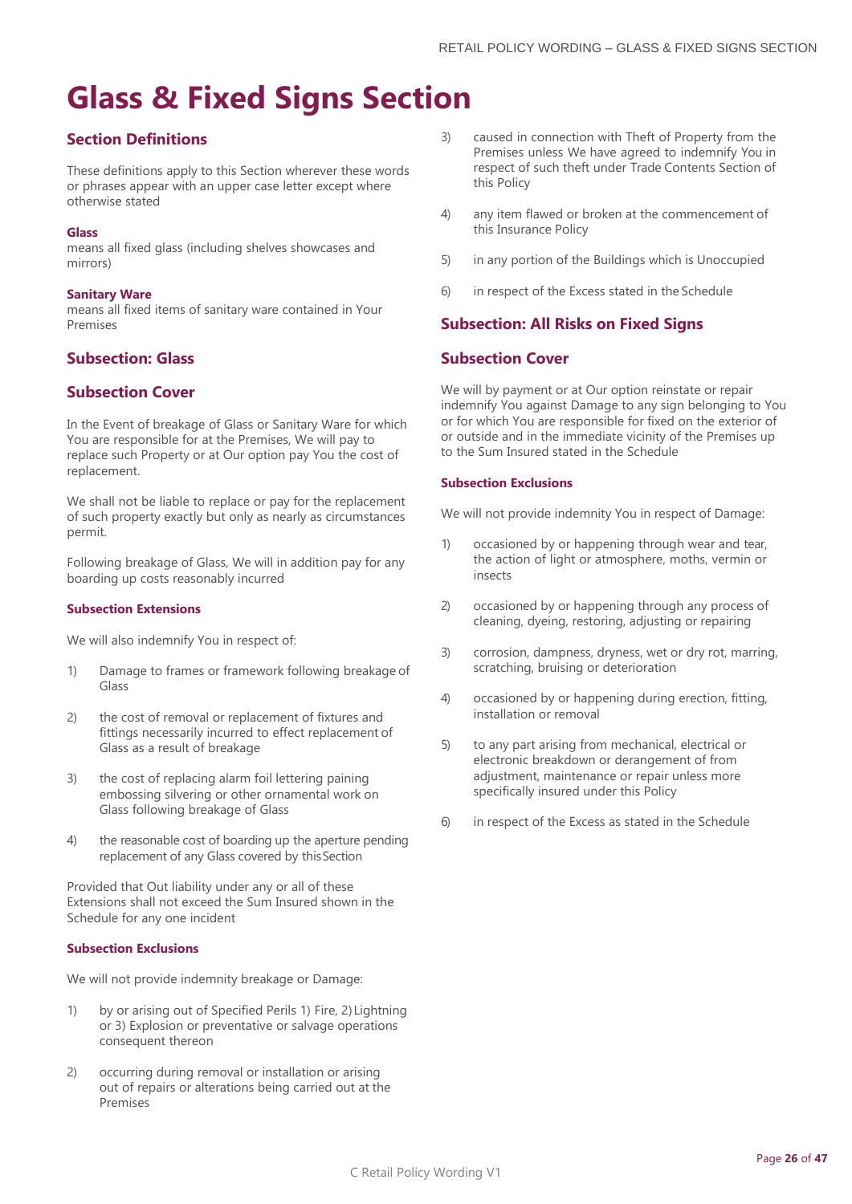# Glass & Fixed Signs Section

## Section Definitions

These definitions apply to this Section wherever these words or phrases appear with an upper case letter except where otherwise stated

**Glass**
means all fixed glass (including shelves showcases and mirrors)

**Sanitary Ware**
means all fixed items of sanitary ware contained in Your Premises

## Subsection: Glass

## Subsection Cover

In the Event of breakage of Glass or Sanitary Ware for which You are responsible for at the Premises, We will pay to replace such Property or at Our option pay You the cost of replacement.

We shall not be liable to replace or pay for the replacement of such property exactly but only as nearly as circumstances permit.

Following breakage of Glass, We will in addition pay for any boarding up costs reasonably incurred

### Subsection Extensions

We will also indemnify You in respect of:

1) Damage to frames or framework following breakage of Glass
2) the cost of removal or replacement of fixtures and fittings necessarily incurred to effect replacement of Glass as a result of breakage
3) the cost of replacing alarm foil lettering paining embossing silvering or other ornamental work on Glass following breakage of Glass
4) the reasonable cost of boarding up the aperture pending replacement of any Glass covered by this Section

Provided that Out liability under any or all of these Extensions shall not exceed the Sum Insured shown in the Schedule for any one incident

### Subsection Exclusions

We will not provide indemnity breakage or Damage:

1) by or arising out of Specified Perils 1) Fire, 2) Lightning or 3) Explosion or preventative or salvage operations consequent thereon
2) occurring during removal or installation or arising out of repairs or alterations being carried out at the Premises
3) caused in connection with Theft of Property from the Premises unless We have agreed to indemnify You in respect of such theft under Trade Contents Section of this Policy
4) any item flawed or broken at the commencement of this Insurance Policy
5) in any portion of the Buildings which is Unoccupied
6) in respect of the Excess stated in the Schedule

## Subsection: All Risks on Fixed Signs

## Subsection Cover

We will by payment or at Our option reinstate or repair indemnify You against Damage to any sign belonging to You or for which You are responsible for fixed on the exterior of or outside and in the immediate vicinity of the Premises up to the Sum Insured stated in the Schedule

### Subsection Exclusions

We will not provide indemnity You in respect of Damage:

1) occasioned by or happening through wear and tear, the action of light or atmosphere, moths, vermin or insects
2) occasioned by or happening through any process of cleaning, dyeing, restoring, adjusting or repairing
3) corrosion, dampness, dryness, wet or dry rot, marring, scratching, bruising or deterioration
4) occasioned by or happening during erection, fitting, installation or removal
5) to any part arising from mechanical, electrical or electronic breakdown or derangement of from adjustment, maintenance or repair unless more specifically insured under this Policy
6) in respect of the Excess as stated in the Schedule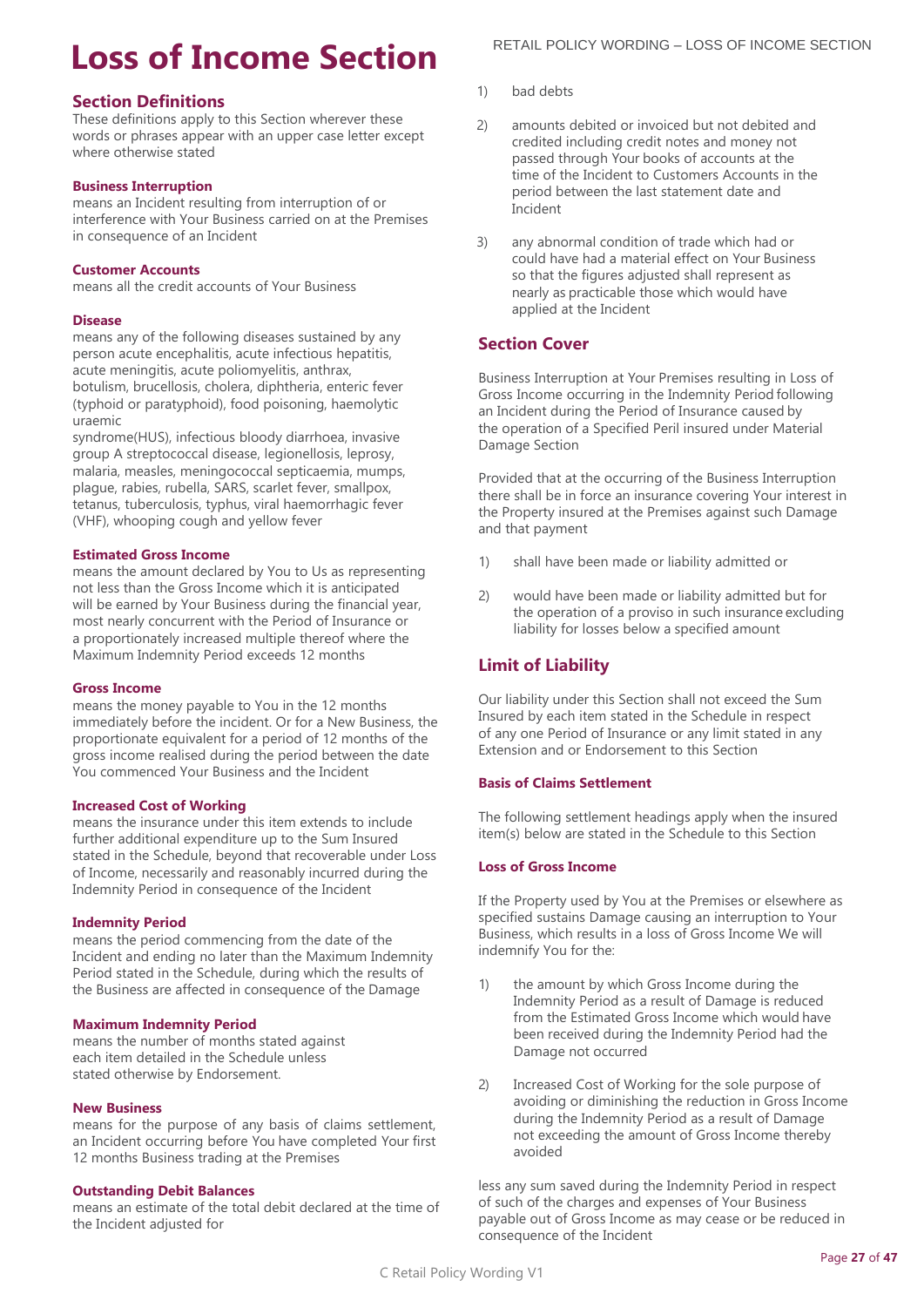# Loss of Income Section

## Section Definitions

These definitions apply to this Section wherever these words or phrases appear with an upper case letter except where otherwise stated

**Business Interruption**
means an Incident resulting from interruption of or interference with Your Business carried on at the Premises in consequence of an Incident

**Customer Accounts**
means all the credit accounts of Your Business

**Disease**
means any of the following diseases sustained by any person acute encephalitis, acute infectious hepatitis, acute meningitis, acute poliomyelitis, anthrax, botulism, brucellosis, cholera, diphtheria, enteric fever (typhoid or paratyphoid), food poisoning, haemolytic uraemic
syndrome(HUS), infectious bloody diarrhoea, invasive group A streptococcal disease, legionellosis, leprosy, malaria, measles, meningococcal septicaemia, mumps, plague, rabies, rubella, SARS, scarlet fever, smallpox, tetanus, tuberculosis, typhus, viral haemorrhagic fever (VHF), whooping cough and yellow fever

**Estimated Gross Income**
means the amount declared by You to Us as representing not less than the Gross Income which it is anticipated will be earned by Your Business during the financial year, most nearly concurrent with the Period of Insurance or a proportionately increased multiple thereof where the Maximum Indemnity Period exceeds 12 months

**Gross Income**
means the money payable to You in the 12 months immediately before the incident. Or for a New Business, the proportionate equivalent for a period of 12 months of the gross income realised during the period between the date You commenced Your Business and the Incident

**Increased Cost of Working**
means the insurance under this item extends to include further additional expenditure up to the Sum Insured stated in the Schedule, beyond that recoverable under Loss of Income, necessarily and reasonably incurred during the Indemnity Period in consequence of the Incident

**Indemnity Period**
means the period commencing from the date of the Incident and ending no later than the Maximum Indemnity Period stated in the Schedule, during which the results of the Business are affected in consequence of the Damage

**Maximum Indemnity Period**
means the number of months stated against each item detailed in the Schedule unless stated otherwise by Endorsement.

**New Business**
means for the purpose of any basis of claims settlement, an Incident occurring before You have completed Your first 12 months Business trading at the Premises

**Outstanding Debit Balances**
means an estimate of the total debit declared at the time of the Incident adjusted for

1) bad debts
2) amounts debited or invoiced but not debited and credited including credit notes and money not passed through Your books of accounts at the time of the Incident to Customers Accounts in the period between the last statement date and Incident
3) any abnormal condition of trade which had or could have had a material effect on Your Business so that the figures adjusted shall represent as nearly as practicable those which would have applied at the Incident

## Section Cover

Business Interruption at Your Premises resulting in Loss of Gross Income occurring in the Indemnity Period following an Incident during the Period of Insurance caused by the operation of a Specified Peril insured under Material Damage Section

Provided that at the occurring of the Business Interruption there shall be in force an insurance covering Your interest in the Property insured at the Premises against such Damage and that payment

1) shall have been made or liability admitted or
2) would have been made or liability admitted but for the operation of a proviso in such insurance excluding liability for losses below a specified amount

## Limit of Liability

Our liability under this Section shall not exceed the Sum Insured by each item stated in the Schedule in respect of any one Period of Insurance or any limit stated in any Extension and or Endorsement to this Section

### Basis of Claims Settlement

The following settlement headings apply when the insured item(s) below are stated in the Schedule to this Section

### Loss of Gross Income

If the Property used by You at the Premises or elsewhere as specified sustains Damage causing an interruption to Your Business, which results in a loss of Gross Income We will indemnify You for the:

1) the amount by which Gross Income during the Indemnity Period as a result of Damage is reduced from the Estimated Gross Income which would have been received during the Indemnity Period had the Damage not occurred
2) Increased Cost of Working for the sole purpose of avoiding or diminishing the reduction in Gross Income during the Indemnity Period as a result of Damage not exceeding the amount of Gross Income thereby avoided

less any sum saved during the Indemnity Period in respect of such of the charges and expenses of Your Business payable out of Gross Income as may cease or be reduced in consequence of the Incident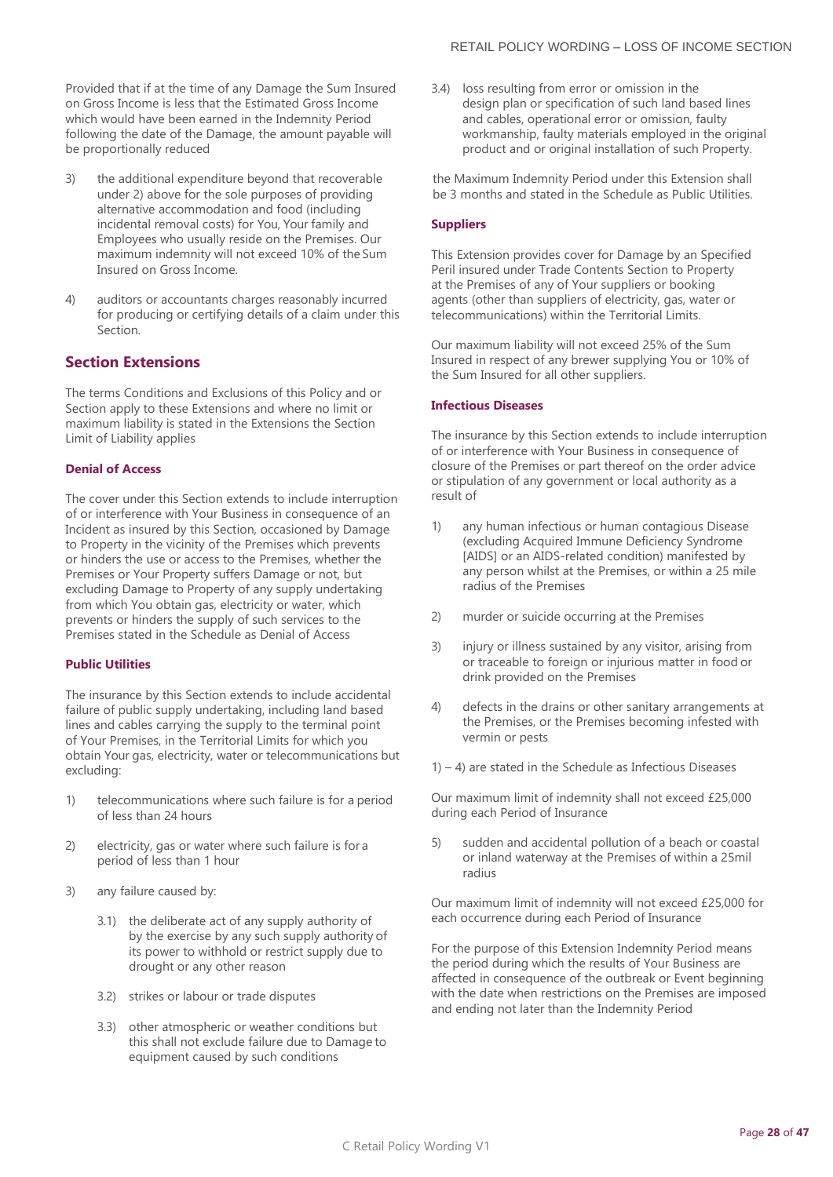Provided that if at the time of any Damage the Sum Insured on Gross Income is less that the Estimated Gross Income which would have been earned in the Indemnity Period following the date of the Damage, the amount payable will be proportionally reduced

3) the additional expenditure beyond that recoverable under 2) above for the sole purposes of providing alternative accommodation and food (including incidental removal costs) for You, Your family and Employees who usually reside on the Premises. Our maximum indemnity will not exceed 10% of the Sum Insured on Gross Income.

4) auditors or accountants charges reasonably incurred for producing or certifying details of a claim under this Section.

## Section Extensions

The terms Conditions and Exclusions of this Policy and or Section apply to these Extensions and where no limit or maximum liability is stated in the Extensions the Section Limit of Liability applies

### Denial of Access

The cover under this Section extends to include interruption of or interference with Your Business in consequence of an Incident as insured by this Section, occasioned by Damage to Property in the vicinity of the Premises which prevents or hinders the use or access to the Premises, whether the Premises or Your Property suffers Damage or not, but excluding Damage to Property of any supply undertaking from which You obtain gas, electricity or water, which prevents or hinders the supply of such services to the Premises stated in the Schedule as Denial of Access

### Public Utilities

The insurance by this Section extends to include accidental failure of public supply undertaking, including land based lines and cables carrying the supply to the terminal point of Your Premises, in the Territorial Limits for which you obtain Your gas, electricity, water or telecommunications but excluding:

1) telecommunications where such failure is for a period of less than 24 hours

2) electricity, gas or water where such failure is for a period of less than 1 hour

3) any failure caused by:

   3.1) the deliberate act of any supply authority of by the exercise by any such supply authority of its power to withhold or restrict supply due to drought or any other reason

   3.2) strikes or labour or trade disputes

   3.3) other atmospheric or weather conditions but this shall not exclude failure due to Damage to equipment caused by such conditions

   3.4) loss resulting from error or omission in the design plan or specification of such land based lines and cables, operational error or omission, faulty workmanship, faulty materials employed in the original product and or original installation of such Property.

the Maximum Indemnity Period under this Extension shall be 3 months and stated in the Schedule as Public Utilities.

### Suppliers

This Extension provides cover for Damage by an Specified Peril insured under Trade Contents Section to Property at the Premises of any of Your suppliers or booking agents (other than suppliers of electricity, gas, water or telecommunications) within the Territorial Limits.

Our maximum liability will not exceed 25% of the Sum Insured in respect of any brewer supplying You or 10% of the Sum Insured for all other suppliers.

### Infectious Diseases

The insurance by this Section extends to include interruption of or interference with Your Business in consequence of closure of the Premises or part thereof on the order advice or stipulation of any government or local authority as a result of

1) any human infectious or human contagious Disease (excluding Acquired Immune Deficiency Syndrome [AIDS] or an AIDS-related condition) manifested by any person whilst at the Premises, or within a 25 mile radius of the Premises

2) murder or suicide occurring at the Premises

3) injury or illness sustained by any visitor, arising from or traceable to foreign or injurious matter in food or drink provided on the Premises

4) defects in the drains or other sanitary arrangements at the Premises, or the Premises becoming infested with vermin or pests

1) – 4) are stated in the Schedule as Infectious Diseases

Our maximum limit of indemnity shall not exceed £25,000 during each Period of Insurance

5) sudden and accidental pollution of a beach or coastal or inland waterway at the Premises of within a 25mil radius

Our maximum limit of indemnity will not exceed £25,000 for each occurrence during each Period of Insurance

For the purpose of this Extension Indemnity Period means the period during which the results of Your Business are affected in consequence of the outbreak or Event beginning with the date when restrictions on the Premises are imposed and ending not later than the Indemnity Period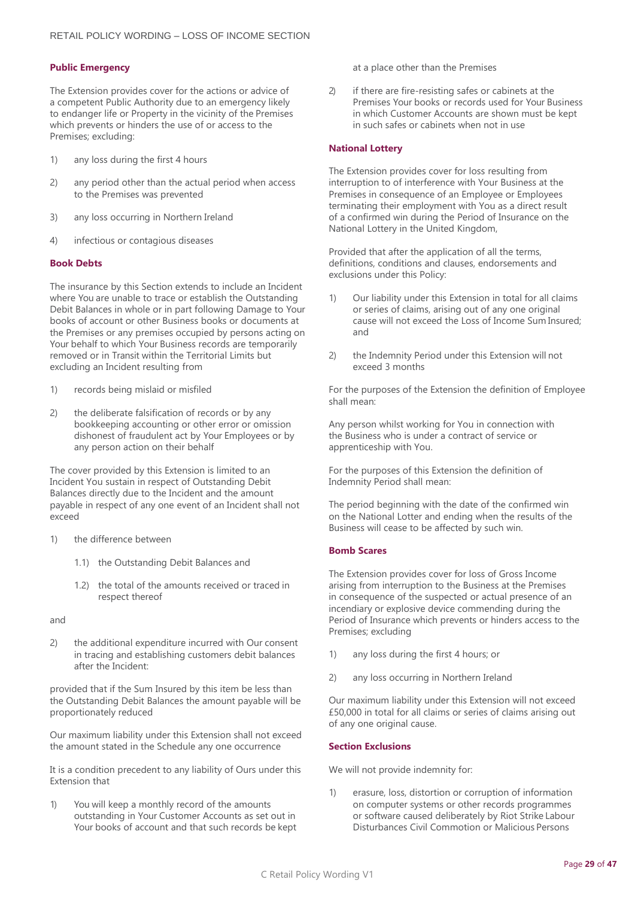### Public Emergency

The Extension provides cover for the actions or advice of a competent Public Authority due to an emergency likely to endanger life or Property in the vicinity of the Premises which prevents or hinders the use of or access to the Premises; excluding:

1) any loss during the first 4 hours

2) any period other than the actual period when access to the Premises was prevented

3) any loss occurring in Northern Ireland

4) infectious or contagious diseases

### Book Debts

The insurance by this Section extends to include an Incident where You are unable to trace or establish the Outstanding Debit Balances in whole or in part following Damage to Your books of account or other Business books or documents at the Premises or any premises occupied by persons acting on Your behalf to which Your Business records are temporarily removed or in Transit within the Territorial Limits but excluding an Incident resulting from

1) records being mislaid or misfiled

2) the deliberate falsification of records or by any bookkeeping accounting or other error or omission dishonest of fraudulent act by Your Employees or by any person action on their behalf

The cover provided by this Extension is limited to an Incident You sustain in respect of Outstanding Debit Balances directly due to the Incident and the amount payable in respect of any one event of an Incident shall not exceed

1) the difference between

   1.1) the Outstanding Debit Balances and

   1.2) the total of the amounts received or traced in respect thereof

and

2) the additional expenditure incurred with Our consent in tracing and establishing customers debit balances after the Incident:

provided that if the Sum Insured by this item be less than the Outstanding Debit Balances the amount payable will be proportionately reduced

Our maximum liability under this Extension shall not exceed the amount stated in the Schedule any one occurrence

It is a condition precedent to any liability of Ours under this Extension that

1) You will keep a monthly record of the amounts outstanding in Your Customer Accounts as set out in Your books of account and that such records be kept at a place other than the Premises

2) if there are fire-resisting safes or cabinets at the Premises Your books or records used for Your Business in which Customer Accounts are shown must be kept in such safes or cabinets when not in use

### National Lottery

The Extension provides cover for loss resulting from interruption to of interference with Your Business at the Premises in consequence of an Employee or Employees terminating their employment with You as a direct result of a confirmed win during the Period of Insurance on the National Lottery in the United Kingdom,

Provided that after the application of all the terms, definitions, conditions and clauses, endorsements and exclusions under this Policy:

1) Our liability under this Extension in total for all claims or series of claims, arising out of any one original cause will not exceed the Loss of Income Sum Insured; and

2) the Indemnity Period under this Extension will not exceed 3 months

For the purposes of the Extension the definition of Employee shall mean:

Any person whilst working for You in connection with the Business who is under a contract of service or apprenticeship with You.

For the purposes of this Extension the definition of Indemnity Period shall mean:

The period beginning with the date of the confirmed win on the National Lotter and ending when the results of the Business will cease to be affected by such win.

### Bomb Scares

The Extension provides cover for loss of Gross Income arising from interruption to the Business at the Premises in consequence of the suspected or actual presence of an incendiary or explosive device commending during the Period of Insurance which prevents or hinders access to the Premises; excluding

1) any loss during the first 4 hours; or

2) any loss occurring in Northern Ireland

Our maximum liability under this Extension will not exceed £50,000 in total for all claims or series of claims arising out of any one original cause.

### Section Exclusions

We will not provide indemnity for:

1) erasure, loss, distortion or corruption of information on computer systems or other records programmes or software caused deliberately by Riot Strike Labour Disturbances Civil Commotion or Malicious Persons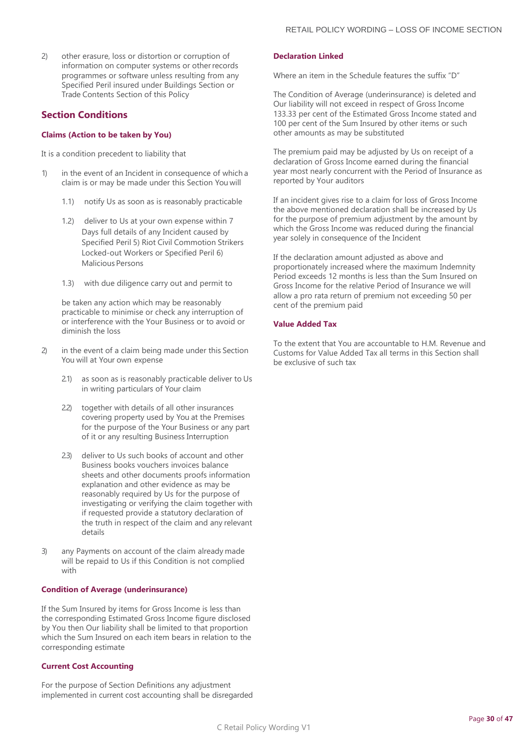2) other erasure, loss or distortion or corruption of information on computer systems or other records programmes or software unless resulting from any Specified Peril insured under Buildings Section or Trade Contents Section of this Policy

## Section Conditions

### Claims (Action to be taken by You)

It is a condition precedent to liability that

1) in the event of an Incident in consequence of which a claim is or may be made under this Section You will

   1.1) notify Us as soon as is reasonably practicable

   1.2) deliver to Us at your own expense within 7 Days full details of any Incident caused by Specified Peril 5) Riot Civil Commotion Strikers Locked-out Workers or Specified Peril 6) Malicious Persons

   1.3) with due diligence carry out and permit to

   be taken any action which may be reasonably practicable to minimise or check any interruption of or interference with the Your Business or to avoid or diminish the loss

2) in the event of a claim being made under this Section You will at Your own expense

   2.1) as soon as is reasonably practicable deliver to Us in writing particulars of Your claim

   2.2) together with details of all other insurances covering property used by You at the Premises for the purpose of the Your Business or any part of it or any resulting Business Interruption

   2.3) deliver to Us such books of account and other Business books vouchers invoices balance sheets and other documents proofs information explanation and other evidence as may be reasonably required by Us for the purpose of investigating or verifying the claim together with if requested provide a statutory declaration of the truth in respect of the claim and any relevant details

3) any Payments on account of the claim already made will be repaid to Us if this Condition is not complied with

### Condition of Average (underinsurance)

If the Sum Insured by items for Gross Income is less than the corresponding Estimated Gross Income figure disclosed by You then Our liability shall be limited to that proportion which the Sum Insured on each item bears in relation to the corresponding estimate

### Current Cost Accounting

For the purpose of Section Definitions any adjustment implemented in current cost accounting shall be disregarded

### Declaration Linked

Where an item in the Schedule features the suffix "D"

The Condition of Average (underinsurance) is deleted and Our liability will not exceed in respect of Gross Income 133.33 per cent of the Estimated Gross Income stated and 100 per cent of the Sum Insured by other items or such other amounts as may be substituted

The premium paid may be adjusted by Us on receipt of a declaration of Gross Income earned during the financial year most nearly concurrent with the Period of Insurance as reported by Your auditors

If an incident gives rise to a claim for loss of Gross Income the above mentioned declaration shall be increased by Us for the purpose of premium adjustment by the amount by which the Gross Income was reduced during the financial year solely in consequence of the Incident

If the declaration amount adjusted as above and proportionately increased where the maximum Indemnity Period exceeds 12 months is less than the Sum Insured on Gross Income for the relative Period of Insurance we will allow a pro rata return of premium not exceeding 50 per cent of the premium paid

### Value Added Tax

To the extent that You are accountable to H.M. Revenue and Customs for Value Added Tax all terms in this Section shall be exclusive of such tax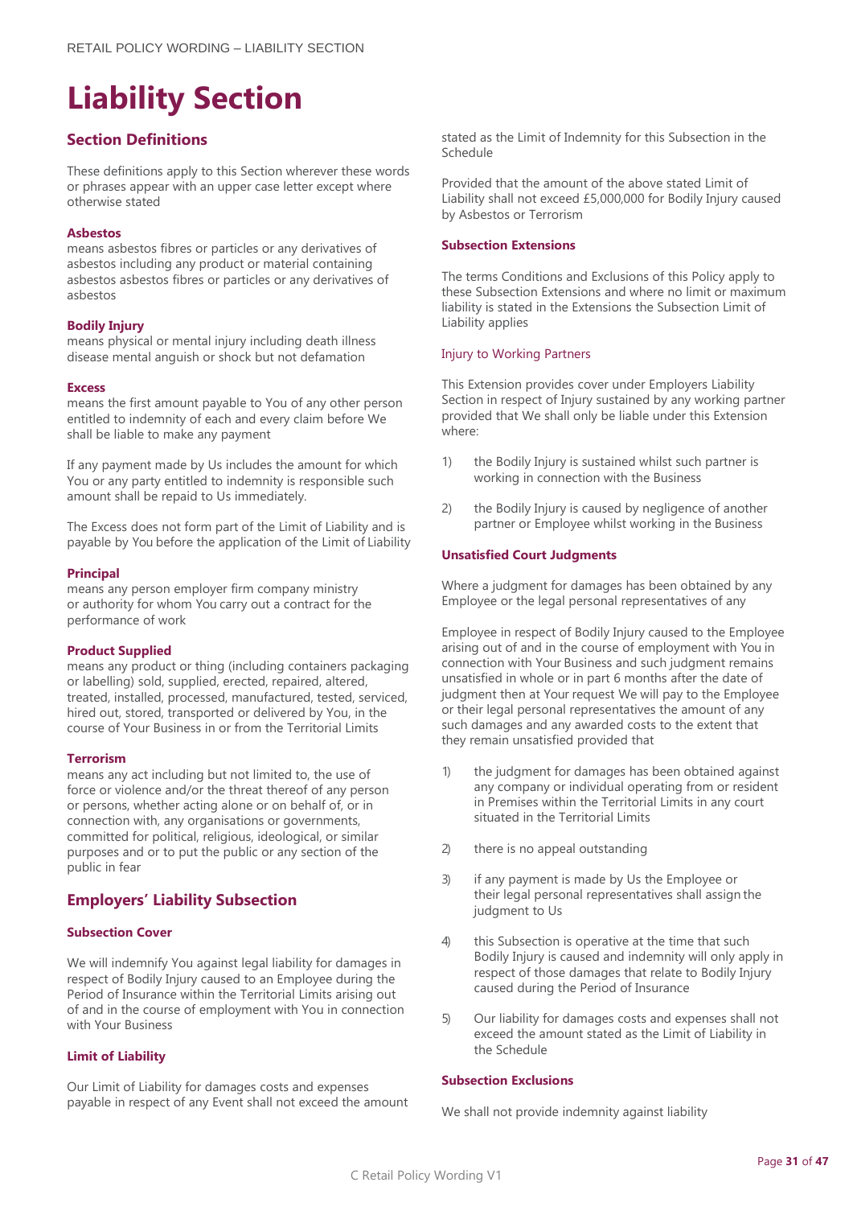# Liability Section

## Section Definitions

These definitions apply to this Section wherever these words or phrases appear with an upper case letter except where otherwise stated

**Asbestos**
means asbestos fibres or particles or any derivatives of asbestos including any product or material containing asbestos asbestos fibres or particles or any derivatives of asbestos

**Bodily Injury**
means physical or mental injury including death illness disease mental anguish or shock but not defamation

**Excess**
means the first amount payable to You of any other person entitled to indemnity of each and every claim before We shall be liable to make any payment

If any payment made by Us includes the amount for which You or any party entitled to indemnity is responsible such amount shall be repaid to Us immediately.

The Excess does not form part of the Limit of Liability and is payable by You before the application of the Limit of Liability

**Principal**
means any person employer firm company ministry or authority for whom You carry out a contract for the performance of work

**Product Supplied**
means any product or thing (including containers packaging or labelling) sold, supplied, erected, repaired, altered, treated, installed, processed, manufactured, tested, serviced, hired out, stored, transported or delivered by You, in the course of Your Business in or from the Territorial Limits

**Terrorism**
means any act including but not limited to, the use of force or violence and/or the threat thereof of any person or persons, whether acting alone or on behalf of, or in connection with, any organisations or governments, committed for political, religious, ideological, or similar purposes and or to put the public or any section of the public in fear

## Employers' Liability Subsection

### Subsection Cover

We will indemnify You against legal liability for damages in respect of Bodily Injury caused to an Employee during the Period of Insurance within the Territorial Limits arising out of and in the course of employment with You in connection with Your Business

### Limit of Liability

Our Limit of Liability for damages costs and expenses payable in respect of any Event shall not exceed the amount stated as the Limit of Indemnity for this Subsection in the Schedule

Provided that the amount of the above stated Limit of Liability shall not exceed £5,000,000 for Bodily Injury caused by Asbestos or Terrorism

### Subsection Extensions

The terms Conditions and Exclusions of this Policy apply to these Subsection Extensions and where no limit or maximum liability is stated in the Extensions the Subsection Limit of Liability applies

Injury to Working Partners

This Extension provides cover under Employers Liability Section in respect of Injury sustained by any working partner provided that We shall only be liable under this Extension where:

1) the Bodily Injury is sustained whilst such partner is working in connection with the Business
2) the Bodily Injury is caused by negligence of another partner or Employee whilst working in the Business

### Unsatisfied Court Judgments

Where a judgment for damages has been obtained by any Employee or the legal personal representatives of any

Employee in respect of Bodily Injury caused to the Employee arising out of and in the course of employment with You in connection with Your Business and such judgment remains unsatisfied in whole or in part 6 months after the date of judgment then at Your request We will pay to the Employee or their legal personal representatives the amount of any such damages and any awarded costs to the extent that they remain unsatisfied provided that

1) the judgment for damages has been obtained against any company or individual operating from or resident in Premises within the Territorial Limits in any court situated in the Territorial Limits
2) there is no appeal outstanding
3) if any payment is made by Us the Employee or their legal personal representatives shall assign the judgment to Us
4) this Subsection is operative at the time that such Bodily Injury is caused and indemnity will only apply in respect of those damages that relate to Bodily Injury caused during the Period of Insurance
5) Our liability for damages costs and expenses shall not exceed the amount stated as the Limit of Liability in the Schedule

### Subsection Exclusions

We shall not provide indemnity against liability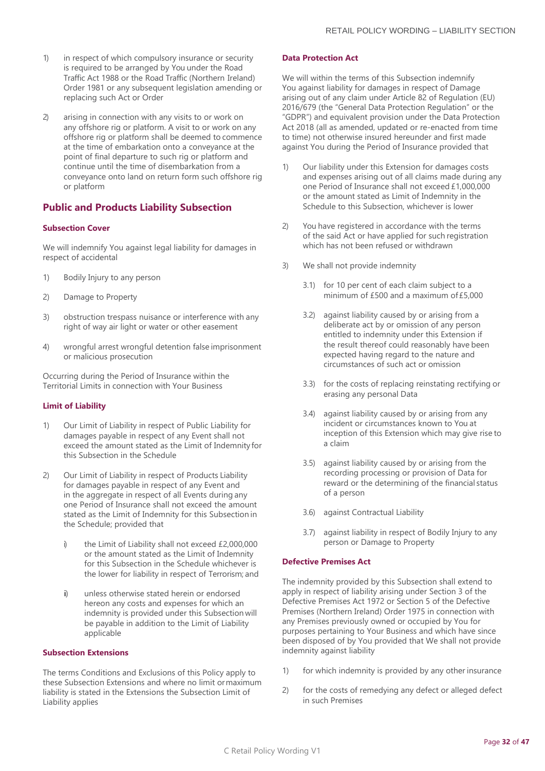1) in respect of which compulsory insurance or security is required to be arranged by You under the Road Traffic Act 1988 or the Road Traffic (Northern Ireland) Order 1981 or any subsequent legislation amending or replacing such Act or Order

2) arising in connection with any visits to or work on any offshore rig or platform. A visit to or work on any offshore rig or platform shall be deemed to commence at the time of embarkation onto a conveyance at the point of final departure to such rig or platform and continue until the time of disembarkation from a conveyance onto land on return form such offshore rig or platform

## Public and Products Liability Subsection

### Subsection Cover

We will indemnify You against legal liability for damages in respect of accidental

1) Bodily Injury to any person

2) Damage to Property

3) obstruction trespass nuisance or interference with any right of way air light or water or other easement

4) wrongful arrest wrongful detention false imprisonment or malicious prosecution

Occurring during the Period of Insurance within the Territorial Limits in connection with Your Business

### Limit of Liability

1) Our Limit of Liability in respect of Public Liability for damages payable in respect of any Event shall not exceed the amount stated as the Limit of Indemnity for this Subsection in the Schedule

2) Our Limit of Liability in respect of Products Liability for damages payable in respect of any Event and in the aggregate in respect of all Events during any one Period of Insurance shall not exceed the amount stated as the Limit of Indemnity for this Subsection in the Schedule; provided that

   i) the Limit of Liability shall not exceed £2,000,000 or the amount stated as the Limit of Indemnity for this Subsection in the Schedule whichever is the lower for liability in respect of Terrorism; and

   ii) unless otherwise stated herein or endorsed hereon any costs and expenses for which an indemnity is provided under this Subsection will be payable in addition to the Limit of Liability applicable

### Subsection Extensions

The terms Conditions and Exclusions of this Policy apply to these Subsection Extensions and where no limit or maximum liability is stated in the Extensions the Subsection Limit of Liability applies

### Data Protection Act

We will within the terms of this Subsection indemnify You against liability for damages in respect of Damage arising out of any claim under Article 82 of Regulation (EU) 2016/679 (the "General Data Protection Regulation" or the "GDPR") and equivalent provision under the Data Protection Act 2018 (all as amended, updated or re-enacted from time to time) not otherwise insured hereunder and first made against You during the Period of Insurance provided that

1) Our liability under this Extension for damages costs and expenses arising out of all claims made during any one Period of Insurance shall not exceed £1,000,000 or the amount stated as Limit of Indemnity in the Schedule to this Subsection, whichever is lower

2) You have registered in accordance with the terms of the said Act or have applied for such registration which has not been refused or withdrawn

3) We shall not provide indemnity

   3.1) for 10 per cent of each claim subject to a minimum of £500 and a maximum of £5,000

   3.2) against liability caused by or arising from a deliberate act by or omission of any person entitled to indemnity under this Extension if the result thereof could reasonably have been expected having regard to the nature and circumstances of such act or omission

   3.3) for the costs of replacing reinstating rectifying or erasing any personal Data

   3.4) against liability caused by or arising from any incident or circumstances known to You at inception of this Extension which may give rise to a claim

   3.5) against liability caused by or arising from the recording processing or provision of Data for reward or the determining of the financial status of a person

   3.6) against Contractual Liability

   3.7) against liability in respect of Bodily Injury to any person or Damage to Property

### Defective Premises Act

The indemnity provided by this Subsection shall extend to apply in respect of liability arising under Section 3 of the Defective Premises Act 1972 or Section 5 of the Defective Premises (Northern Ireland) Order 1975 in connection with any Premises previously owned or occupied by You for purposes pertaining to Your Business and which have since been disposed of by You provided that We shall not provide indemnity against liability

1) for which indemnity is provided by any other insurance

2) for the costs of remedying any defect or alleged defect in such Premises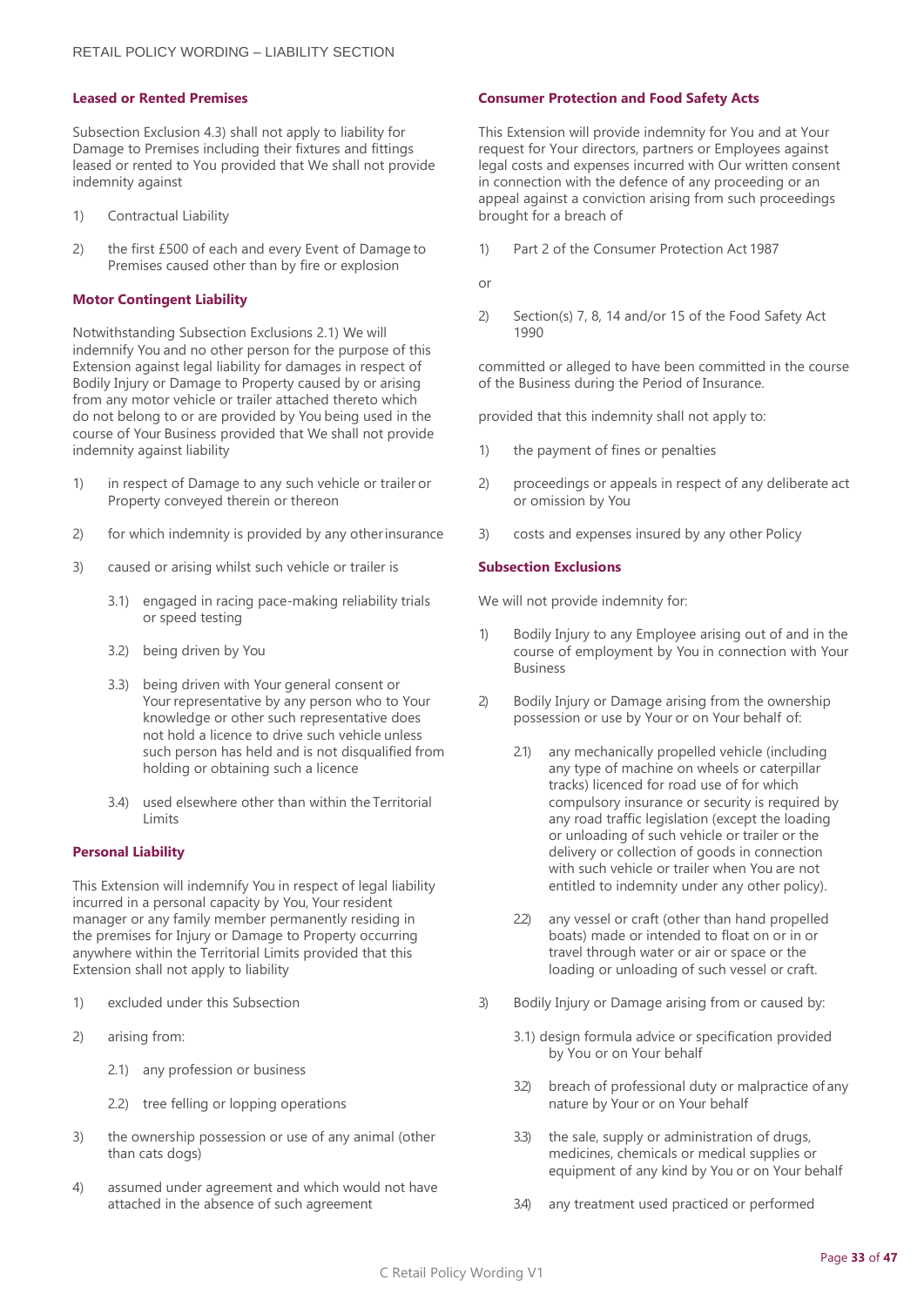### Leased or Rented Premises

Subsection Exclusion 4.3) shall not apply to liability for Damage to Premises including their fixtures and fittings leased or rented to You provided that We shall not provide indemnity against

1) Contractual Liability
2) the first £500 of each and every Event of Damage to Premises caused other than by fire or explosion

### Motor Contingent Liability

Notwithstanding Subsection Exclusions 2.1) We will indemnify You and no other person for the purpose of this Extension against legal liability for damages in respect of Bodily Injury or Damage to Property caused by or arising from any motor vehicle or trailer attached thereto which do not belong to or are provided by You being used in the course of Your Business provided that We shall not provide indemnity against liability

1) in respect of Damage to any such vehicle or trailer or Property conveyed therein or thereon
2) for which indemnity is provided by any other insurance
3) caused or arising whilst such vehicle or trailer is
   - 3.1) engaged in racing pace-making reliability trials or speed testing
   - 3.2) being driven by You
   - 3.3) being driven with Your general consent or Your representative by any person who to Your knowledge or other such representative does not hold a licence to drive such vehicle unless such person has held and is not disqualified from holding or obtaining such a licence
   - 3.4) used elsewhere other than within the Territorial Limits

### Personal Liability

This Extension will indemnify You in respect of legal liability incurred in a personal capacity by You, Your resident manager or any family member permanently residing in the premises for Injury or Damage to Property occurring anywhere within the Territorial Limits provided that this Extension shall not apply to liability

1) excluded under this Subsection
2) arising from:
   - 2.1) any profession or business
   - 2.2) tree felling or lopping operations
3) the ownership possession or use of any animal (other than cats dogs)
4) assumed under agreement and which would not have attached in the absence of such agreement

### Consumer Protection and Food Safety Acts

This Extension will provide indemnity for You and at Your request for Your directors, partners or Employees against legal costs and expenses incurred with Our written consent in connection with the defence of any proceeding or an appeal against a conviction arising from such proceedings brought for a breach of

1) Part 2 of the Consumer Protection Act 1987

or

2) Section(s) 7, 8, 14 and/or 15 of the Food Safety Act 1990

committed or alleged to have been committed in the course of the Business during the Period of Insurance.

provided that this indemnity shall not apply to:

1) the payment of fines or penalties
2) proceedings or appeals in respect of any deliberate act or omission by You
3) costs and expenses insured by any other Policy

### Subsection Exclusions

We will not provide indemnity for:

1) Bodily Injury to any Employee arising out of and in the course of employment by You in connection with Your Business
2) Bodily Injury or Damage arising from the ownership possession or use by Your or on Your behalf of:
   - 2.1) any mechanically propelled vehicle (including any type of machine on wheels or caterpillar tracks) licenced for road use of for which compulsory insurance or security is required by any road traffic legislation (except the loading or unloading of such vehicle or trailer or the delivery or collection of goods in connection with such vehicle or trailer when You are not entitled to indemnity under any other policy).
   - 2.2) any vessel or craft (other than hand propelled boats) made or intended to float on or in or travel through water or air or space or the loading or unloading of such vessel or craft.
3) Bodily Injury or Damage arising from or caused by:
   - 3.1) design formula advice or specification provided by You or on Your behalf
   - 3.2) breach of professional duty or malpractice of any nature by Your or on Your behalf
   - 3.3) the sale, supply or administration of drugs, medicines, chemicals or medical supplies or equipment of any kind by You or on Your behalf
   - 3.4) any treatment used practiced or performed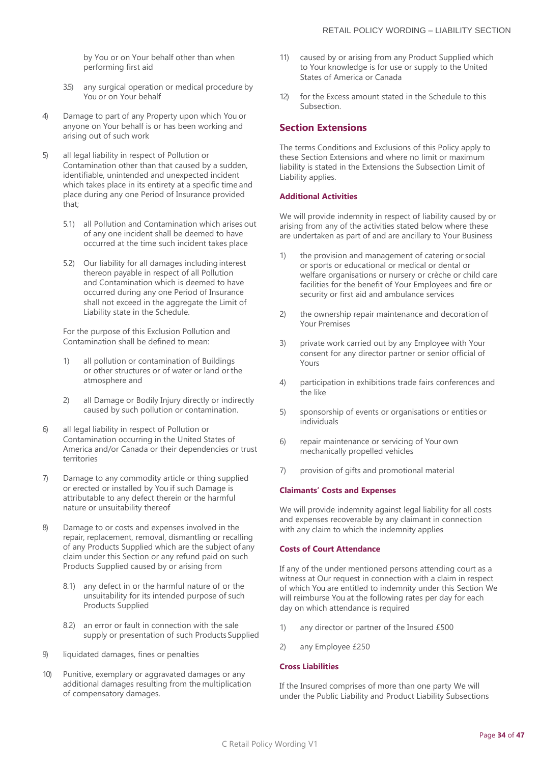by You or on Your behalf other than when performing first aid

3.5) any surgical operation or medical procedure by You or on Your behalf

4) Damage to part of any Property upon which You or anyone on Your behalf is or has been working and arising out of such work

5) all legal liability in respect of Pollution or Contamination other than that caused by a sudden, identifiable, unintended and unexpected incident which takes place in its entirety at a specific time and place during any one Period of Insurance provided that;

   5.1) all Pollution and Contamination which arises out of any one incident shall be deemed to have occurred at the time such incident takes place

   5.2) Our liability for all damages including interest thereon payable in respect of all Pollution and Contamination which is deemed to have occurred during any one Period of Insurance shall not exceed in the aggregate the Limit of Liability state in the Schedule.

   For the purpose of this Exclusion Pollution and Contamination shall be defined to mean:

   1) all pollution or contamination of Buildings or other structures or of water or land or the atmosphere and

   2) all Damage or Bodily Injury directly or indirectly caused by such pollution or contamination.

6) all legal liability in respect of Pollution or Contamination occurring in the United States of America and/or Canada or their dependencies or trust territories

7) Damage to any commodity article or thing supplied or erected or installed by You if such Damage is attributable to any defect therein or the harmful nature or unsuitability thereof

8) Damage to or costs and expenses involved in the repair, replacement, removal, dismantling or recalling of any Products Supplied which are the subject of any claim under this Section or any refund paid on such Products Supplied caused by or arising from

   8.1) any defect in or the harmful nature of or the unsuitability for its intended purpose of such Products Supplied

   8.2) an error or fault in connection with the sale supply or presentation of such Products Supplied

9) liquidated damages, fines or penalties

10) Punitive, exemplary or aggravated damages or any additional damages resulting from the multiplication of compensatory damages.

11) caused by or arising from any Product Supplied which to Your knowledge is for use or supply to the United States of America or Canada

12) for the Excess amount stated in the Schedule to this Subsection.

## Section Extensions

The terms Conditions and Exclusions of this Policy apply to these Section Extensions and where no limit or maximum liability is stated in the Extensions the Subsection Limit of Liability applies.

### Additional Activities

We will provide indemnity in respect of liability caused by or arising from any of the activities stated below where these are undertaken as part of and are ancillary to Your Business

1) the provision and management of catering or social or sports or educational or medical or dental or welfare organisations or nursery or crèche or child care facilities for the benefit of Your Employees and fire or security or first aid and ambulance services

2) the ownership repair maintenance and decoration of Your Premises

3) private work carried out by any Employee with Your consent for any director partner or senior official of Yours

4) participation in exhibitions trade fairs conferences and the like

5) sponsorship of events or organisations or entities or individuals

6) repair maintenance or servicing of Your own mechanically propelled vehicles

7) provision of gifts and promotional material

### Claimants' Costs and Expenses

We will provide indemnity against legal liability for all costs and expenses recoverable by any claimant in connection with any claim to which the indemnity applies

### Costs of Court Attendance

If any of the under mentioned persons attending court as a witness at Our request in connection with a claim in respect of which You are entitled to indemnity under this Section We will reimburse You at the following rates per day for each day on which attendance is required

1) any director or partner of the Insured £500

2) any Employee £250

### Cross Liabilities

If the Insured comprises of more than one party We will under the Public Liability and Product Liability Subsections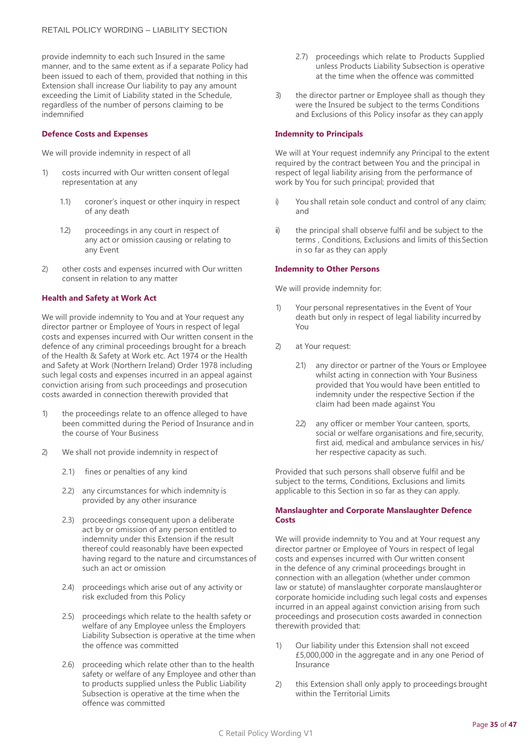provide indemnity to each such Insured in the same manner, and to the same extent as if a separate Policy had been issued to each of them, provided that nothing in this Extension shall increase Our liability to pay any amount exceeding the Limit of Liability stated in the Schedule, regardless of the number of persons claiming to be indemnified

### Defence Costs and Expenses

We will provide indemnity in respect of all

1) costs incurred with Our written consent of legal representation at any
   - 1.1) coroner's inquest or other inquiry in respect of any death
   - 1.2) proceedings in any court in respect of any act or omission causing or relating to any Event
2) other costs and expenses incurred with Our written consent in relation to any matter

### Health and Safety at Work Act

We will provide indemnity to You and at Your request any director partner or Employee of Yours in respect of legal costs and expenses incurred with Our written consent in the defence of any criminal proceedings brought for a breach of the Health & Safety at Work etc. Act 1974 or the Health and Safety at Work (Northern Ireland) Order 1978 including such legal costs and expenses incurred in an appeal against conviction arising from such proceedings and prosecution costs awarded in connection therewith provided that

1) the proceedings relate to an offence alleged to have been committed during the Period of Insurance and in the course of Your Business
2) We shall not provide indemnity in respect of
   - 2.1) fines or penalties of any kind
   - 2.2) any circumstances for which indemnity is provided by any other insurance
   - 2.3) proceedings consequent upon a deliberate act by or omission of any person entitled to indemnity under this Extension if the result thereof could reasonably have been expected having regard to the nature and circumstances of such an act or omission
   - 2.4) proceedings which arise out of any activity or risk excluded from this Policy
   - 2.5) proceedings which relate to the health safety or welfare of any Employee unless the Employers Liability Subsection is operative at the time when the offence was committed
   - 2.6) proceeding which relate other than to the health safety or welfare of any Employee and other than to products supplied unless the Public Liability Subsection is operative at the time when the offence was committed
   - 2.7) proceedings which relate to Products Supplied unless Products Liability Subsection is operative at the time when the offence was committed
3) the director partner or Employee shall as though they were the Insured be subject to the terms Conditions and Exclusions of this Policy insofar as they can apply

### Indemnity to Principals

We will at Your request indemnify any Principal to the extent required by the contract between You and the principal in respect of legal liability arising from the performance of work by You for such principal; provided that

i) You shall retain sole conduct and control of any claim; and
ii) the principal shall observe fulfil and be subject to the terms , Conditions, Exclusions and limits of this Section in so far as they can apply

### Indemnity to Other Persons

We will provide indemnity for:

1) Your personal representatives in the Event of Your death but only in respect of legal liability incurred by You
2) at Your request:
   - 2.1) any director or partner of the Yours or Employee whilst acting in connection with Your Business provided that You would have been entitled to indemnity under the respective Section if the claim had been made against You
   - 2.2) any officer or member Your canteen, sports, social or welfare organisations and fire, security, first aid, medical and ambulance services in his/her respective capacity as such.

Provided that such persons shall observe fulfil and be subject to the terms, Conditions, Exclusions and limits applicable to this Section in so far as they can apply.

### Manslaughter and Corporate Manslaughter Defence Costs

We will provide indemnity to You and at Your request any director partner or Employee of Yours in respect of legal costs and expenses incurred with Our written consent in the defence of any criminal proceedings brought in connection with an allegation (whether under common law or statute) of manslaughter corporate manslaughter or corporate homicide including such legal costs and expenses incurred in an appeal against conviction arising from such proceedings and prosecution costs awarded in connection therewith provided that:

1) Our liability under this Extension shall not exceed £5,000,000 in the aggregate and in any one Period of Insurance
2) this Extension shall only apply to proceedings brought within the Territorial Limits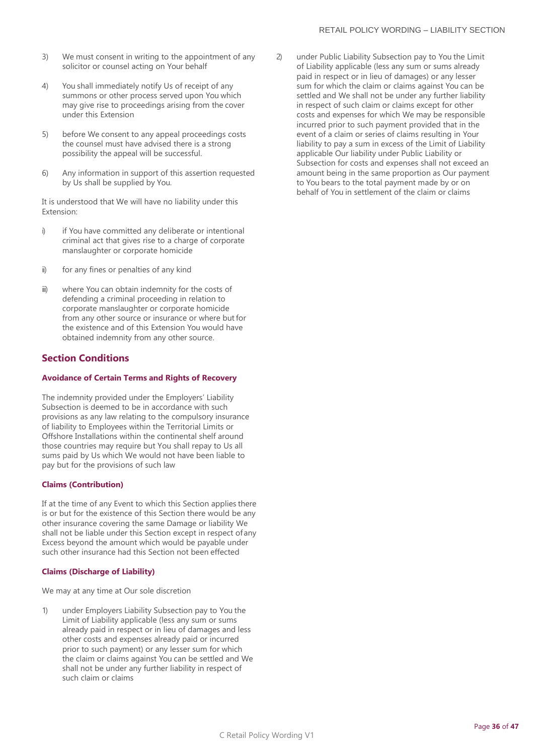3) We must consent in writing to the appointment of any solicitor or counsel acting on Your behalf

4) You shall immediately notify Us of receipt of any summons or other process served upon You which may give rise to proceedings arising from the cover under this Extension

5) before We consent to any appeal proceedings costs the counsel must have advised there is a strong possibility the appeal will be successful.

6) Any information in support of this assertion requested by Us shall be supplied by You.

It is understood that We will have no liability under this Extension:

i) if You have committed any deliberate or intentional criminal act that gives rise to a charge of corporate manslaughter or corporate homicide

ii) for any fines or penalties of any kind

iii) where You can obtain indemnity for the costs of defending a criminal proceeding in relation to corporate manslaughter or corporate homicide from any other source or insurance or where but for the existence and of this Extension You would have obtained indemnity from any other source.

## Section Conditions

### Avoidance of Certain Terms and Rights of Recovery

The indemnity provided under the Employers' Liability Subsection is deemed to be in accordance with such provisions as any law relating to the compulsory insurance of liability to Employees within the Territorial Limits or Offshore Installations within the continental shelf around those countries may require but You shall repay to Us all sums paid by Us which We would not have been liable to pay but for the provisions of such law

### Claims (Contribution)

If at the time of any Event to which this Section applies there is or but for the existence of this Section there would be any other insurance covering the same Damage or liability We shall not be liable under this Section except in respect of any Excess beyond the amount which would be payable under such other insurance had this Section not been effected

### Claims (Discharge of Liability)

We may at any time at Our sole discretion

1) under Employers Liability Subsection pay to You the Limit of Liability applicable (less any sum or sums already paid in respect or in lieu of damages and less other costs and expenses already paid or incurred prior to such payment) or any lesser sum for which the claim or claims against You can be settled and We shall not be under any further liability in respect of such claim or claims

2) under Public Liability Subsection pay to You the Limit of Liability applicable (less any sum or sums already paid in respect or in lieu of damages) or any lesser sum for which the claim or claims against You can be settled and We shall not be under any further liability in respect of such claim or claims except for other costs and expenses for which We may be responsible incurred prior to such payment provided that in the event of a claim or series of claims resulting in Your liability to pay a sum in excess of the Limit of Liability applicable Our liability under Public Liability or Subsection for costs and expenses shall not exceed an amount being in the same proportion as Our payment to You bears to the total payment made by or on behalf of You in settlement of the claim or claims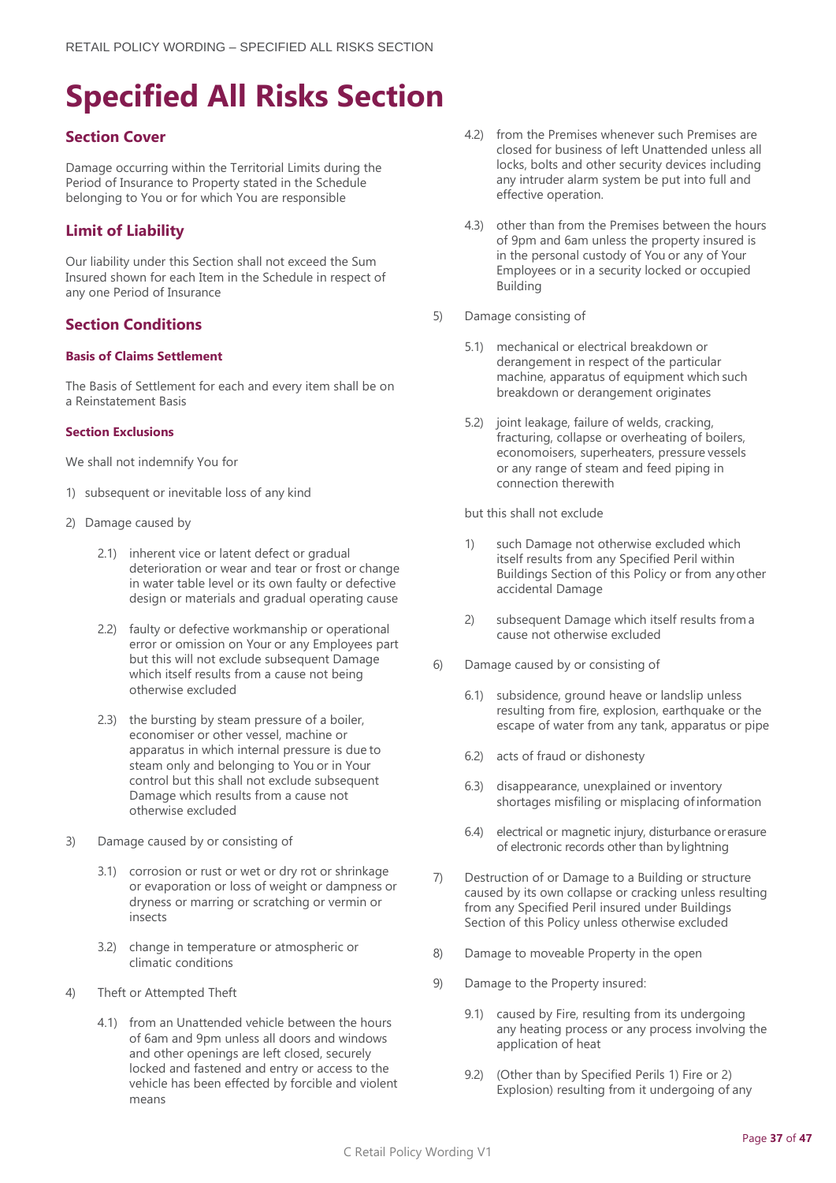# Specified All Risks Section

## Section Cover

Damage occurring within the Territorial Limits during the Period of Insurance to Property stated in the Schedule belonging to You or for which You are responsible

## Limit of Liability

Our liability under this Section shall not exceed the Sum Insured shown for each Item in the Schedule in respect of any one Period of Insurance

## Section Conditions

### Basis of Claims Settlement

The Basis of Settlement for each and every item shall be on a Reinstatement Basis

### Section Exclusions

We shall not indemnify You for

1) subsequent or inevitable loss of any kind

2) Damage caused by

   2.1) inherent vice or latent defect or gradual deterioration or wear and tear or frost or change in water table level or its own faulty or defective design or materials and gradual operating cause

   2.2) faulty or defective workmanship or operational error or omission on Your or any Employees part but this will not exclude subsequent Damage which itself results from a cause not being otherwise excluded

   2.3) the bursting by steam pressure of a boiler, economiser or other vessel, machine or apparatus in which internal pressure is due to steam only and belonging to You or in Your control but this shall not exclude subsequent Damage which results from a cause not otherwise excluded

3) Damage caused by or consisting of

   3.1) corrosion or rust or wet or dry rot or shrinkage or evaporation or loss of weight or dampness or dryness or marring or scratching or vermin or insects

   3.2) change in temperature or atmospheric or climatic conditions

4) Theft or Attempted Theft

   4.1) from an Unattended vehicle between the hours of 6am and 9pm unless all doors and windows and other openings are left closed, securely locked and fastened and entry or access to the vehicle has been effected by forcible and violent means

   4.2) from the Premises whenever such Premises are closed for business of left Unattended unless all locks, bolts and other security devices including any intruder alarm system be put into full and effective operation.

   4.3) other than from the Premises between the hours of 9pm and 6am unless the property insured is in the personal custody of You or any of Your Employees or in a security locked or occupied Building

5) Damage consisting of

   5.1) mechanical or electrical breakdown or derangement in respect of the particular machine, apparatus of equipment which such breakdown or derangement originates

   5.2) joint leakage, failure of welds, cracking, fracturing, collapse or overheating of boilers, economoisers, superheaters, pressure vessels or any range of steam and feed piping in connection therewith

   but this shall not exclude

   1) such Damage not otherwise excluded which itself results from any Specified Peril within Buildings Section of this Policy or from any other accidental Damage

   2) subsequent Damage which itself results from a cause not otherwise excluded

6) Damage caused by or consisting of

   6.1) subsidence, ground heave or landslip unless resulting from fire, explosion, earthquake or the escape of water from any tank, apparatus or pipe

   6.2) acts of fraud or dishonesty

   6.3) disappearance, unexplained or inventory shortages misfiling or misplacing of information

   6.4) electrical or magnetic injury, disturbance or erasure of electronic records other than by lightning

7) Destruction of or Damage to a Building or structure caused by its own collapse or cracking unless resulting from any Specified Peril insured under Buildings Section of this Policy unless otherwise excluded

8) Damage to moveable Property in the open

9) Damage to the Property insured:

   9.1) caused by Fire, resulting from its undergoing any heating process or any process involving the application of heat

   9.2) (Other than by Specified Perils 1) Fire or 2) Explosion) resulting from it undergoing of any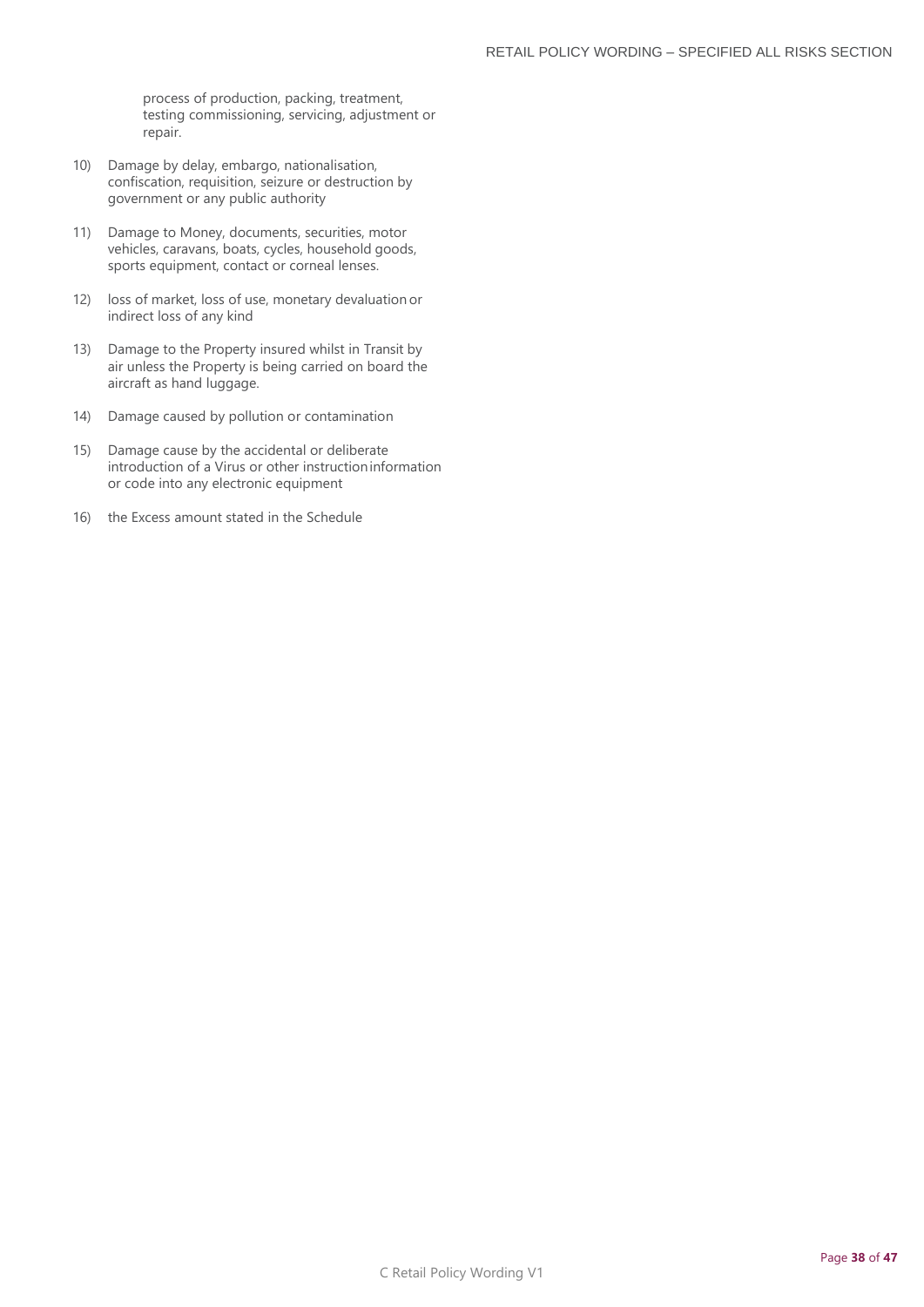process of production, packing, treatment, testing commissioning, servicing, adjustment or repair.

10) Damage by delay, embargo, nationalisation, confiscation, requisition, seizure or destruction by government or any public authority

11) Damage to Money, documents, securities, motor vehicles, caravans, boats, cycles, household goods, sports equipment, contact or corneal lenses.

12) loss of market, loss of use, monetary devaluation or indirect loss of any kind

13) Damage to the Property insured whilst in Transit by air unless the Property is being carried on board the aircraft as hand luggage.

14) Damage caused by pollution or contamination

15) Damage cause by the accidental or deliberate introduction of a Virus or other instruction information or code into any electronic equipment

16) the Excess amount stated in the Schedule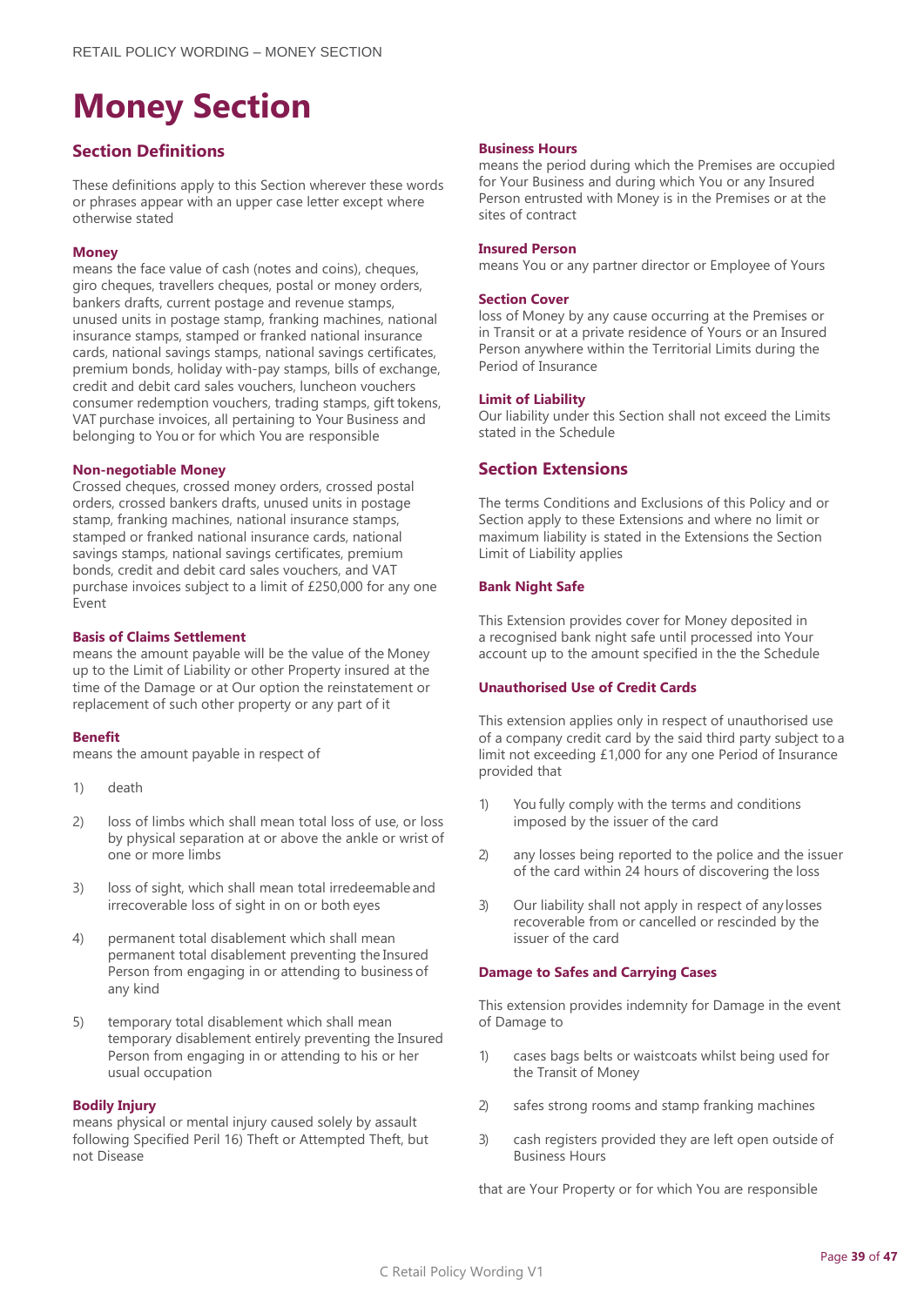# Money Section

## Section Definitions

These definitions apply to this Section wherever these words or phrases appear with an upper case letter except where otherwise stated

### Money

means the face value of cash (notes and coins), cheques, giro cheques, travellers cheques, postal or money orders, bankers drafts, current postage and revenue stamps, unused units in postage stamp, franking machines, national insurance stamps, stamped or franked national insurance cards, national savings stamps, national savings certificates, premium bonds, holiday with-pay stamps, bills of exchange, credit and debit card sales vouchers, luncheon vouchers consumer redemption vouchers, trading stamps, gift tokens, VAT purchase invoices, all pertaining to Your Business and belonging to You or for which You are responsible

### Non-negotiable Money

Crossed cheques, crossed money orders, crossed postal orders, crossed bankers drafts, unused units in postage stamp, franking machines, national insurance stamps, stamped or franked national insurance cards, national savings stamps, national savings certificates, premium bonds, credit and debit card sales vouchers, and VAT purchase invoices subject to a limit of £250,000 for any one Event

### Basis of Claims Settlement

means the amount payable will be the value of the Money up to the Limit of Liability or other Property insured at the time of the Damage or at Our option the reinstatement or replacement of such other property or any part of it

### Benefit

means the amount payable in respect of

1) death
2) loss of limbs which shall mean total loss of use, or loss by physical separation at or above the ankle or wrist of one or more limbs
3) loss of sight, which shall mean total irredeemable and irrecoverable loss of sight in on or both eyes
4) permanent total disablement which shall mean permanent total disablement preventing the Insured Person from engaging in or attending to business of any kind
5) temporary total disablement which shall mean temporary disablement entirely preventing the Insured Person from engaging in or attending to his or her usual occupation

### Bodily Injury

means physical or mental injury caused solely by assault following Specified Peril 16) Theft or Attempted Theft, but not Disease

### Business Hours

means the period during which the Premises are occupied for Your Business and during which You or any Insured Person entrusted with Money is in the Premises or at the sites of contract

### Insured Person

means You or any partner director or Employee of Yours

### Section Cover

loss of Money by any cause occurring at the Premises or in Transit or at a private residence of Yours or an Insured Person anywhere within the Territorial Limits during the Period of Insurance

### Limit of Liability

Our liability under this Section shall not exceed the Limits stated in the Schedule

## Section Extensions

The terms Conditions and Exclusions of this Policy and or Section apply to these Extensions and where no limit or maximum liability is stated in the Extensions the Section Limit of Liability applies

### Bank Night Safe

This Extension provides cover for Money deposited in a recognised bank night safe until processed into Your account up to the amount specified in the the Schedule

### Unauthorised Use of Credit Cards

This extension applies only in respect of unauthorised use of a company credit card by the said third party subject to a limit not exceeding £1,000 for any one Period of Insurance provided that

1) You fully comply with the terms and conditions imposed by the issuer of the card
2) any losses being reported to the police and the issuer of the card within 24 hours of discovering the loss
3) Our liability shall not apply in respect of any losses recoverable from or cancelled or rescinded by the issuer of the card

### Damage to Safes and Carrying Cases

This extension provides indemnity for Damage in the event of Damage to

1) cases bags belts or waistcoats whilst being used for the Transit of Money
2) safes strong rooms and stamp franking machines
3) cash registers provided they are left open outside of Business Hours

that are Your Property or for which You are responsible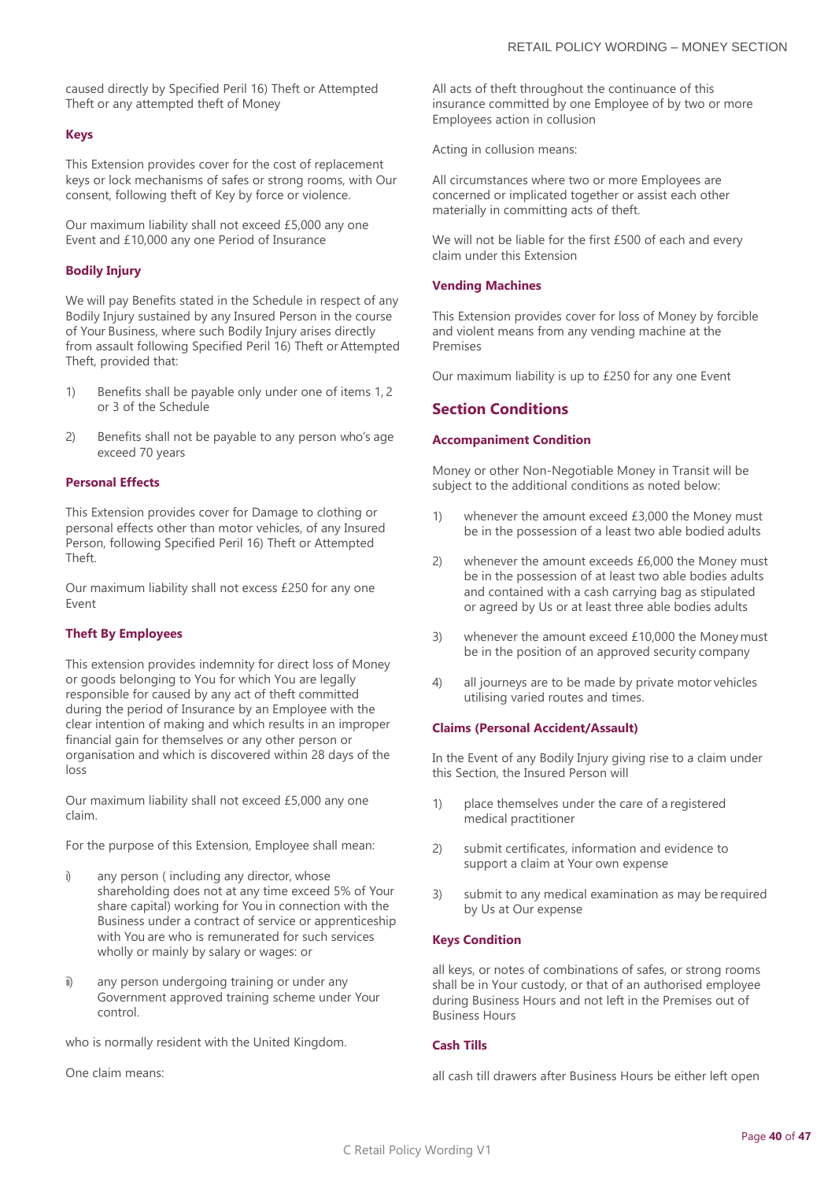caused directly by Specified Peril 16) Theft or Attempted Theft or any attempted theft of Money

### Keys

This Extension provides cover for the cost of replacement keys or lock mechanisms of safes or strong rooms, with Our consent, following theft of Key by force or violence.

Our maximum liability shall not exceed £5,000 any one Event and £10,000 any one Period of Insurance

### Bodily Injury

We will pay Benefits stated in the Schedule in respect of any Bodily Injury sustained by any Insured Person in the course of Your Business, where such Bodily Injury arises directly from assault following Specified Peril 16) Theft or Attempted Theft, provided that:

1) Benefits shall be payable only under one of items 1, 2 or 3 of the Schedule

2) Benefits shall not be payable to any person who's age exceed 70 years

### Personal Effects

This Extension provides cover for Damage to clothing or personal effects other than motor vehicles, of any Insured Person, following Specified Peril 16) Theft or Attempted Theft.

Our maximum liability shall not excess £250 for any one Event

### Theft By Employees

This extension provides indemnity for direct loss of Money or goods belonging to You for which You are legally responsible for caused by any act of theft committed during the period of Insurance by an Employee with the clear intention of making and which results in an improper financial gain for themselves or any other person or organisation and which is discovered within 28 days of the loss

Our maximum liability shall not exceed £5,000 any one claim.

For the purpose of this Extension, Employee shall mean:

i) any person ( including any director, whose shareholding does not at any time exceed 5% of Your share capital) working for You in connection with the Business under a contract of service or apprenticeship with You are who is remunerated for such services wholly or mainly by salary or wages: or

ii) any person undergoing training or under any Government approved training scheme under Your control.

who is normally resident with the United Kingdom.

One claim means:

All acts of theft throughout the continuance of this insurance committed by one Employee of by two or more Employees action in collusion

Acting in collusion means:

All circumstances where two or more Employees are concerned or implicated together or assist each other materially in committing acts of theft.

We will not be liable for the first £500 of each and every claim under this Extension

### Vending Machines

This Extension provides cover for loss of Money by forcible and violent means from any vending machine at the Premises

Our maximum liability is up to £250 for any one Event

## Section Conditions

### Accompaniment Condition

Money or other Non-Negotiable Money in Transit will be subject to the additional conditions as noted below:

1) whenever the amount exceed £3,000 the Money must be in the possession of a least two able bodied adults

2) whenever the amount exceeds £6,000 the Money must be in the possession of at least two able bodies adults and contained with a cash carrying bag as stipulated or agreed by Us or at least three able bodies adults

3) whenever the amount exceed £10,000 the Money must be in the position of an approved security company

4) all journeys are to be made by private motor vehicles utilising varied routes and times.

### Claims (Personal Accident/Assault)

In the Event of any Bodily Injury giving rise to a claim under this Section, the Insured Person will

1) place themselves under the care of a registered medical practitioner

2) submit certificates, information and evidence to support a claim at Your own expense

3) submit to any medical examination as may be required by Us at Our expense

### Keys Condition

all keys, or notes of combinations of safes, or strong rooms shall be in Your custody, or that of an authorised employee during Business Hours and not left in the Premises out of Business Hours

### Cash Tills

all cash till drawers after Business Hours be either left open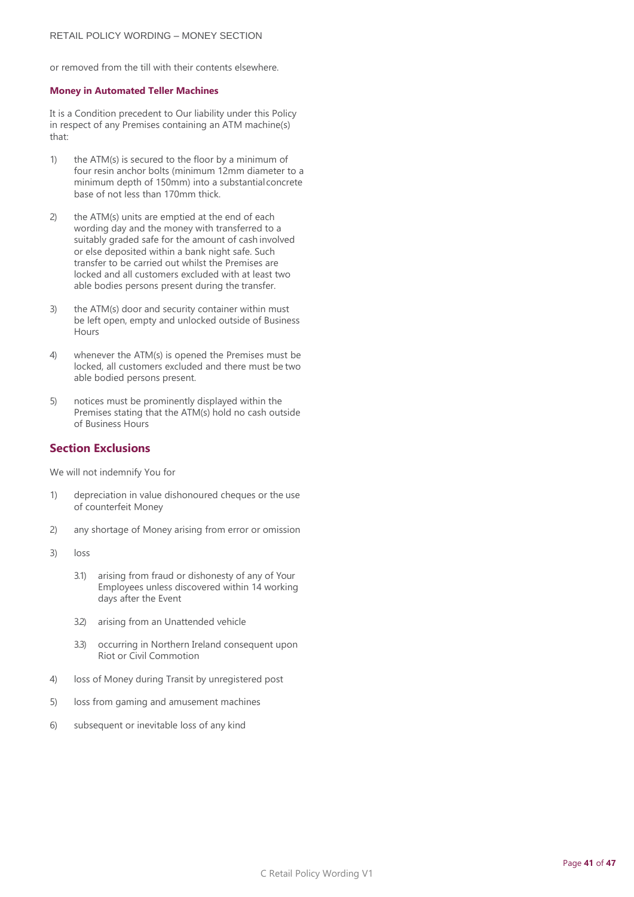or removed from the till with their contents elsewhere.

### Money in Automated Teller Machines

It is a Condition precedent to Our liability under this Policy in respect of any Premises containing an ATM machine(s) that:

1) the ATM(s) is secured to the floor by a minimum of four resin anchor bolts (minimum 12mm diameter to a minimum depth of 150mm) into a substantial concrete base of not less than 170mm thick.

2) the ATM(s) units are emptied at the end of each wording day and the money with transferred to a suitably graded safe for the amount of cash involved or else deposited within a bank night safe. Such transfer to be carried out whilst the Premises are locked and all customers excluded with at least two able bodies persons present during the transfer.

3) the ATM(s) door and security container within must be left open, empty and unlocked outside of Business Hours

4) whenever the ATM(s) is opened the Premises must be locked, all customers excluded and there must be two able bodied persons present.

5) notices must be prominently displayed within the Premises stating that the ATM(s) hold no cash outside of Business Hours

## Section Exclusions

We will not indemnify You for

1) depreciation in value dishonoured cheques or the use of counterfeit Money

2) any shortage of Money arising from error or omission

3) loss

    3.1) arising from fraud or dishonesty of any of Your Employees unless discovered within 14 working days after the Event

    3.2) arising from an Unattended vehicle

    3.3) occurring in Northern Ireland consequent upon Riot or Civil Commotion

4) loss of Money during Transit by unregistered post

5) loss from gaming and amusement machines

6) subsequent or inevitable loss of any kind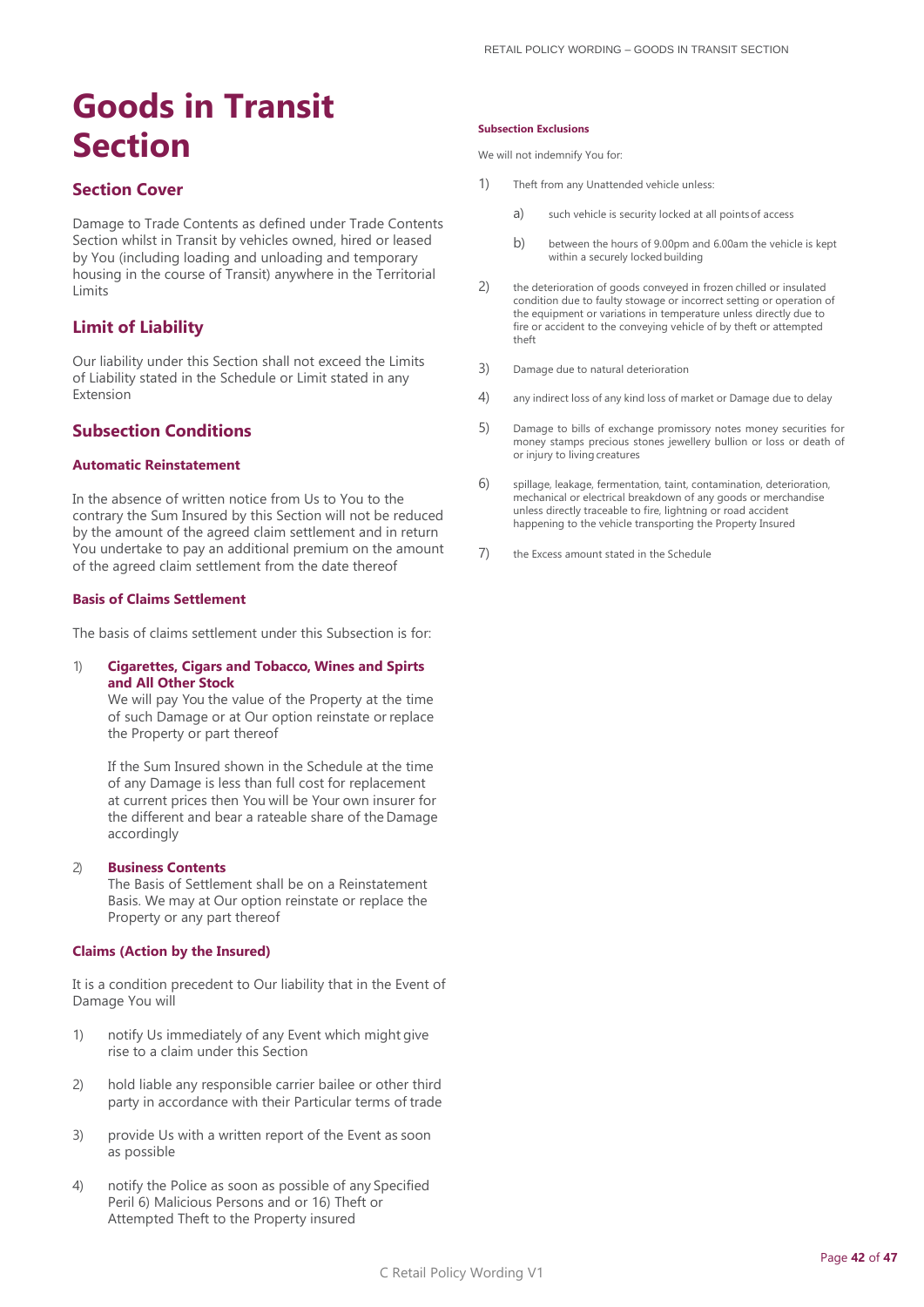# Goods in Transit Section

## Section Cover

Damage to Trade Contents as defined under Trade Contents Section whilst in Transit by vehicles owned, hired or leased by You (including loading and unloading and temporary housing in the course of Transit) anywhere in the Territorial Limits

## Limit of Liability

Our liability under this Section shall not exceed the Limits of Liability stated in the Schedule or Limit stated in any Extension

## Subsection Conditions

### Automatic Reinstatement

In the absence of written notice from Us to You to the contrary the Sum Insured by this Section will not be reduced by the amount of the agreed claim settlement and in return You undertake to pay an additional premium on the amount of the agreed claim settlement from the date thereof

### Basis of Claims Settlement

The basis of claims settlement under this Subsection is for:

1) **Cigarettes, Cigars and Tobacco, Wines and Spirts and All Other Stock**
   We will pay You the value of the Property at the time of such Damage or at Our option reinstate or replace the Property or part thereof

   If the Sum Insured shown in the Schedule at the time of any Damage is less than full cost for replacement at current prices then You will be Your own insurer for the different and bear a rateable share of the Damage accordingly

2) **Business Contents**
   The Basis of Settlement shall be on a Reinstatement Basis. We may at Our option reinstate or replace the Property or any part thereof

### Claims (Action by the Insured)

It is a condition precedent to Our liability that in the Event of Damage You will

1) notify Us immediately of any Event which might give rise to a claim under this Section
2) hold liable any responsible carrier bailee or other third party in accordance with their Particular terms of trade
3) provide Us with a written report of the Event as soon as possible
4) notify the Police as soon as possible of any Specified Peril 6) Malicious Persons and or 16) Theft or Attempted Theft to the Property insured

### Subsection Exclusions

We will not indemnify You for:

1) Theft from any Unattended vehicle unless:
   a) such vehicle is security locked at all points of access
   b) between the hours of 9.00pm and 6.00am the vehicle is kept within a securely locked building
2) the deterioration of goods conveyed in frozen chilled or insulated condition due to faulty stowage or incorrect setting or operation of the equipment or variations in temperature unless directly due to fire or accident to the conveying vehicle of by theft or attempted theft
3) Damage due to natural deterioration
4) any indirect loss of any kind loss of market or Damage due to delay
5) Damage to bills of exchange promissory notes money securities for money stamps precious stones jewellery bullion or loss or death of or injury to living creatures
6) spillage, leakage, fermentation, taint, contamination, deterioration, mechanical or electrical breakdown of any goods or merchandise unless directly traceable to fire, lightning or road accident happening to the vehicle transporting the Property Insured
7) the Excess amount stated in the Schedule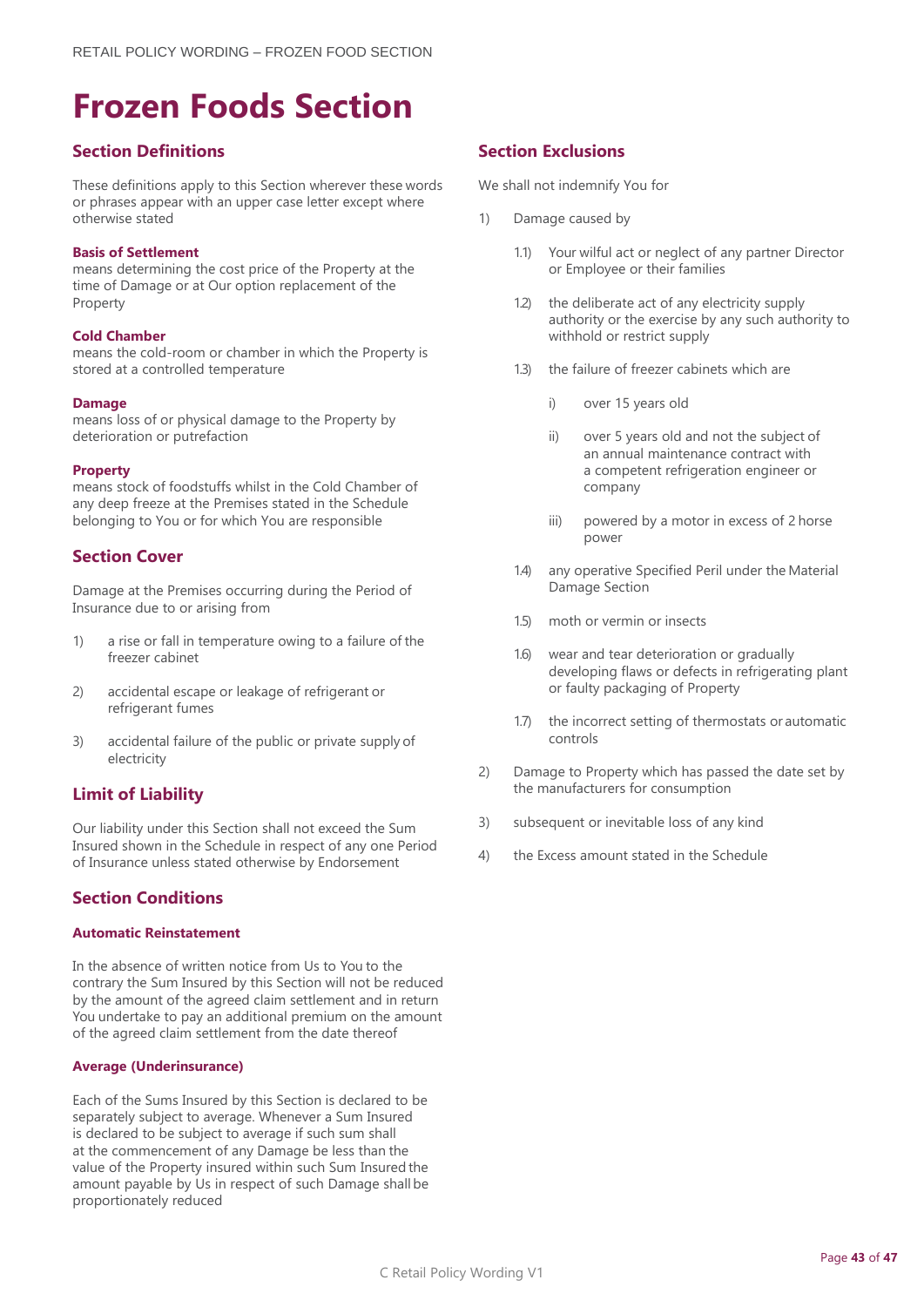# Frozen Foods Section

## Section Definitions

These definitions apply to this Section wherever these words or phrases appear with an upper case letter except where otherwise stated

**Basis of Settlement**
means determining the cost price of the Property at the time of Damage or at Our option replacement of the Property

**Cold Chamber**
means the cold-room or chamber in which the Property is stored at a controlled temperature

**Damage**
means loss of or physical damage to the Property by deterioration or putrefaction

**Property**
means stock of foodstuffs whilst in the Cold Chamber of any deep freeze at the Premises stated in the Schedule belonging to You or for which You are responsible

## Section Cover

Damage at the Premises occurring during the Period of Insurance due to or arising from

1) a rise or fall in temperature owing to a failure of the freezer cabinet
2) accidental escape or leakage of refrigerant or refrigerant fumes
3) accidental failure of the public or private supply of electricity

## Limit of Liability

Our liability under this Section shall not exceed the Sum Insured shown in the Schedule in respect of any one Period of Insurance unless stated otherwise by Endorsement

## Section Conditions

### Automatic Reinstatement

In the absence of written notice from Us to You to the contrary the Sum Insured by this Section will not be reduced by the amount of the agreed claim settlement and in return You undertake to pay an additional premium on the amount of the agreed claim settlement from the date thereof

### Average (Underinsurance)

Each of the Sums Insured by this Section is declared to be separately subject to average. Whenever a Sum Insured is declared to be subject to average if such sum shall at the commencement of any Damage be less than the value of the Property insured within such Sum Insured the amount payable by Us in respect of such Damage shall be proportionately reduced

## Section Exclusions

We shall not indemnify You for

1) Damage caused by
   - 1.1) Your wilful act or neglect of any partner Director or Employee or their families
   - 1.2) the deliberate act of any electricity supply authority or the exercise by any such authority to withhold or restrict supply
   - 1.3) the failure of freezer cabinets which are
     - i) over 15 years old
     - ii) over 5 years old and not the subject of an annual maintenance contract with a competent refrigeration engineer or company
     - iii) powered by a motor in excess of 2 horse power
   - 1.4) any operative Specified Peril under the Material Damage Section
   - 1.5) moth or vermin or insects
   - 1.6) wear and tear deterioration or gradually developing flaws or defects in refrigerating plant or faulty packaging of Property
   - 1.7) the incorrect setting of thermostats or automatic controls
2) Damage to Property which has passed the date set by the manufacturers for consumption
3) subsequent or inevitable loss of any kind
4) the Excess amount stated in the Schedule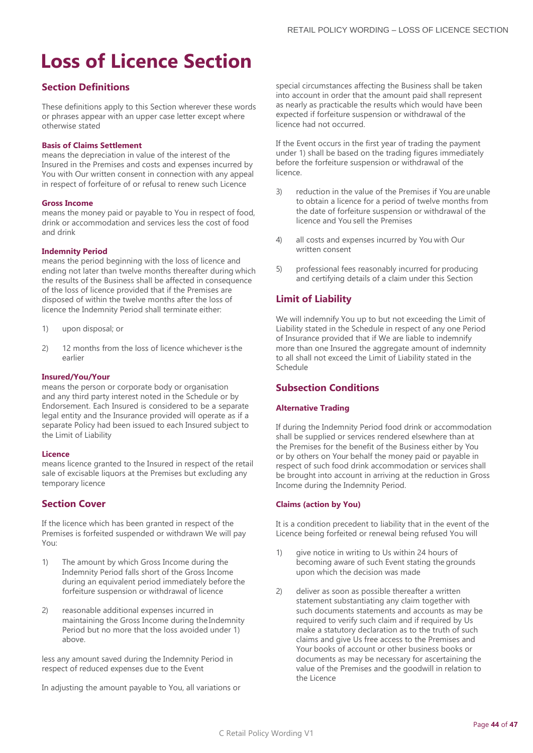# Loss of Licence Section

## Section Definitions

These definitions apply to this Section wherever these words or phrases appear with an upper case letter except where otherwise stated

#### Basis of Claims Settlement

means the depreciation in value of the interest of the Insured in the Premises and costs and expenses incurred by You with Our written consent in connection with any appeal in respect of forfeiture of or refusal to renew such Licence

#### Gross Income

means the money paid or payable to You in respect of food, drink or accommodation and services less the cost of food and drink

#### Indemnity Period

means the period beginning with the loss of licence and ending not later than twelve months thereafter during which the results of the Business shall be affected in consequence of the loss of licence provided that if the Premises are disposed of within the twelve months after the loss of licence the Indemnity Period shall terminate either:

1) upon disposal; or

2) 12 months from the loss of licence whichever is the earlier

#### Insured/You/Your

means the person or corporate body or organisation and any third party interest noted in the Schedule or by Endorsement. Each Insured is considered to be a separate legal entity and the Insurance provided will operate as if a separate Policy had been issued to each Insured subject to the Limit of Liability

#### Licence

means licence granted to the Insured in respect of the retail sale of excisable liquors at the Premises but excluding any temporary licence

## Section Cover

If the licence which has been granted in respect of the Premises is forfeited suspended or withdrawn We will pay You:

1) The amount by which Gross Income during the Indemnity Period falls short of the Gross Income during an equivalent period immediately before the forfeiture suspension or withdrawal of licence

2) reasonable additional expenses incurred in maintaining the Gross Income during the Indemnity Period but no more that the loss avoided under 1) above.

less any amount saved during the Indemnity Period in respect of reduced expenses due to the Event

In adjusting the amount payable to You, all variations or special circumstances affecting the Business shall be taken into account in order that the amount paid shall represent as nearly as practicable the results which would have been expected if forfeiture suspension or withdrawal of the licence had not occurred.

If the Event occurs in the first year of trading the payment under 1) shall be based on the trading figures immediately before the forfeiture suspension or withdrawal of the licence.

3) reduction in the value of the Premises if You are unable to obtain a licence for a period of twelve months from the date of forfeiture suspension or withdrawal of the licence and You sell the Premises

4) all costs and expenses incurred by You with Our written consent

5) professional fees reasonably incurred for producing and certifying details of a claim under this Section

## Limit of Liability

We will indemnify You up to but not exceeding the Limit of Liability stated in the Schedule in respect of any one Period of Insurance provided that if We are liable to indemnify more than one Insured the aggregate amount of indemnity to all shall not exceed the Limit of Liability stated in the Schedule

## Subsection Conditions

#### Alternative Trading

If during the Indemnity Period food drink or accommodation shall be supplied or services rendered elsewhere than at the Premises for the benefit of the Business either by You or by others on Your behalf the money paid or payable in respect of such food drink accommodation or services shall be brought into account in arriving at the reduction in Gross Income during the Indemnity Period.

#### Claims (action by You)

It is a condition precedent to liability that in the event of the Licence being forfeited or renewal being refused You will

1) give notice in writing to Us within 24 hours of becoming aware of such Event stating the grounds upon which the decision was made

2) deliver as soon as possible thereafter a written statement substantiating any claim together with such documents statements and accounts as may be required to verify such claim and if required by Us make a statutory declaration as to the truth of such claims and give Us free access to the Premises and Your books of account or other business books or documents as may be necessary for ascertaining the value of the Premises and the goodwill in relation to the Licence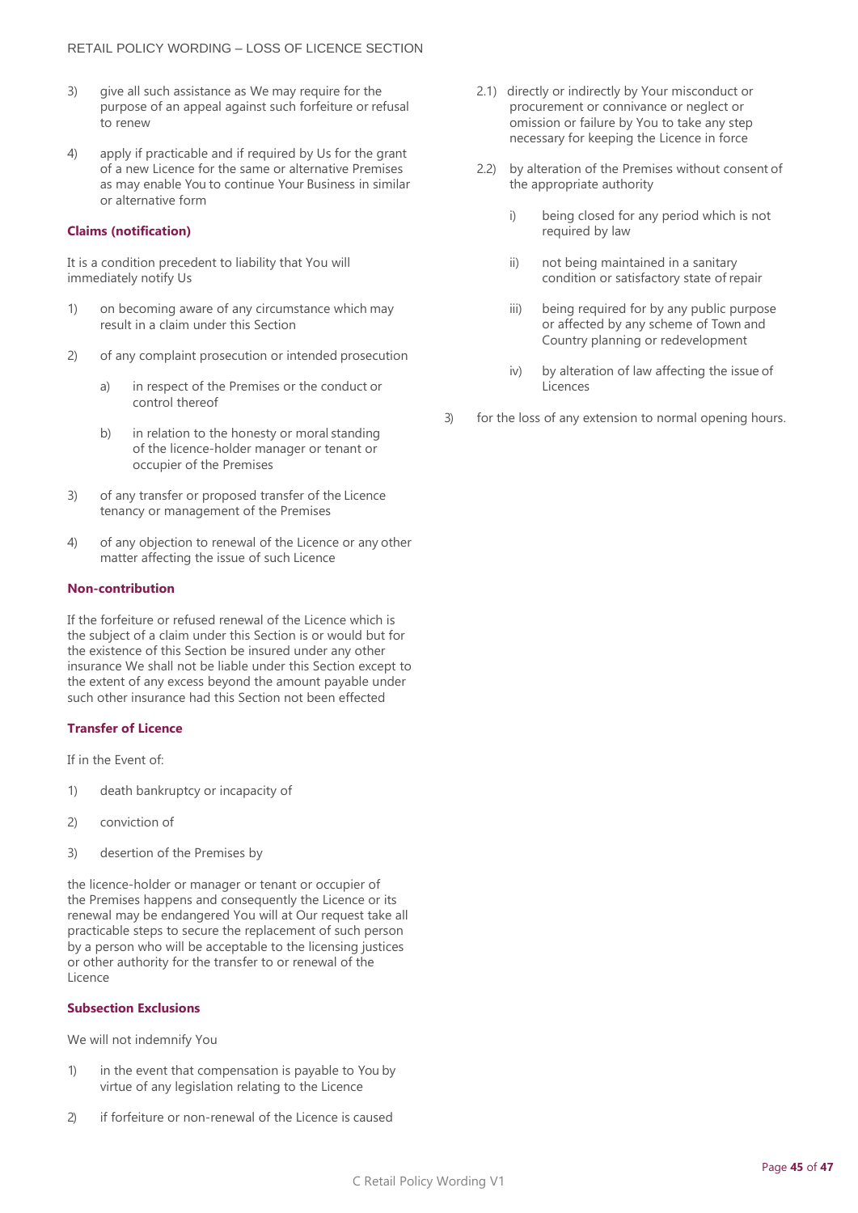3) give all such assistance as We may require for the purpose of an appeal against such forfeiture or refusal to renew

4) apply if practicable and if required by Us for the grant of a new Licence for the same or alternative Premises as may enable You to continue Your Business in similar or alternative form

#### Claims (notification)

It is a condition precedent to liability that You will immediately notify Us

1) on becoming aware of any circumstance which may result in a claim under this Section

2) of any complaint prosecution or intended prosecution

   a) in respect of the Premises or the conduct or control thereof

   b) in relation to the honesty or moral standing of the licence-holder manager or tenant or occupier of the Premises

3) of any transfer or proposed transfer of the Licence tenancy or management of the Premises

4) of any objection to renewal of the Licence or any other matter affecting the issue of such Licence

#### Non-contribution

If the forfeiture or refused renewal of the Licence which is the subject of a claim under this Section is or would but for the existence of this Section be insured under any other insurance We shall not be liable under this Section except to the extent of any excess beyond the amount payable under such other insurance had this Section not been effected

#### Transfer of Licence

If in the Event of:

1) death bankruptcy or incapacity of

2) conviction of

3) desertion of the Premises by

the licence-holder or manager or tenant or occupier of the Premises happens and consequently the Licence or its renewal may be endangered You will at Our request take all practicable steps to secure the replacement of such person by a person who will be acceptable to the licensing justices or other authority for the transfer to or renewal of the Licence

#### Subsection Exclusions

We will not indemnify You

1) in the event that compensation is payable to You by virtue of any legislation relating to the Licence

2) if forfeiture or non-renewal of the Licence is caused

   2.1) directly or indirectly by Your misconduct or procurement or connivance or neglect or omission or failure by You to take any step necessary for keeping the Licence in force

   2.2) by alteration of the Premises without consent of the appropriate authority

      i) being closed for any period which is not required by law

      ii) not being maintained in a sanitary condition or satisfactory state of repair

      iii) being required for by any public purpose or affected by any scheme of Town and Country planning or redevelopment

      iv) by alteration of law affecting the issue of Licences

3) for the loss of any extension to normal opening hours.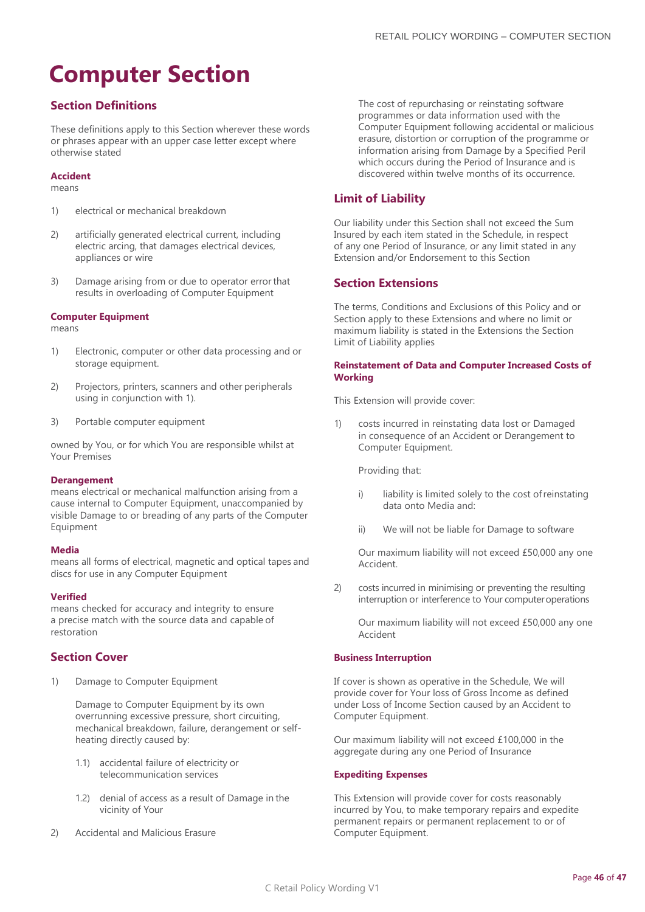# Computer Section

## Section Definitions

These definitions apply to this Section wherever these words or phrases appear with an upper case letter except where otherwise stated

**Accident**
means

1) electrical or mechanical breakdown

2) artificially generated electrical current, including electric arcing, that damages electrical devices, appliances or wire

3) Damage arising from or due to operator error that results in overloading of Computer Equipment

**Computer Equipment**
means

1) Electronic, computer or other data processing and or storage equipment.

2) Projectors, printers, scanners and other peripherals using in conjunction with 1).

3) Portable computer equipment

owned by You, or for which You are responsible whilst at Your Premises

**Derangement**
means electrical or mechanical malfunction arising from a cause internal to Computer Equipment, unaccompanied by visible Damage to or breading of any parts of the Computer Equipment

**Media**
means all forms of electrical, magnetic and optical tapes and discs for use in any Computer Equipment

**Verified**
means checked for accuracy and integrity to ensure a precise match with the source data and capable of restoration

## Section Cover

1) Damage to Computer Equipment

   Damage to Computer Equipment by its own overrunning excessive pressure, short circuiting, mechanical breakdown, failure, derangement or self-heating directly caused by:

   1.1) accidental failure of electricity or telecommunication services

   1.2) denial of access as a result of Damage in the vicinity of Your

2) Accidental and Malicious Erasure

   The cost of repurchasing or reinstating software programmes or data information used with the Computer Equipment following accidental or malicious erasure, distortion or corruption of the programme or information arising from Damage by a Specified Peril which occurs during the Period of Insurance and is discovered within twelve months of its occurrence.

## Limit of Liability

Our liability under this Section shall not exceed the Sum Insured by each item stated in the Schedule, in respect of any one Period of Insurance, or any limit stated in any Extension and/or Endorsement to this Section

## Section Extensions

The terms, Conditions and Exclusions of this Policy and or Section apply to these Extensions and where no limit or maximum liability is stated in the Extensions the Section Limit of Liability applies

### Reinstatement of Data and Computer Increased Costs of Working

This Extension will provide cover:

1) costs incurred in reinstating data lost or Damaged in consequence of an Accident or Derangement to Computer Equipment.

   Providing that:

   i) liability is limited solely to the cost of reinstating data onto Media and:

   ii) We will not be liable for Damage to software

   Our maximum liability will not exceed £50,000 any one Accident.

2) costs incurred in minimising or preventing the resulting interruption or interference to Your computer operations

   Our maximum liability will not exceed £50,000 any one Accident

### Business Interruption

If cover is shown as operative in the Schedule, We will provide cover for Your loss of Gross Income as defined under Loss of Income Section caused by an Accident to Computer Equipment.

Our maximum liability will not exceed £100,000 in the aggregate during any one Period of Insurance

### Expediting Expenses

This Extension will provide cover for costs reasonably incurred by You, to make temporary repairs and expedite permanent repairs or permanent replacement to or of Computer Equipment.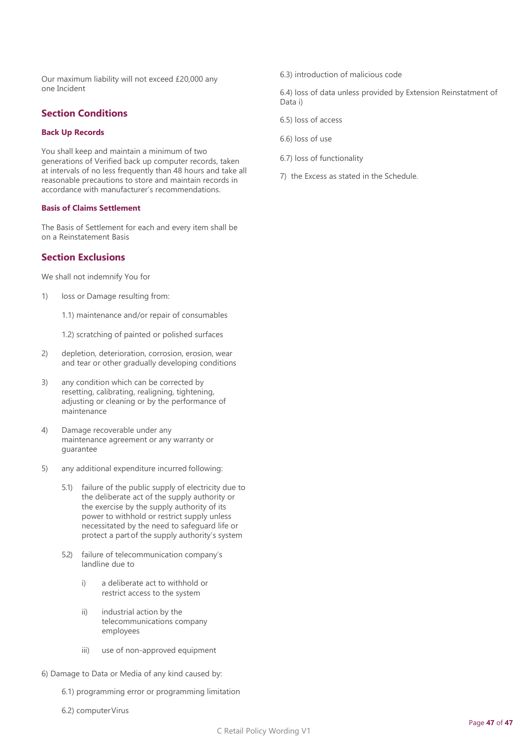Our maximum liability will not exceed £20,000 any one Incident

## Section Conditions

### Back Up Records

You shall keep and maintain a minimum of two generations of Verified back up computer records, taken at intervals of no less frequently than 48 hours and take all reasonable precautions to store and maintain records in accordance with manufacturer's recommendations.

### Basis of Claims Settlement

The Basis of Settlement for each and every item shall be on a Reinstatement Basis

## Section Exclusions

We shall not indemnify You for

1) loss or Damage resulting from:

   1.1) maintenance and/or repair of consumables

   1.2) scratching of painted or polished surfaces

2) depletion, deterioration, corrosion, erosion, wear and tear or other gradually developing conditions

3) any condition which can be corrected by resetting, calibrating, realigning, tightening, adjusting or cleaning or by the performance of maintenance

4) Damage recoverable under any maintenance agreement or any warranty or guarantee

5) any additional expenditure incurred following:

   5.1) failure of the public supply of electricity due to the deliberate act of the supply authority or the exercise by the supply authority of its power to withhold or restrict supply unless necessitated by the need to safeguard life or protect a part of the supply authority's system

   5.2) failure of telecommunication company's landline due to

      i) a deliberate act to withhold or restrict access to the system

      ii) industrial action by the telecommunications company employees

      iii) use of non-approved equipment

6) Damage to Data or Media of any kind caused by:

   6.1) programming error or programming limitation

   6.2) computer Virus

   6.3) introduction of malicious code

   6.4) loss of data unless provided by Extension Reinstatment of Data i)

   6.5) loss of access

   6.6) loss of use

   6.7) loss of functionality

7) the Excess as stated in the Schedule.